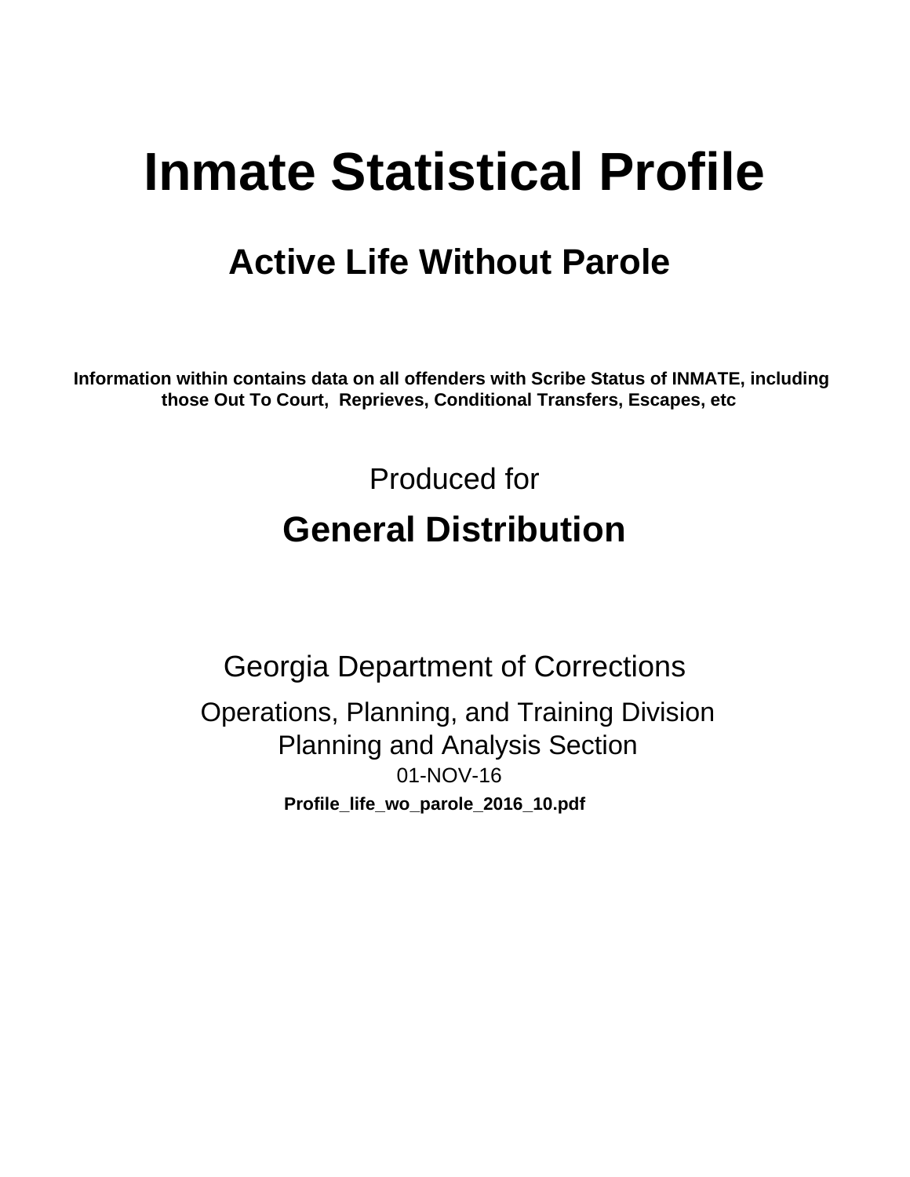# Inmate Statistical Profile

## Active Life Without Parole

**Information within contains data on all offenders with Scribe Status of INMATE, including those Out To Court, Reprieves, Conditional Transfers, Escapes, etc**

Produced for

## General Distribution

Georgia Department of Corrections

Operations, Planning, and Training Division
Planning and Analysis Section
01-NOV-16

**Profile_life_wo_parole_2016_10.pdf**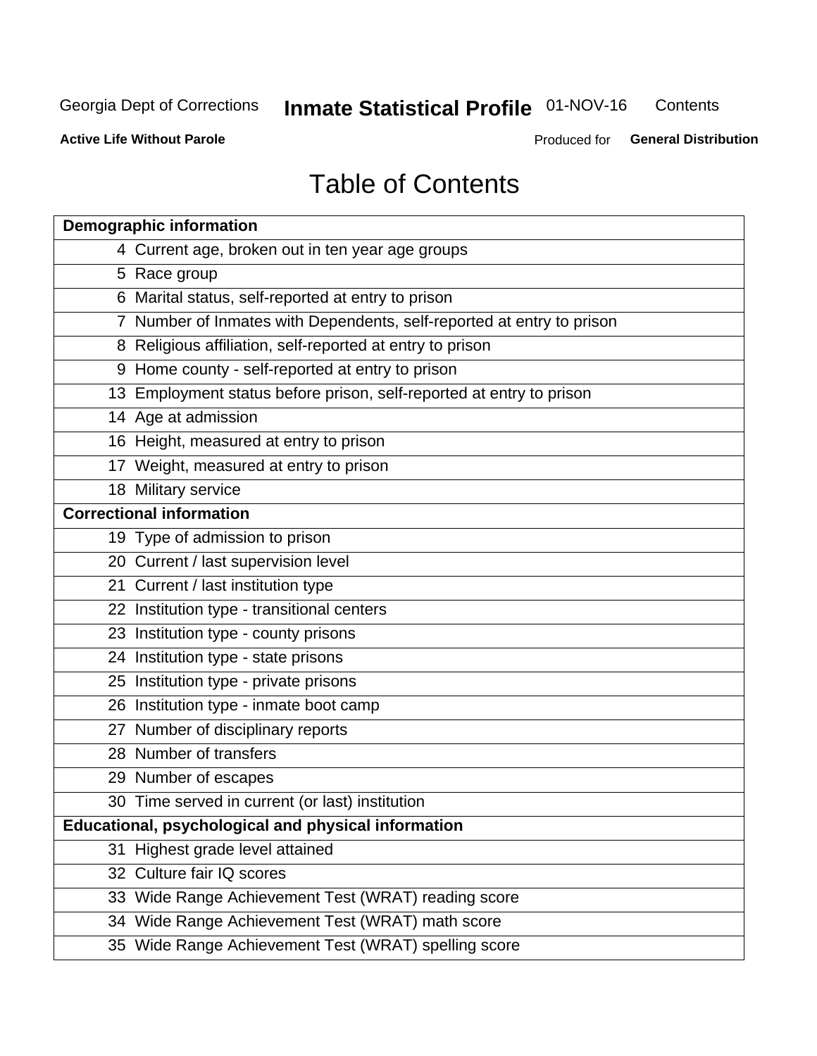Georgia Dept of Corrections **Inmate Statistical Profile** 01-NOV-16 Contents

**Active Life Without Parole** Produced for **General Distribution**

# Table of Contents

| **Demographic information** | |
|---|---|
| 4 | Current age, broken out in ten year age groups |
| 5 | Race group |
| 6 | Marital status, self-reported at entry to prison |
| 7 | Number of Inmates with Dependents, self-reported at entry to prison |
| 8 | Religious affiliation, self-reported at entry to prison |
| 9 | Home county - self-reported at entry to prison |
| 13 | Employment status before prison, self-reported at entry to prison |
| 14 | Age at admission |
| 16 | Height, measured at entry to prison |
| 17 | Weight, measured at entry to prison |
| 18 | Military service |
| **Correctional information** | |
| 19 | Type of admission to prison |
| 20 | Current / last supervision level |
| 21 | Current / last institution type |
| 22 | Institution type - transitional centers |
| 23 | Institution type - county prisons |
| 24 | Institution type - state prisons |
| 25 | Institution type - private prisons |
| 26 | Institution type - inmate boot camp |
| 27 | Number of disciplinary reports |
| 28 | Number of transfers |
| 29 | Number of escapes |
| 30 | Time served in current (or last) institution |
| **Educational, psychological and physical information** | |
| 31 | Highest grade level attained |
| 32 | Culture fair IQ scores |
| 33 | Wide Range Achievement Test (WRAT) reading score |
| 34 | Wide Range Achievement Test (WRAT) math score |
| 35 | Wide Range Achievement Test (WRAT) spelling score |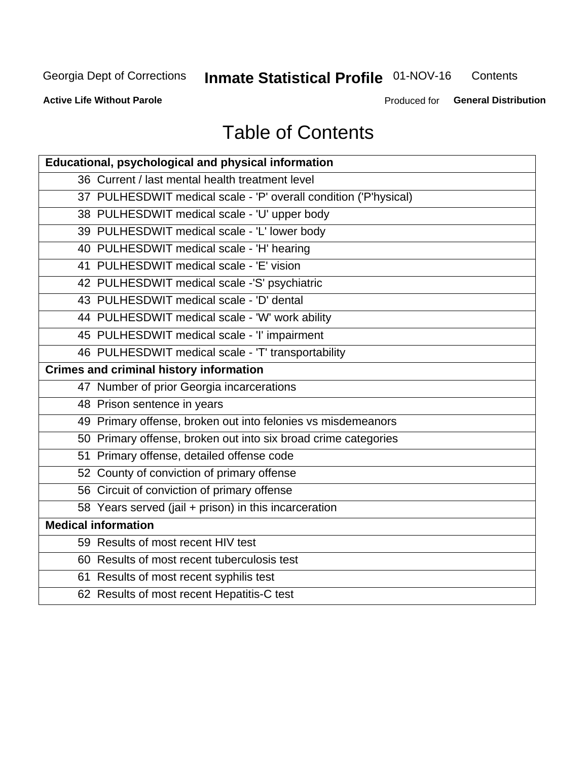# Table of Contents

| Educational, psychological and physical information |
|---|
| 36 Current / last mental health treatment level |
| 37 PULHESDWIT medical scale - 'P' overall condition ('P'hysical) |
| 38 PULHESDWIT medical scale - 'U' upper body |
| 39 PULHESDWIT medical scale - 'L' lower body |
| 40 PULHESDWIT medical scale - 'H' hearing |
| 41 PULHESDWIT medical scale - 'E' vision |
| 42 PULHESDWIT medical scale -'S' psychiatric |
| 43 PULHESDWIT medical scale - 'D' dental |
| 44 PULHESDWIT medical scale - 'W' work ability |
| 45 PULHESDWIT medical scale - 'I' impairment |
| 46 PULHESDWIT medical scale - 'T' transportability |
| **Crimes and criminal history information** |
| 47 Number of prior Georgia incarcerations |
| 48 Prison sentence in years |
| 49 Primary offense, broken out into felonies vs misdemeanors |
| 50 Primary offense, broken out into six broad crime categories |
| 51 Primary offense, detailed offense code |
| 52 County of conviction of primary offense |
| 56 Circuit of conviction of primary offense |
| 58 Years served (jail + prison) in this incarceration |
| **Medical information** |
| 59 Results of most recent HIV test |
| 60 Results of most recent tuberculosis test |
| 61 Results of most recent syphilis test |
| 62 Results of most recent Hepatitis-C test |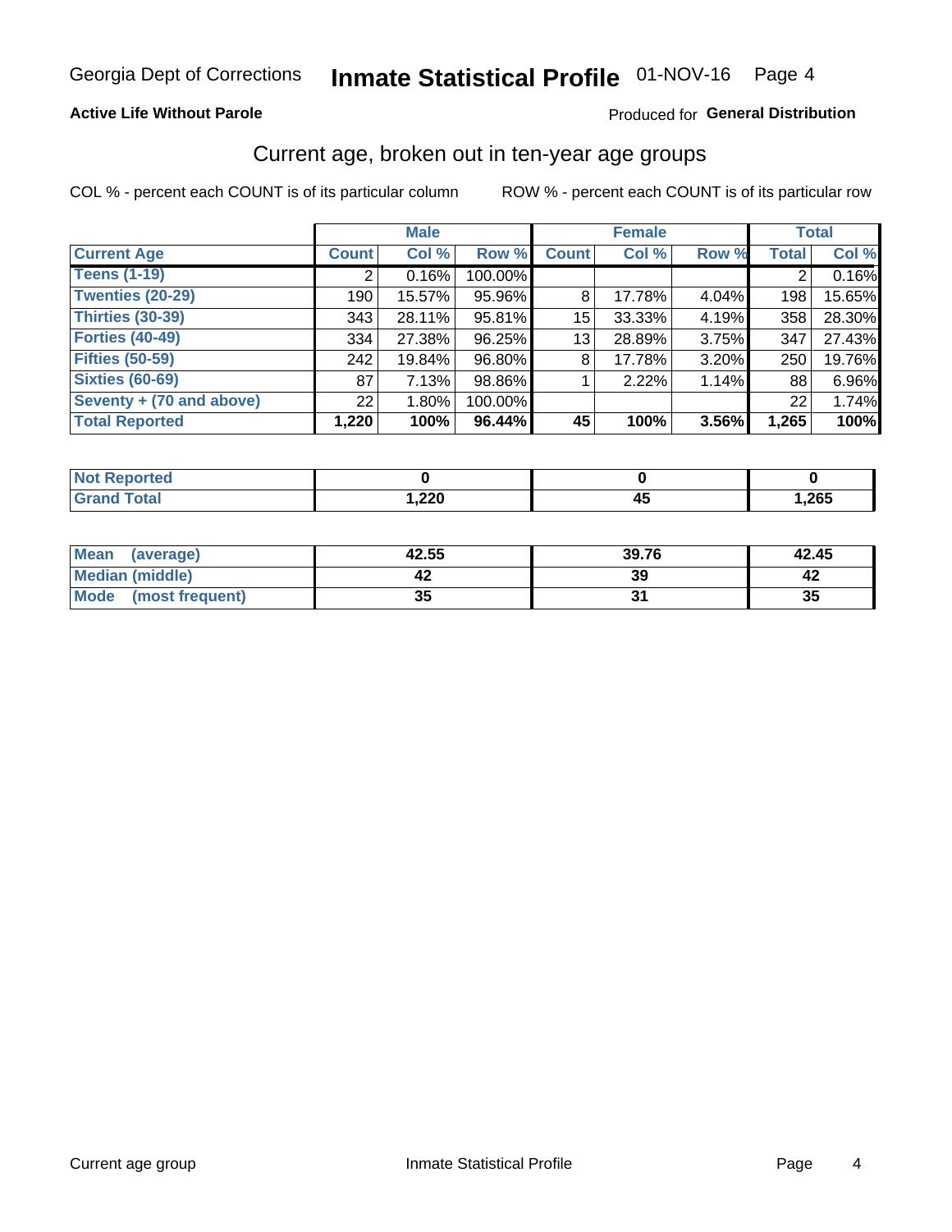Georgia Dept of Corrections **Inmate Statistical Profile** 01-NOV-16

**Active Life Without Parole**

Produced for **General Distribution**

## Current age, broken out in ten-year age groups

COL % - percent each COUNT is of its particular column ROW % - percent each COUNT is of its particular row

| | Male | | | Female | | | Total | |
|---|---|---|---|---|---|---|---|---|
| **Current Age** | **Count** | **Col %** | **Row %** | **Count** | **Col %** | **Row %** | **Total** | **Col %** |
| **Teens (1-19)** | 2 | 0.16% | 100.00% | | | | 2 | 0.16% |
| **Twenties (20-29)** | 190 | 15.57% | 95.96% | 8 | 17.78% | 4.04% | 198 | 15.65% |
| **Thirties (30-39)** | 343 | 28.11% | 95.81% | 15 | 33.33% | 4.19% | 358 | 28.30% |
| **Forties (40-49)** | 334 | 27.38% | 96.25% | 13 | 28.89% | 3.75% | 347 | 27.43% |
| **Fifties (50-59)** | 242 | 19.84% | 96.80% | 8 | 17.78% | 3.20% | 250 | 19.76% |
| **Sixties (60-69)** | 87 | 7.13% | 98.86% | 1 | 2.22% | 1.14% | 88 | 6.96% |
| **Seventy + (70 and above)** | 22 | 1.80% | 100.00% | | | | 22 | 1.74% |
| **Total Reported** | **1,220** | **100%** | **96.44%** | **45** | **100%** | **3.56%** | **1,265** | **100%** |

| | Male | Female | Total |
|---|---|---|---|
| **Not Reported** | **0** | **0** | **0** |
| **Grand Total** | **1,220** | **45** | **1,265** |

| | Male | Female | Total |
|---|---|---|---|
| **Mean (average)** | **42.55** | **39.76** | **42.45** |
| **Median (middle)** | **42** | **39** | **42** |
| **Mode (most frequent)** | **35** | **31** | **35** |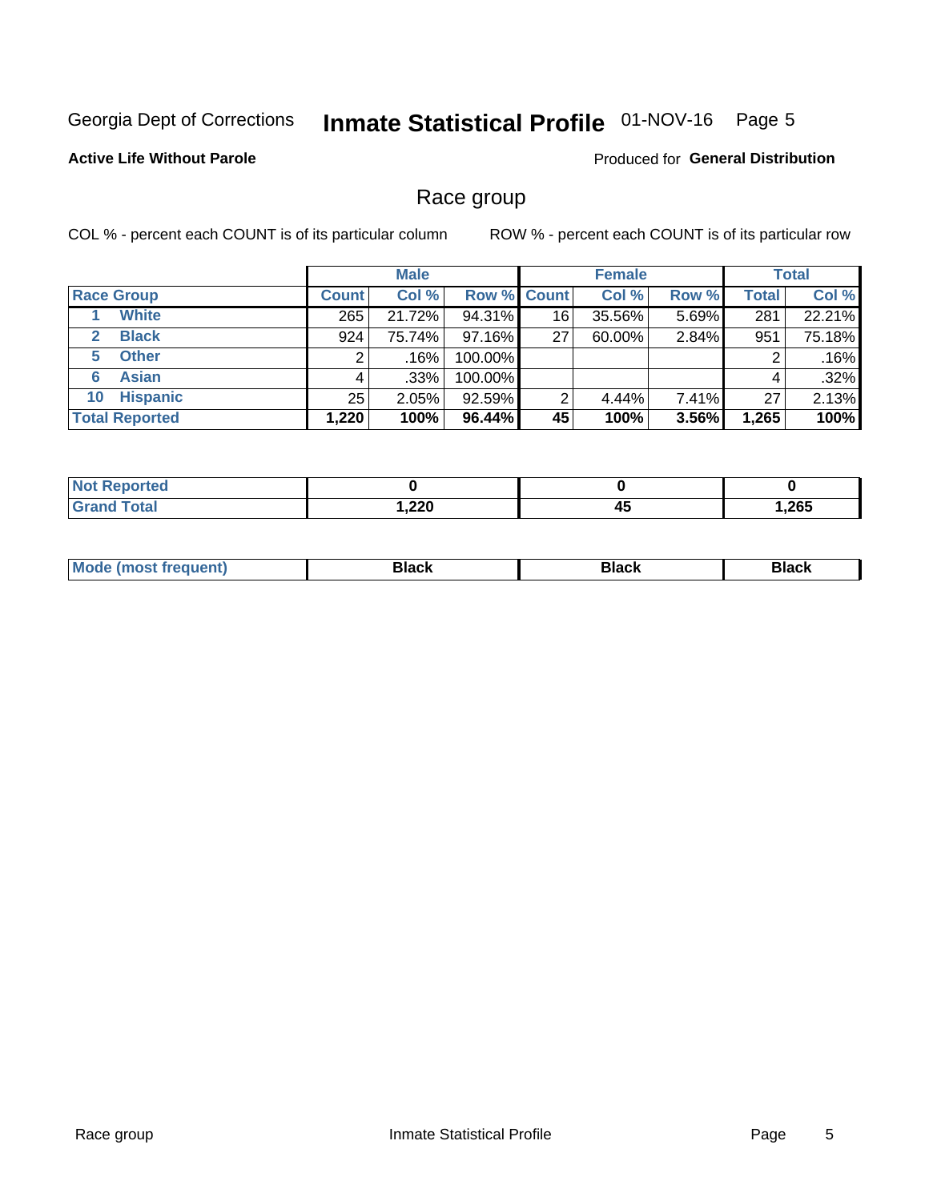Georgia Dept of Corrections **Inmate Statistical Profile** 01-NOV-16 Page 5

**Active Life Without Parole**

Produced for **General Distribution**

## Race group

COL % - percent each COUNT is of its particular column

ROW % - percent each COUNT is of its particular row

| | Male | | | Female | | | Total | |
|---|---|---|---|---|---|---|---|---|
| **Race Group** | **Count** | **Col %** | **Row %** | **Count** | **Col %** | **Row %** | **Total** | **Col %** |
| 1 **White** | 265 | 21.72% | 94.31% | 16 | 35.56% | 5.69% | 281 | 22.21% |
| 2 **Black** | 924 | 75.74% | 97.16% | 27 | 60.00% | 2.84% | 951 | 75.18% |
| 5 **Other** | 2 | .16% | 100.00% | | | | 2 | .16% |
| 6 **Asian** | 4 | .33% | 100.00% | | | | 4 | .32% |
| 10 **Hispanic** | 25 | 2.05% | 92.59% | 2 | 4.44% | 7.41% | 27 | 2.13% |
| **Total Reported** | **1,220** | **100%** | **96.44%** | **45** | **100%** | **3.56%** | **1,265** | **100%** |

| | Male | Female | Total |
|---|---|---|---|
| **Not Reported** | **0** | **0** | **0** |
| **Grand Total** | **1,220** | **45** | **1,265** |

| | Male | Female | Total |
|---|---|---|---|
| **Mode (most frequent)** | **Black** | **Black** | **Black** |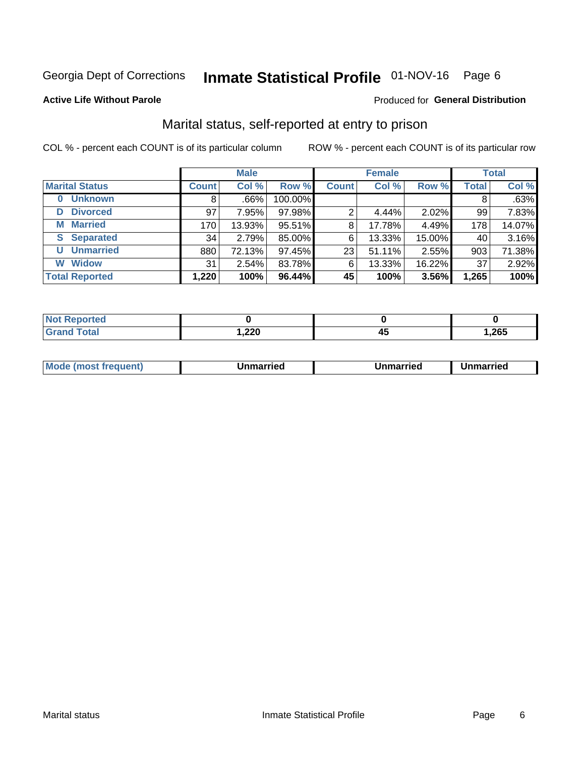Georgia Dept of Corrections **Inmate Statistical Profile** 01-NOV-16

**Active Life Without Parole**

Produced for **General Distribution**

## Marital status, self-reported at entry to prison

COL % - percent each COUNT is of its particular column

ROW % - percent each COUNT is of its particular row

| | Male | | | Female | | | Total | |
|---|---|---|---|---|---|---|---|---|
| **Marital Status** | **Count** | **Col %** | **Row %** | **Count** | **Col %** | **Row %** | **Total** | **Col %** |
| **0 Unknown** | 8 | .66% | 100.00% | | | | 8 | .63% |
| **D Divorced** | 97 | 7.95% | 97.98% | 2 | 4.44% | 2.02% | 99 | 7.83% |
| **M Married** | 170 | 13.93% | 95.51% | 8 | 17.78% | 4.49% | 178 | 14.07% |
| **S Separated** | 34 | 2.79% | 85.00% | 6 | 13.33% | 15.00% | 40 | 3.16% |
| **U Unmarried** | 880 | 72.13% | 97.45% | 23 | 51.11% | 2.55% | 903 | 71.38% |
| **W Widow** | 31 | 2.54% | 83.78% | 6 | 13.33% | 16.22% | 37 | 2.92% |
| **Total Reported** | **1,220** | **100%** | **96.44%** | **45** | **100%** | **3.56%** | **1,265** | **100%** |

| | Male | Female | Total |
|---|---|---|---|
| **Not Reported** | **0** | **0** | **0** |
| **Grand Total** | **1,220** | **45** | **1,265** |

| | Male | Female | Total |
|---|---|---|---|
| **Mode (most frequent)** | **Unmarried** | **Unmarried** | **Unmarried** |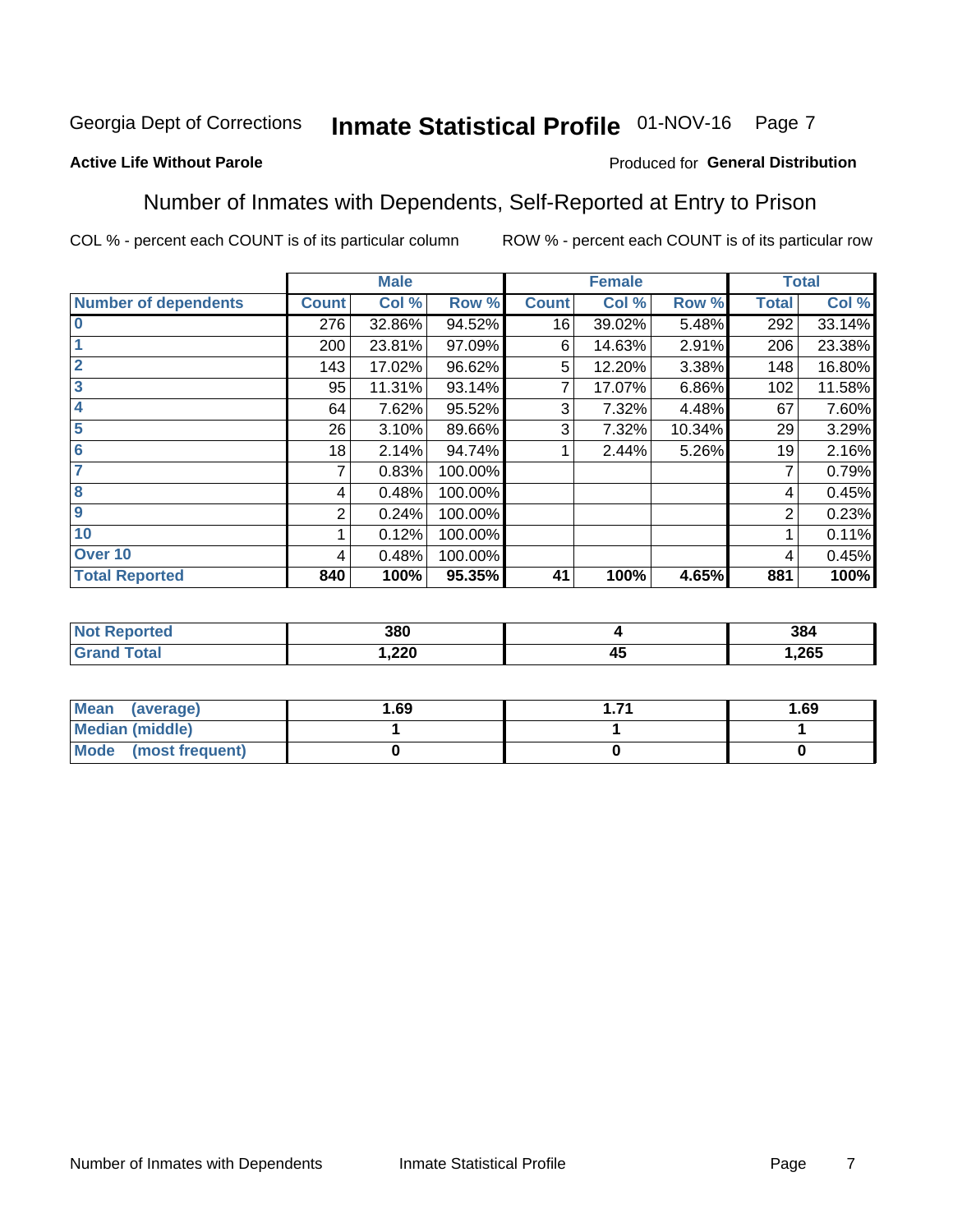Georgia Dept of Corrections **Inmate Statistical Profile** 01-NOV-16

**Active Life Without Parole**

Produced for **General Distribution**

## Number of Inmates with Dependents, Self-Reported at Entry to Prison

COL % - percent each COUNT is of its particular column

ROW % - percent each COUNT is of its particular row

| | Male | | | Female | | | Total | |
|---|---|---|---|---|---|---|---|---|
| **Number of dependents** | **Count** | **Col %** | **Row %** | **Count** | **Col %** | **Row %** | **Total** | **Col %** |
| **0** | 276 | 32.86% | 94.52% | 16 | 39.02% | 5.48% | 292 | 33.14% |
| **1** | 200 | 23.81% | 97.09% | 6 | 14.63% | 2.91% | 206 | 23.38% |
| **2** | 143 | 17.02% | 96.62% | 5 | 12.20% | 3.38% | 148 | 16.80% |
| **3** | 95 | 11.31% | 93.14% | 7 | 17.07% | 6.86% | 102 | 11.58% |
| **4** | 64 | 7.62% | 95.52% | 3 | 7.32% | 4.48% | 67 | 7.60% |
| **5** | 26 | 3.10% | 89.66% | 3 | 7.32% | 10.34% | 29 | 3.29% |
| **6** | 18 | 2.14% | 94.74% | 1 | 2.44% | 5.26% | 19 | 2.16% |
| **7** | 7 | 0.83% | 100.00% | | | | 7 | 0.79% |
| **8** | 4 | 0.48% | 100.00% | | | | 4 | 0.45% |
| **9** | 2 | 0.24% | 100.00% | | | | 2 | 0.23% |
| **10** | 1 | 0.12% | 100.00% | | | | 1 | 0.11% |
| **Over 10** | 4 | 0.48% | 100.00% | | | | 4 | 0.45% |
| **Total Reported** | **840** | **100%** | **95.35%** | **41** | **100%** | **4.65%** | **881** | **100%** |

| | Male | Female | Total |
|---|---|---|---|
| **Not Reported** | **380** | **4** | **384** |
| **Grand Total** | **1,220** | **45** | **1,265** |

| | Male | Female | Total |
|---|---|---|---|
| **Mean (average)** | **1.69** | **1.71** | **1.69** |
| **Median (middle)** | **1** | **1** | **1** |
| **Mode (most frequent)** | **0** | **0** | **0** |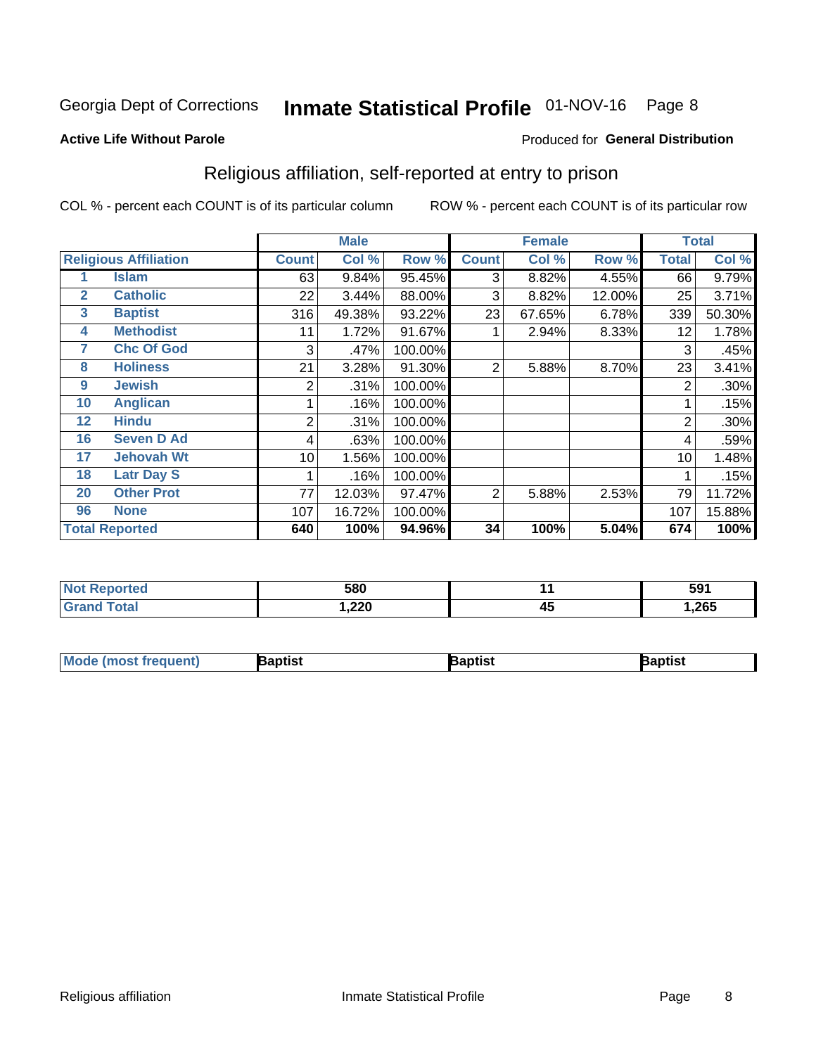Georgia Dept of Corrections **Inmate Statistical Profile** 01-NOV-16

**Active Life Without Parole** Produced for **General Distribution**

## Religious affiliation, self-reported at entry to prison

COL % - percent each COUNT is of its particular column ROW % - percent each COUNT is of its particular row

| Religious Affiliation | | Male | | | Female | | | Total | |
|---|---|---|---|---|---|---|---|---|---|
| | | Count | Col % | Row % | Count | Col % | Row % | Total | Col % |
| 1 | Islam | 63 | 9.84% | 95.45% | 3 | 8.82% | 4.55% | 66 | 9.79% |
| 2 | Catholic | 22 | 3.44% | 88.00% | 3 | 8.82% | 12.00% | 25 | 3.71% |
| 3 | Baptist | 316 | 49.38% | 93.22% | 23 | 67.65% | 6.78% | 339 | 50.30% |
| 4 | Methodist | 11 | 1.72% | 91.67% | 1 | 2.94% | 8.33% | 12 | 1.78% |
| 7 | Chc Of God | 3 | .47% | 100.00% | | | | 3 | .45% |
| 8 | Holiness | 21 | 3.28% | 91.30% | 2 | 5.88% | 8.70% | 23 | 3.41% |
| 9 | Jewish | 2 | .31% | 100.00% | | | | 2 | .30% |
| 10 | Anglican | 1 | .16% | 100.00% | | | | 1 | .15% |
| 12 | Hindu | 2 | .31% | 100.00% | | | | 2 | .30% |
| 16 | Seven D Ad | 4 | .63% | 100.00% | | | | 4 | .59% |
| 17 | Jehovah Wt | 10 | 1.56% | 100.00% | | | | 10 | 1.48% |
| 18 | Latr Day S | 1 | .16% | 100.00% | | | | 1 | .15% |
| 20 | Other Prot | 77 | 12.03% | 97.47% | 2 | 5.88% | 2.53% | 79 | 11.72% |
| 96 | None | 107 | 16.72% | 100.00% | | | | 107 | 15.88% |
| **Total Reported** | | **640** | **100%** | **94.96%** | **34** | **100%** | **5.04%** | **674** | **100%** |

| | Male | Female | Total |
|---|---|---|---|
| Not Reported | 580 | 11 | 591 |
| Grand Total | 1,220 | 45 | 1,265 |

| | Male | Female | Total |
|---|---|---|---|
| Mode (most frequent) | Baptist | Baptist | Baptist |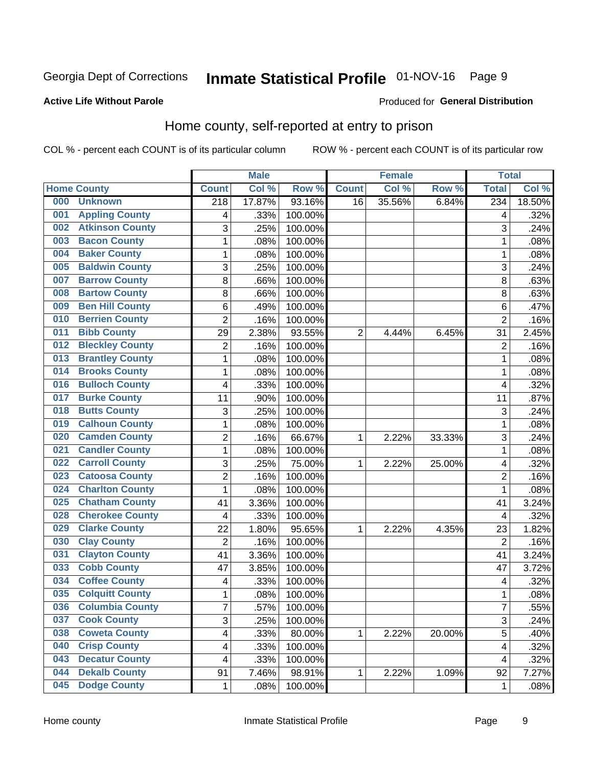Georgia Dept of Corrections **Inmate Statistical Profile** 01-NOV-16

**Active Life Without Parole**

Produced for **General Distribution**

## Home county, self-reported at entry to prison

COL % - percent each COUNT is of its particular column ROW % - percent each COUNT is of its particular row

| Home County | | Male | | | Female | | | Total | |
|---|---|---|---|---|---|---|---|---|---|
| | | Count | Col % | Row % | Count | Col % | Row % | Total | Col % |
| 000 | Unknown | 218 | 17.87% | 93.16% | 16 | 35.56% | 6.84% | 234 | 18.50% |
| 001 | Appling County | 4 | .33% | 100.00% | | | | 4 | .32% |
| 002 | Atkinson County | 3 | .25% | 100.00% | | | | 3 | .24% |
| 003 | Bacon County | 1 | .08% | 100.00% | | | | 1 | .08% |
| 004 | Baker County | 1 | .08% | 100.00% | | | | 1 | .08% |
| 005 | Baldwin County | 3 | .25% | 100.00% | | | | 3 | .24% |
| 007 | Barrow County | 8 | .66% | 100.00% | | | | 8 | .63% |
| 008 | Bartow County | 8 | .66% | 100.00% | | | | 8 | .63% |
| 009 | Ben Hill County | 6 | .49% | 100.00% | | | | 6 | .47% |
| 010 | Berrien County | 2 | .16% | 100.00% | | | | 2 | .16% |
| 011 | Bibb County | 29 | 2.38% | 93.55% | 2 | 4.44% | 6.45% | 31 | 2.45% |
| 012 | Bleckley County | 2 | .16% | 100.00% | | | | 2 | .16% |
| 013 | Brantley County | 1 | .08% | 100.00% | | | | 1 | .08% |
| 014 | Brooks County | 1 | .08% | 100.00% | | | | 1 | .08% |
| 016 | Bulloch County | 4 | .33% | 100.00% | | | | 4 | .32% |
| 017 | Burke County | 11 | .90% | 100.00% | | | | 11 | .87% |
| 018 | Butts County | 3 | .25% | 100.00% | | | | 3 | .24% |
| 019 | Calhoun County | 1 | .08% | 100.00% | | | | 1 | .08% |
| 020 | Camden County | 2 | .16% | 66.67% | 1 | 2.22% | 33.33% | 3 | .24% |
| 021 | Candler County | 1 | .08% | 100.00% | | | | 1 | .08% |
| 022 | Carroll County | 3 | .25% | 75.00% | 1 | 2.22% | 25.00% | 4 | .32% |
| 023 | Catoosa County | 2 | .16% | 100.00% | | | | 2 | .16% |
| 024 | Charlton County | 1 | .08% | 100.00% | | | | 1 | .08% |
| 025 | Chatham County | 41 | 3.36% | 100.00% | | | | 41 | 3.24% |
| 028 | Cherokee County | 4 | .33% | 100.00% | | | | 4 | .32% |
| 029 | Clarke County | 22 | 1.80% | 95.65% | 1 | 2.22% | 4.35% | 23 | 1.82% |
| 030 | Clay County | 2 | .16% | 100.00% | | | | 2 | .16% |
| 031 | Clayton County | 41 | 3.36% | 100.00% | | | | 41 | 3.24% |
| 033 | Cobb County | 47 | 3.85% | 100.00% | | | | 47 | 3.72% |
| 034 | Coffee County | 4 | .33% | 100.00% | | | | 4 | .32% |
| 035 | Colquitt County | 1 | .08% | 100.00% | | | | 1 | .08% |
| 036 | Columbia County | 7 | .57% | 100.00% | | | | 7 | .55% |
| 037 | Cook County | 3 | .25% | 100.00% | | | | 3 | .24% |
| 038 | Coweta County | 4 | .33% | 80.00% | 1 | 2.22% | 20.00% | 5 | .40% |
| 040 | Crisp County | 4 | .33% | 100.00% | | | | 4 | .32% |
| 043 | Decatur County | 4 | .33% | 100.00% | | | | 4 | .32% |
| 044 | Dekalb County | 91 | 7.46% | 98.91% | 1 | 2.22% | 1.09% | 92 | 7.27% |
| 045 | Dodge County | 1 | .08% | 100.00% | | | | 1 | .08% |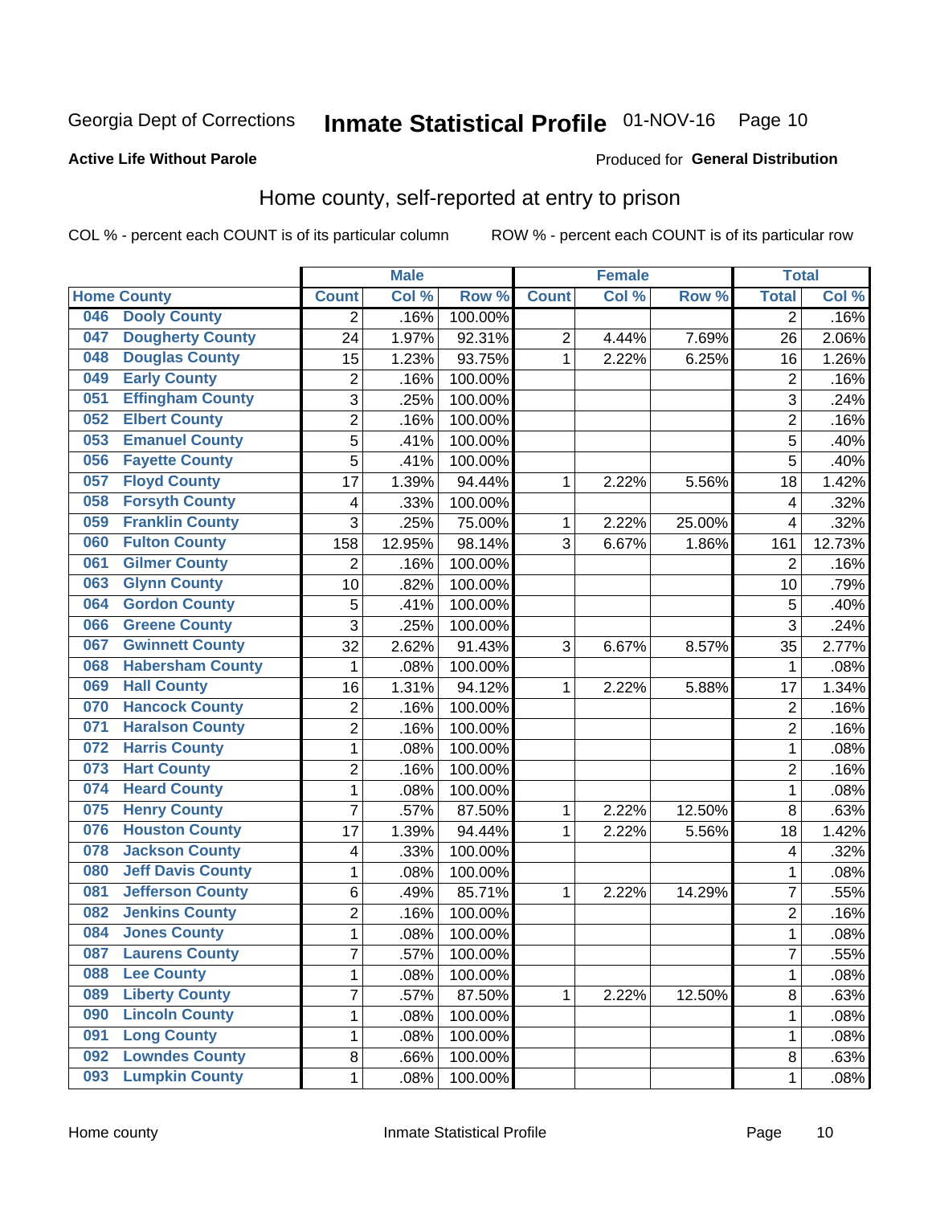Georgia Dept of Corrections **Inmate Statistical Profile** 01-NOV-16 Page 10

**Active Life Without Parole**

Produced for **General Distribution**

## Home county, self-reported at entry to prison

COL % - percent each COUNT is of its particular column ROW % - percent each COUNT is of its particular row

| Home County | | Male | | | Female | | | Total | |
|---|---|---|---|---|---|---|---|---|---|
| | | Count | Col % | Row % | Count | Col % | Row % | Total | Col % |
| 046 | Dooly County | 2 | .16% | 100.00% | | | | 2 | .16% |
| 047 | Dougherty County | 24 | 1.97% | 92.31% | 2 | 4.44% | 7.69% | 26 | 2.06% |
| 048 | Douglas County | 15 | 1.23% | 93.75% | 1 | 2.22% | 6.25% | 16 | 1.26% |
| 049 | Early County | 2 | .16% | 100.00% | | | | 2 | .16% |
| 051 | Effingham County | 3 | .25% | 100.00% | | | | 3 | .24% |
| 052 | Elbert County | 2 | .16% | 100.00% | | | | 2 | .16% |
| 053 | Emanuel County | 5 | .41% | 100.00% | | | | 5 | .40% |
| 056 | Fayette County | 5 | .41% | 100.00% | | | | 5 | .40% |
| 057 | Floyd County | 17 | 1.39% | 94.44% | 1 | 2.22% | 5.56% | 18 | 1.42% |
| 058 | Forsyth County | 4 | .33% | 100.00% | | | | 4 | .32% |
| 059 | Franklin County | 3 | .25% | 75.00% | 1 | 2.22% | 25.00% | 4 | .32% |
| 060 | Fulton County | 158 | 12.95% | 98.14% | 3 | 6.67% | 1.86% | 161 | 12.73% |
| 061 | Gilmer County | 2 | .16% | 100.00% | | | | 2 | .16% |
| 063 | Glynn County | 10 | .82% | 100.00% | | | | 10 | .79% |
| 064 | Gordon County | 5 | .41% | 100.00% | | | | 5 | .40% |
| 066 | Greene County | 3 | .25% | 100.00% | | | | 3 | .24% |
| 067 | Gwinnett County | 32 | 2.62% | 91.43% | 3 | 6.67% | 8.57% | 35 | 2.77% |
| 068 | Habersham County | 1 | .08% | 100.00% | | | | 1 | .08% |
| 069 | Hall County | 16 | 1.31% | 94.12% | 1 | 2.22% | 5.88% | 17 | 1.34% |
| 070 | Hancock County | 2 | .16% | 100.00% | | | | 2 | .16% |
| 071 | Haralson County | 2 | .16% | 100.00% | | | | 2 | .16% |
| 072 | Harris County | 1 | .08% | 100.00% | | | | 1 | .08% |
| 073 | Hart County | 2 | .16% | 100.00% | | | | 2 | .16% |
| 074 | Heard County | 1 | .08% | 100.00% | | | | 1 | .08% |
| 075 | Henry County | 7 | .57% | 87.50% | 1 | 2.22% | 12.50% | 8 | .63% |
| 076 | Houston County | 17 | 1.39% | 94.44% | 1 | 2.22% | 5.56% | 18 | 1.42% |
| 078 | Jackson County | 4 | .33% | 100.00% | | | | 4 | .32% |
| 080 | Jeff Davis County | 1 | .08% | 100.00% | | | | 1 | .08% |
| 081 | Jefferson County | 6 | .49% | 85.71% | 1 | 2.22% | 14.29% | 7 | .55% |
| 082 | Jenkins County | 2 | .16% | 100.00% | | | | 2 | .16% |
| 084 | Jones County | 1 | .08% | 100.00% | | | | 1 | .08% |
| 087 | Laurens County | 7 | .57% | 100.00% | | | | 7 | .55% |
| 088 | Lee County | 1 | .08% | 100.00% | | | | 1 | .08% |
| 089 | Liberty County | 7 | .57% | 87.50% | 1 | 2.22% | 12.50% | 8 | .63% |
| 090 | Lincoln County | 1 | .08% | 100.00% | | | | 1 | .08% |
| 091 | Long County | 1 | .08% | 100.00% | | | | 1 | .08% |
| 092 | Lowndes County | 8 | .66% | 100.00% | | | | 8 | .63% |
| 093 | Lumpkin County | 1 | .08% | 100.00% | | | | 1 | .08% |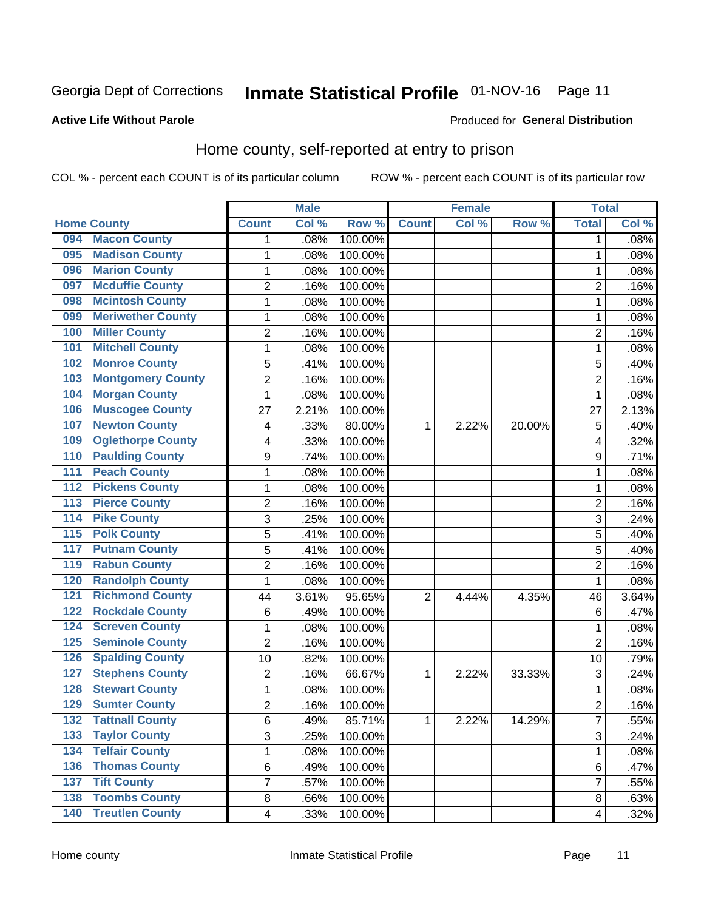Georgia Dept of Corrections **Inmate Statistical Profile** 01-NOV-16

**Active Life Without Parole**

Produced for **General Distribution**

## Home county, self-reported at entry to prison

COL % - percent each COUNT is of its particular column ROW % - percent each COUNT is of its particular row

| Home County | | Male | | | Female | | | Total | |
|---|---|---|---|---|---|---|---|---|---|
| | | Count | Col % | Row % | Count | Col % | Row % | Total | Col % |
| 094 | Macon County | 1 | .08% | 100.00% | | | | 1 | .08% |
| 095 | Madison County | 1 | .08% | 100.00% | | | | 1 | .08% |
| 096 | Marion County | 1 | .08% | 100.00% | | | | 1 | .08% |
| 097 | Mcduffie County | 2 | .16% | 100.00% | | | | 2 | .16% |
| 098 | Mcintosh County | 1 | .08% | 100.00% | | | | 1 | .08% |
| 099 | Meriwether County | 1 | .08% | 100.00% | | | | 1 | .08% |
| 100 | Miller County | 2 | .16% | 100.00% | | | | 2 | .16% |
| 101 | Mitchell County | 1 | .08% | 100.00% | | | | 1 | .08% |
| 102 | Monroe County | 5 | .41% | 100.00% | | | | 5 | .40% |
| 103 | Montgomery County | 2 | .16% | 100.00% | | | | 2 | .16% |
| 104 | Morgan County | 1 | .08% | 100.00% | | | | 1 | .08% |
| 106 | Muscogee County | 27 | 2.21% | 100.00% | | | | 27 | 2.13% |
| 107 | Newton County | 4 | .33% | 80.00% | 1 | 2.22% | 20.00% | 5 | .40% |
| 109 | Oglethorpe County | 4 | .33% | 100.00% | | | | 4 | .32% |
| 110 | Paulding County | 9 | .74% | 100.00% | | | | 9 | .71% |
| 111 | Peach County | 1 | .08% | 100.00% | | | | 1 | .08% |
| 112 | Pickens County | 1 | .08% | 100.00% | | | | 1 | .08% |
| 113 | Pierce County | 2 | .16% | 100.00% | | | | 2 | .16% |
| 114 | Pike County | 3 | .25% | 100.00% | | | | 3 | .24% |
| 115 | Polk County | 5 | .41% | 100.00% | | | | 5 | .40% |
| 117 | Putnam County | 5 | .41% | 100.00% | | | | 5 | .40% |
| 119 | Rabun County | 2 | .16% | 100.00% | | | | 2 | .16% |
| 120 | Randolph County | 1 | .08% | 100.00% | | | | 1 | .08% |
| 121 | Richmond County | 44 | 3.61% | 95.65% | 2 | 4.44% | 4.35% | 46 | 3.64% |
| 122 | Rockdale County | 6 | .49% | 100.00% | | | | 6 | .47% |
| 124 | Screven County | 1 | .08% | 100.00% | | | | 1 | .08% |
| 125 | Seminole County | 2 | .16% | 100.00% | | | | 2 | .16% |
| 126 | Spalding County | 10 | .82% | 100.00% | | | | 10 | .79% |
| 127 | Stephens County | 2 | .16% | 66.67% | 1 | 2.22% | 33.33% | 3 | .24% |
| 128 | Stewart County | 1 | .08% | 100.00% | | | | 1 | .08% |
| 129 | Sumter County | 2 | .16% | 100.00% | | | | 2 | .16% |
| 132 | Tattnall County | 6 | .49% | 85.71% | 1 | 2.22% | 14.29% | 7 | .55% |
| 133 | Taylor County | 3 | .25% | 100.00% | | | | 3 | .24% |
| 134 | Telfair County | 1 | .08% | 100.00% | | | | 1 | .08% |
| 136 | Thomas County | 6 | .49% | 100.00% | | | | 6 | .47% |
| 137 | Tift County | 7 | .57% | 100.00% | | | | 7 | .55% |
| 138 | Toombs County | 8 | .66% | 100.00% | | | | 8 | .63% |
| 140 | Treutlen County | 4 | .33% | 100.00% | | | | 4 | .32% |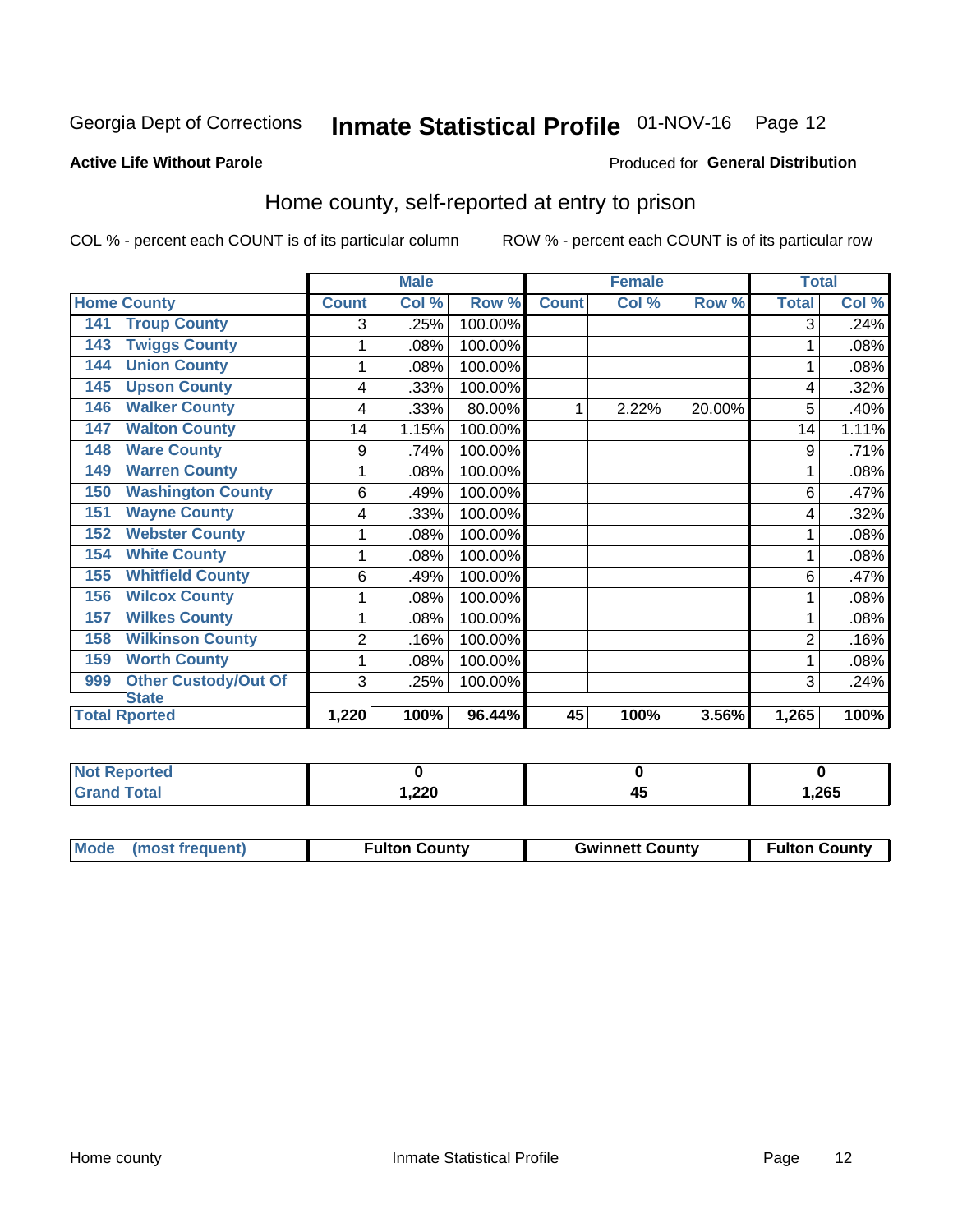Georgia Dept of Corrections **Inmate Statistical Profile** 01-NOV-16

**Active Life Without Parole**

Produced for **General Distribution**

## Home county, self-reported at entry to prison

COL % - percent each COUNT is of its particular column     ROW % - percent each COUNT is of its particular row

| | Male | | | Female | | | Total | |
|---|---|---|---|---|---|---|---|---|
| **Home County** | **Count** | **Col %** | **Row %** | **Count** | **Col %** | **Row %** | **Total** | **Col %** |
| 141 Troup County | 3 | .25% | 100.00% | | | | 3 | .24% |
| 143 Twiggs County | 1 | .08% | 100.00% | | | | 1 | .08% |
| 144 Union County | 1 | .08% | 100.00% | | | | 1 | .08% |
| 145 Upson County | 4 | .33% | 100.00% | | | | 4 | .32% |
| 146 Walker County | 4 | .33% | 80.00% | 1 | 2.22% | 20.00% | 5 | .40% |
| 147 Walton County | 14 | 1.15% | 100.00% | | | | 14 | 1.11% |
| 148 Ware County | 9 | .74% | 100.00% | | | | 9 | .71% |
| 149 Warren County | 1 | .08% | 100.00% | | | | 1 | .08% |
| 150 Washington County | 6 | .49% | 100.00% | | | | 6 | .47% |
| 151 Wayne County | 4 | .33% | 100.00% | | | | 4 | .32% |
| 152 Webster County | 1 | .08% | 100.00% | | | | 1 | .08% |
| 154 White County | 1 | .08% | 100.00% | | | | 1 | .08% |
| 155 Whitfield County | 6 | .49% | 100.00% | | | | 6 | .47% |
| 156 Wilcox County | 1 | .08% | 100.00% | | | | 1 | .08% |
| 157 Wilkes County | 1 | .08% | 100.00% | | | | 1 | .08% |
| 158 Wilkinson County | 2 | .16% | 100.00% | | | | 2 | .16% |
| 159 Worth County | 1 | .08% | 100.00% | | | | 1 | .08% |
| 999 Other Custody/Out Of State | 3 | .25% | 100.00% | | | | 3 | .24% |
| **Total Rported** | **1,220** | **100%** | **96.44%** | **45** | **100%** | **3.56%** | **1,265** | **100%** |

| | Male | Female | Total |
|---|---|---|---|
| **Not Reported** | **0** | **0** | **0** |
| **Grand Total** | **1,220** | **45** | **1,265** |

| | Male | Female | Total |
|---|---|---|---|
| **Mode (most frequent)** | **Fulton County** | **Gwinnett County** | **Fulton County** |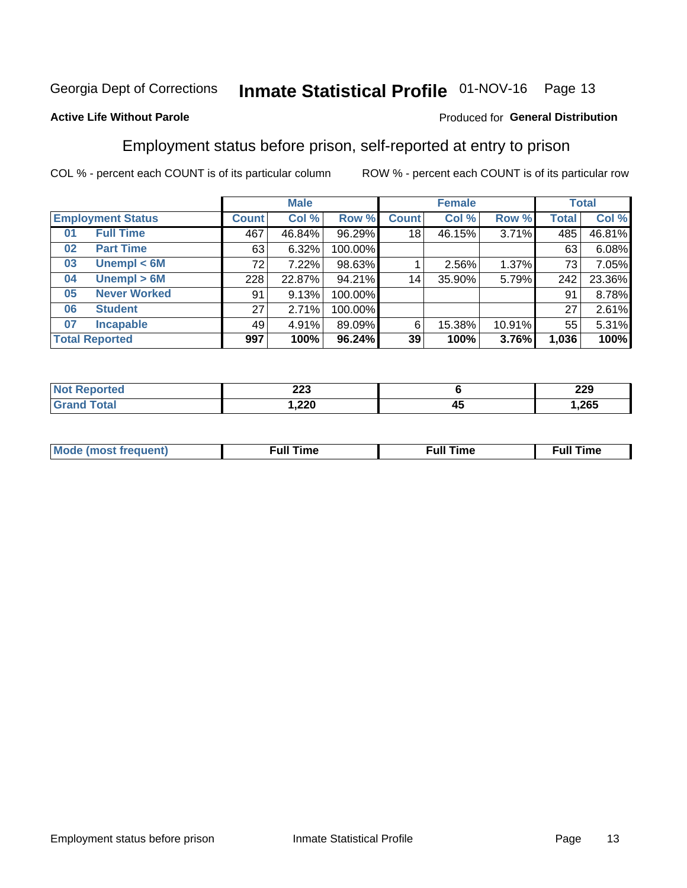Georgia Dept of Corrections **Inmate Statistical Profile** 01-NOV-16

**Active Life Without Parole**

Produced for **General Distribution**

## Employment status before prison, self-reported at entry to prison

COL % - percent each COUNT is of its particular column ROW % - percent each COUNT is of its particular row

| Employment Status | | Male | | | Female | | | Total | |
|---|---|---|---|---|---|---|---|---|---|
| | | Count | Col % | Row % | Count | Col % | Row % | Total | Col % |
| 01 | Full Time | 467 | 46.84% | 96.29% | 18 | 46.15% | 3.71% | 485 | 46.81% |
| 02 | Part Time | 63 | 6.32% | 100.00% | | | | 63 | 6.08% |
| 03 | Unempl < 6M | 72 | 7.22% | 98.63% | 1 | 2.56% | 1.37% | 73 | 7.05% |
| 04 | Unempl > 6M | 228 | 22.87% | 94.21% | 14 | 35.90% | 5.79% | 242 | 23.36% |
| 05 | Never Worked | 91 | 9.13% | 100.00% | | | | 91 | 8.78% |
| 06 | Student | 27 | 2.71% | 100.00% | | | | 27 | 2.61% |
| 07 | Incapable | 49 | 4.91% | 89.09% | 6 | 15.38% | 10.91% | 55 | 5.31% |
| **Total Reported** | | **997** | **100%** | **96.24%** | **39** | **100%** | **3.76%** | **1,036** | **100%** |

| | Male | Female | Total |
|---|---|---|---|
| Not Reported | 223 | 6 | 229 |
| Grand Total | 1,220 | 45 | 1,265 |

| | Male | Female | Total |
|---|---|---|---|
| Mode (most frequent) | Full Time | Full Time | Full Time |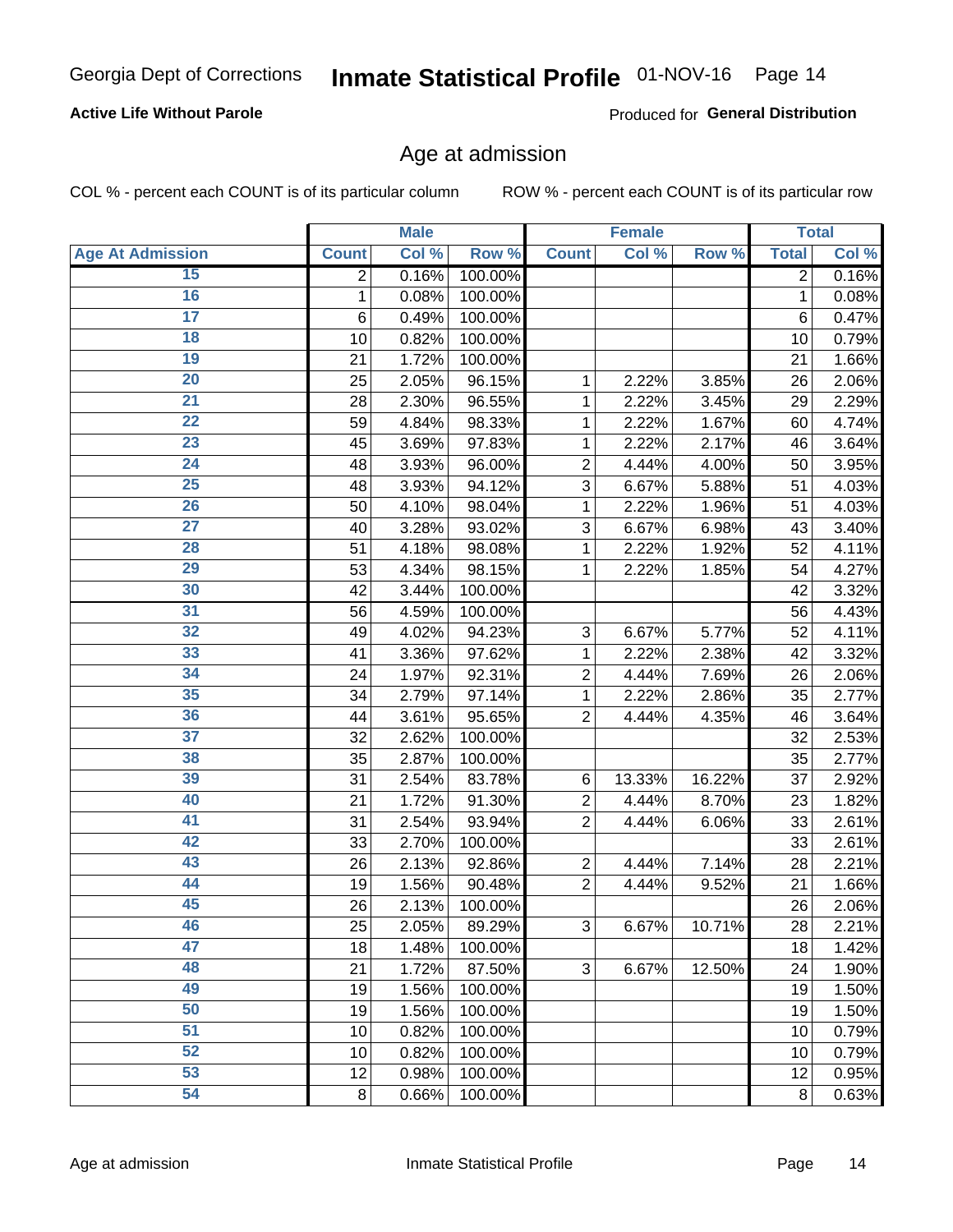Georgia Dept of Corrections **Inmate Statistical Profile** 01-NOV-16

**Active Life Without Parole**

Produced for **General Distribution**

## Age at admission

COL % - percent each COUNT is of its particular column ROW % - percent each COUNT is of its particular row

| | Male | | | Female | | | Total | |
|---|---|---|---|---|---|---|---|---|
| Age At Admission | Count | Col % | Row % | Count | Col % | Row % | Total | Col % |
| 15 | 2 | 0.16% | 100.00% | | | | 2 | 0.16% |
| 16 | 1 | 0.08% | 100.00% | | | | 1 | 0.08% |
| 17 | 6 | 0.49% | 100.00% | | | | 6 | 0.47% |
| 18 | 10 | 0.82% | 100.00% | | | | 10 | 0.79% |
| 19 | 21 | 1.72% | 100.00% | | | | 21 | 1.66% |
| 20 | 25 | 2.05% | 96.15% | 1 | 2.22% | 3.85% | 26 | 2.06% |
| 21 | 28 | 2.30% | 96.55% | 1 | 2.22% | 3.45% | 29 | 2.29% |
| 22 | 59 | 4.84% | 98.33% | 1 | 2.22% | 1.67% | 60 | 4.74% |
| 23 | 45 | 3.69% | 97.83% | 1 | 2.22% | 2.17% | 46 | 3.64% |
| 24 | 48 | 3.93% | 96.00% | 2 | 4.44% | 4.00% | 50 | 3.95% |
| 25 | 48 | 3.93% | 94.12% | 3 | 6.67% | 5.88% | 51 | 4.03% |
| 26 | 50 | 4.10% | 98.04% | 1 | 2.22% | 1.96% | 51 | 4.03% |
| 27 | 40 | 3.28% | 93.02% | 3 | 6.67% | 6.98% | 43 | 3.40% |
| 28 | 51 | 4.18% | 98.08% | 1 | 2.22% | 1.92% | 52 | 4.11% |
| 29 | 53 | 4.34% | 98.15% | 1 | 2.22% | 1.85% | 54 | 4.27% |
| 30 | 42 | 3.44% | 100.00% | | | | 42 | 3.32% |
| 31 | 56 | 4.59% | 100.00% | | | | 56 | 4.43% |
| 32 | 49 | 4.02% | 94.23% | 3 | 6.67% | 5.77% | 52 | 4.11% |
| 33 | 41 | 3.36% | 97.62% | 1 | 2.22% | 2.38% | 42 | 3.32% |
| 34 | 24 | 1.97% | 92.31% | 2 | 4.44% | 7.69% | 26 | 2.06% |
| 35 | 34 | 2.79% | 97.14% | 1 | 2.22% | 2.86% | 35 | 2.77% |
| 36 | 44 | 3.61% | 95.65% | 2 | 4.44% | 4.35% | 46 | 3.64% |
| 37 | 32 | 2.62% | 100.00% | | | | 32 | 2.53% |
| 38 | 35 | 2.87% | 100.00% | | | | 35 | 2.77% |
| 39 | 31 | 2.54% | 83.78% | 6 | 13.33% | 16.22% | 37 | 2.92% |
| 40 | 21 | 1.72% | 91.30% | 2 | 4.44% | 8.70% | 23 | 1.82% |
| 41 | 31 | 2.54% | 93.94% | 2 | 4.44% | 6.06% | 33 | 2.61% |
| 42 | 33 | 2.70% | 100.00% | | | | 33 | 2.61% |
| 43 | 26 | 2.13% | 92.86% | 2 | 4.44% | 7.14% | 28 | 2.21% |
| 44 | 19 | 1.56% | 90.48% | 2 | 4.44% | 9.52% | 21 | 1.66% |
| 45 | 26 | 2.13% | 100.00% | | | | 26 | 2.06% |
| 46 | 25 | 2.05% | 89.29% | 3 | 6.67% | 10.71% | 28 | 2.21% |
| 47 | 18 | 1.48% | 100.00% | | | | 18 | 1.42% |
| 48 | 21 | 1.72% | 87.50% | 3 | 6.67% | 12.50% | 24 | 1.90% |
| 49 | 19 | 1.56% | 100.00% | | | | 19 | 1.50% |
| 50 | 19 | 1.56% | 100.00% | | | | 19 | 1.50% |
| 51 | 10 | 0.82% | 100.00% | | | | 10 | 0.79% |
| 52 | 10 | 0.82% | 100.00% | | | | 10 | 0.79% |
| 53 | 12 | 0.98% | 100.00% | | | | 12 | 0.95% |
| 54 | 8 | 0.66% | 100.00% | | | | 8 | 0.63% |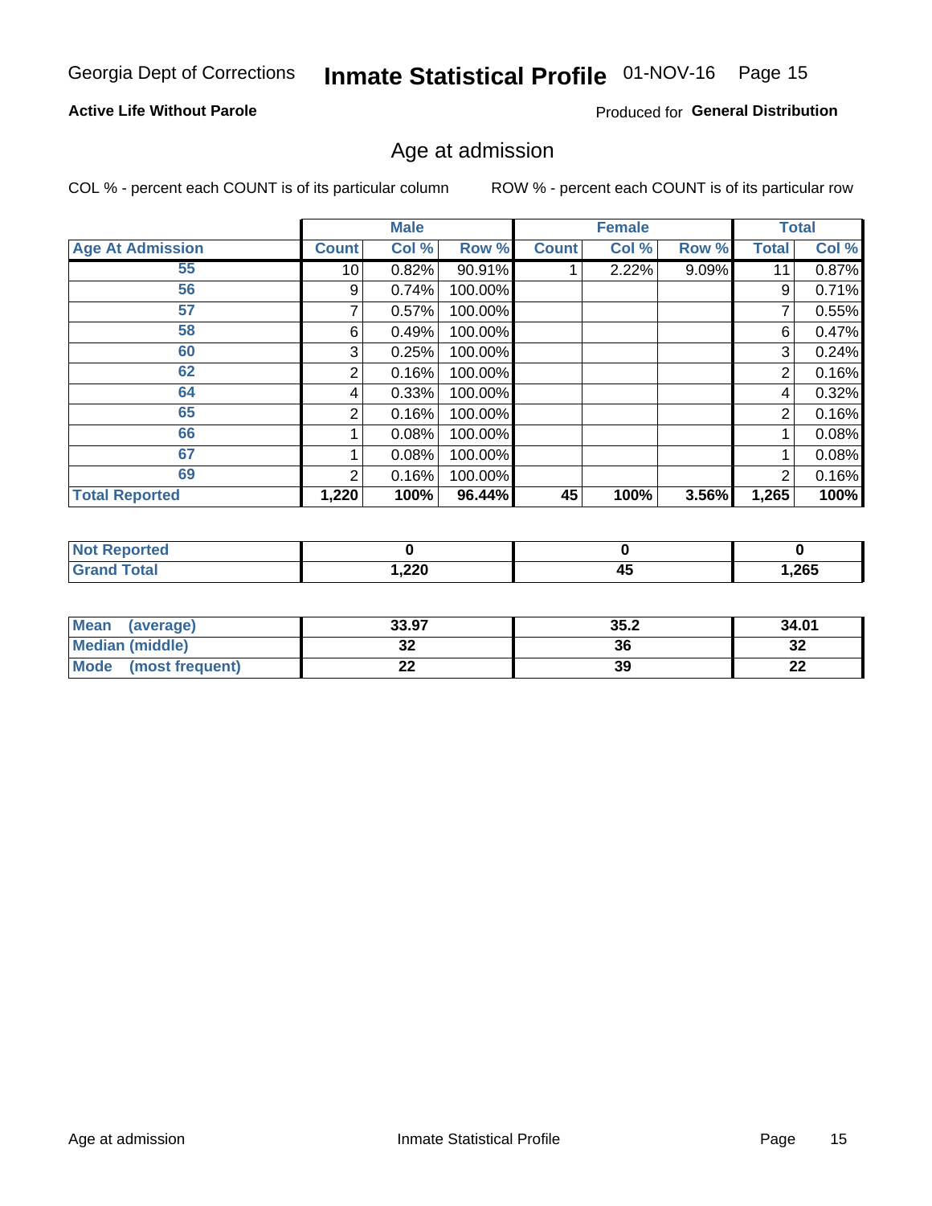Georgia Dept of Corrections **Inmate Statistical Profile** 01-NOV-16

**Active Life Without Parole**

Produced for **General Distribution**

## Age at admission

COL % - percent each COUNT is of its particular column ROW % - percent each COUNT is of its particular row

| | Male | | | Female | | | Total | |
|---|---|---|---|---|---|---|---|---|
| **Age At Admission** | **Count** | **Col %** | **Row %** | **Count** | **Col %** | **Row %** | **Total** | **Col %** |
| 55 | 10 | 0.82% | 90.91% | 1 | 2.22% | 9.09% | 11 | 0.87% |
| 56 | 9 | 0.74% | 100.00% | | | | 9 | 0.71% |
| 57 | 7 | 0.57% | 100.00% | | | | 7 | 0.55% |
| 58 | 6 | 0.49% | 100.00% | | | | 6 | 0.47% |
| 60 | 3 | 0.25% | 100.00% | | | | 3 | 0.24% |
| 62 | 2 | 0.16% | 100.00% | | | | 2 | 0.16% |
| 64 | 4 | 0.33% | 100.00% | | | | 4 | 0.32% |
| 65 | 2 | 0.16% | 100.00% | | | | 2 | 0.16% |
| 66 | 1 | 0.08% | 100.00% | | | | 1 | 0.08% |
| 67 | 1 | 0.08% | 100.00% | | | | 1 | 0.08% |
| 69 | 2 | 0.16% | 100.00% | | | | 2 | 0.16% |
| **Total Reported** | **1,220** | **100%** | **96.44%** | **45** | **100%** | **3.56%** | **1,265** | **100%** |

| | Male | Female | Total |
|---|---|---|---|
| **Not Reported** | **0** | **0** | **0** |
| **Grand Total** | **1,220** | **45** | **1,265** |

| | Male | Female | Total |
|---|---|---|---|
| **Mean (average)** | **33.97** | **35.2** | **34.01** |
| **Median (middle)** | **32** | **36** | **32** |
| **Mode (most frequent)** | **22** | **39** | **22** |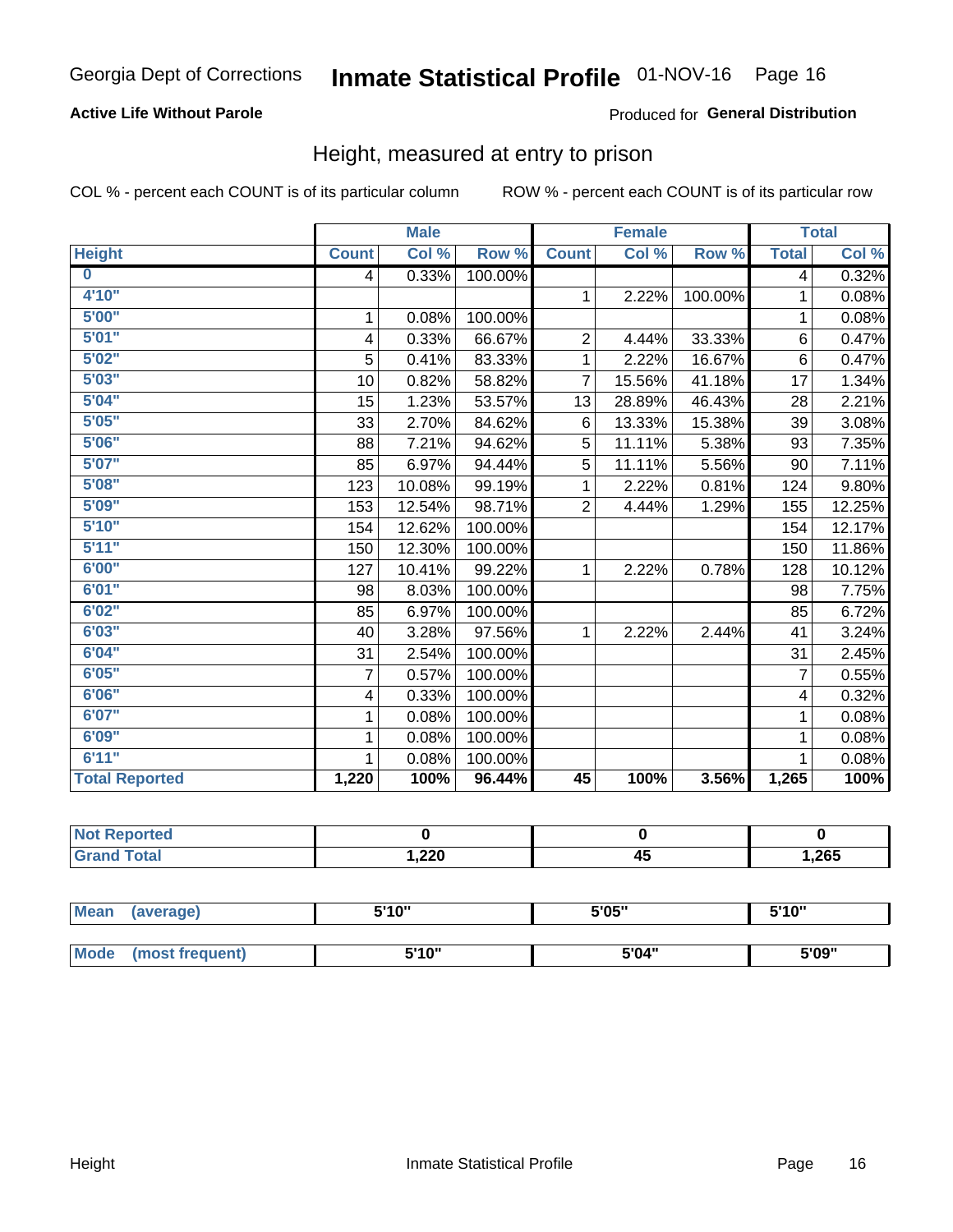Georgia Dept of Corrections **Inmate Statistical Profile** 01-NOV-16

**Active Life Without Parole**

Produced for **General Distribution**

## Height, measured at entry to prison

COL % - percent each COUNT is of its particular column

ROW % - percent each COUNT is of its particular row

| | Male | | | Female | | | Total | |
|---|---|---|---|---|---|---|---|---|
| **Height** | **Count** | **Col %** | **Row %** | **Count** | **Col %** | **Row %** | **Total** | **Col %** |
| **0** | 4 | 0.33% | 100.00% | | | | 4 | 0.32% |
| **4'10"** | | | | 1 | 2.22% | 100.00% | 1 | 0.08% |
| **5'00"** | 1 | 0.08% | 100.00% | | | | 1 | 0.08% |
| **5'01"** | 4 | 0.33% | 66.67% | 2 | 4.44% | 33.33% | 6 | 0.47% |
| **5'02"** | 5 | 0.41% | 83.33% | 1 | 2.22% | 16.67% | 6 | 0.47% |
| **5'03"** | 10 | 0.82% | 58.82% | 7 | 15.56% | 41.18% | 17 | 1.34% |
| **5'04"** | 15 | 1.23% | 53.57% | 13 | 28.89% | 46.43% | 28 | 2.21% |
| **5'05"** | 33 | 2.70% | 84.62% | 6 | 13.33% | 15.38% | 39 | 3.08% |
| **5'06"** | 88 | 7.21% | 94.62% | 5 | 11.11% | 5.38% | 93 | 7.35% |
| **5'07"** | 85 | 6.97% | 94.44% | 5 | 11.11% | 5.56% | 90 | 7.11% |
| **5'08"** | 123 | 10.08% | 99.19% | 1 | 2.22% | 0.81% | 124 | 9.80% |
| **5'09"** | 153 | 12.54% | 98.71% | 2 | 4.44% | 1.29% | 155 | 12.25% |
| **5'10"** | 154 | 12.62% | 100.00% | | | | 154 | 12.17% |
| **5'11"** | 150 | 12.30% | 100.00% | | | | 150 | 11.86% |
| **6'00"** | 127 | 10.41% | 99.22% | 1 | 2.22% | 0.78% | 128 | 10.12% |
| **6'01"** | 98 | 8.03% | 100.00% | | | | 98 | 7.75% |
| **6'02"** | 85 | 6.97% | 100.00% | | | | 85 | 6.72% |
| **6'03"** | 40 | 3.28% | 97.56% | 1 | 2.22% | 2.44% | 41 | 3.24% |
| **6'04"** | 31 | 2.54% | 100.00% | | | | 31 | 2.45% |
| **6'05"** | 7 | 0.57% | 100.00% | | | | 7 | 0.55% |
| **6'06"** | 4 | 0.33% | 100.00% | | | | 4 | 0.32% |
| **6'07"** | 1 | 0.08% | 100.00% | | | | 1 | 0.08% |
| **6'09"** | 1 | 0.08% | 100.00% | | | | 1 | 0.08% |
| **6'11"** | 1 | 0.08% | 100.00% | | | | 1 | 0.08% |
| **Total Reported** | **1,220** | **100%** | **96.44%** | **45** | **100%** | **3.56%** | **1,265** | **100%** |

| | Male | Female | Total |
|---|---|---|---|
| **Not Reported** | **0** | **0** | **0** |
| **Grand Total** | **1,220** | **45** | **1,265** |

| | Male | Female | Total |
|---|---|---|---|
| **Mean (average)** | **5'10"** | **5'05"** | **5'10"** |
| **Mode (most frequent)** | **5'10"** | **5'04"** | **5'09"** |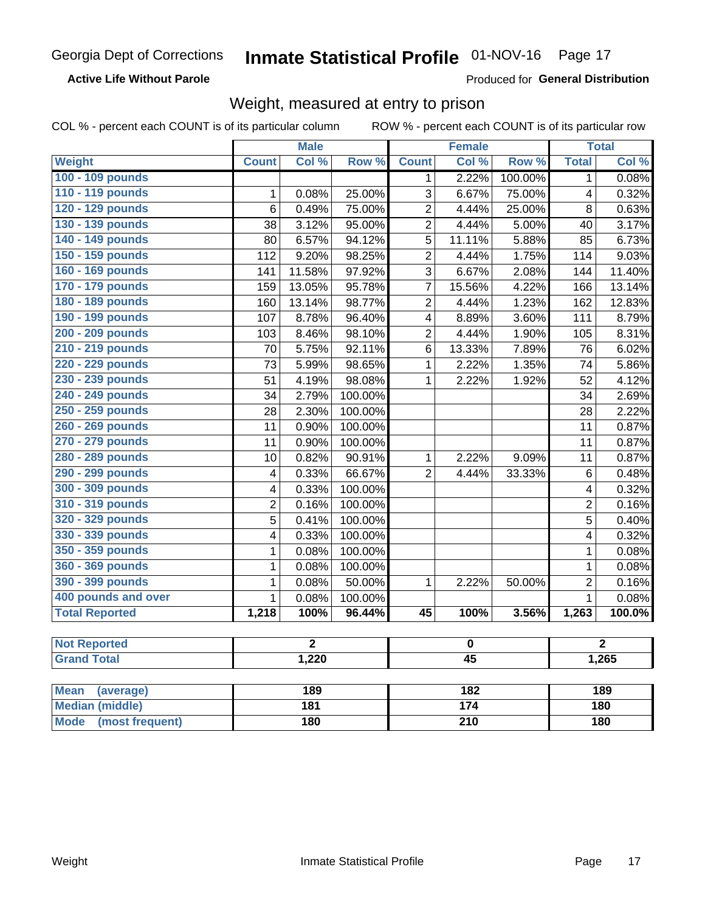Georgia Dept of Corrections **Inmate Statistical Profile** 01-NOV-16

**Active Life Without Parole**

Produced for **General Distribution**

## Weight, measured at entry to prison

COL % - percent each COUNT is of its particular column ROW % - percent each COUNT is of its particular row

| | Male | | | Female | | | Total | |
|---|---|---|---|---|---|---|---|---|
| **Weight** | **Count** | **Col %** | **Row %** | **Count** | **Col %** | **Row %** | **Total** | **Col %** |
| 100 - 109 pounds | | | | 1 | 2.22% | 100.00% | 1 | 0.08% |
| 110 - 119 pounds | 1 | 0.08% | 25.00% | 3 | 6.67% | 75.00% | 4 | 0.32% |
| 120 - 129 pounds | 6 | 0.49% | 75.00% | 2 | 4.44% | 25.00% | 8 | 0.63% |
| 130 - 139 pounds | 38 | 3.12% | 95.00% | 2 | 4.44% | 5.00% | 40 | 3.17% |
| 140 - 149 pounds | 80 | 6.57% | 94.12% | 5 | 11.11% | 5.88% | 85 | 6.73% |
| 150 - 159 pounds | 112 | 9.20% | 98.25% | 2 | 4.44% | 1.75% | 114 | 9.03% |
| 160 - 169 pounds | 141 | 11.58% | 97.92% | 3 | 6.67% | 2.08% | 144 | 11.40% |
| 170 - 179 pounds | 159 | 13.05% | 95.78% | 7 | 15.56% | 4.22% | 166 | 13.14% |
| 180 - 189 pounds | 160 | 13.14% | 98.77% | 2 | 4.44% | 1.23% | 162 | 12.83% |
| 190 - 199 pounds | 107 | 8.78% | 96.40% | 4 | 8.89% | 3.60% | 111 | 8.79% |
| 200 - 209 pounds | 103 | 8.46% | 98.10% | 2 | 4.44% | 1.90% | 105 | 8.31% |
| 210 - 219 pounds | 70 | 5.75% | 92.11% | 6 | 13.33% | 7.89% | 76 | 6.02% |
| 220 - 229 pounds | 73 | 5.99% | 98.65% | 1 | 2.22% | 1.35% | 74 | 5.86% |
| 230 - 239 pounds | 51 | 4.19% | 98.08% | 1 | 2.22% | 1.92% | 52 | 4.12% |
| 240 - 249 pounds | 34 | 2.79% | 100.00% | | | | 34 | 2.69% |
| 250 - 259 pounds | 28 | 2.30% | 100.00% | | | | 28 | 2.22% |
| 260 - 269 pounds | 11 | 0.90% | 100.00% | | | | 11 | 0.87% |
| 270 - 279 pounds | 11 | 0.90% | 100.00% | | | | 11 | 0.87% |
| 280 - 289 pounds | 10 | 0.82% | 90.91% | 1 | 2.22% | 9.09% | 11 | 0.87% |
| 290 - 299 pounds | 4 | 0.33% | 66.67% | 2 | 4.44% | 33.33% | 6 | 0.48% |
| 300 - 309 pounds | 4 | 0.33% | 100.00% | | | | 4 | 0.32% |
| 310 - 319 pounds | 2 | 0.16% | 100.00% | | | | 2 | 0.16% |
| 320 - 329 pounds | 5 | 0.41% | 100.00% | | | | 5 | 0.40% |
| 330 - 339 pounds | 4 | 0.33% | 100.00% | | | | 4 | 0.32% |
| 350 - 359 pounds | 1 | 0.08% | 100.00% | | | | 1 | 0.08% |
| 360 - 369 pounds | 1 | 0.08% | 100.00% | | | | 1 | 0.08% |
| 390 - 399 pounds | 1 | 0.08% | 50.00% | 1 | 2.22% | 50.00% | 2 | 0.16% |
| 400 pounds and over | 1 | 0.08% | 100.00% | | | | 1 | 0.08% |
| **Total Reported** | **1,218** | **100%** | **96.44%** | **45** | **100%** | **3.56%** | **1,263** | **100.0%** |

| | Male | Female | Total |
|---|---|---|---|
| Not Reported | 2 | 0 | 2 |
| Grand Total | 1,220 | 45 | 1,265 |

| | Male | Female | Total |
|---|---|---|---|
| Mean (average) | 189 | 182 | 189 |
| Median (middle) | 181 | 174 | 180 |
| Mode (most frequent) | 180 | 210 | 180 |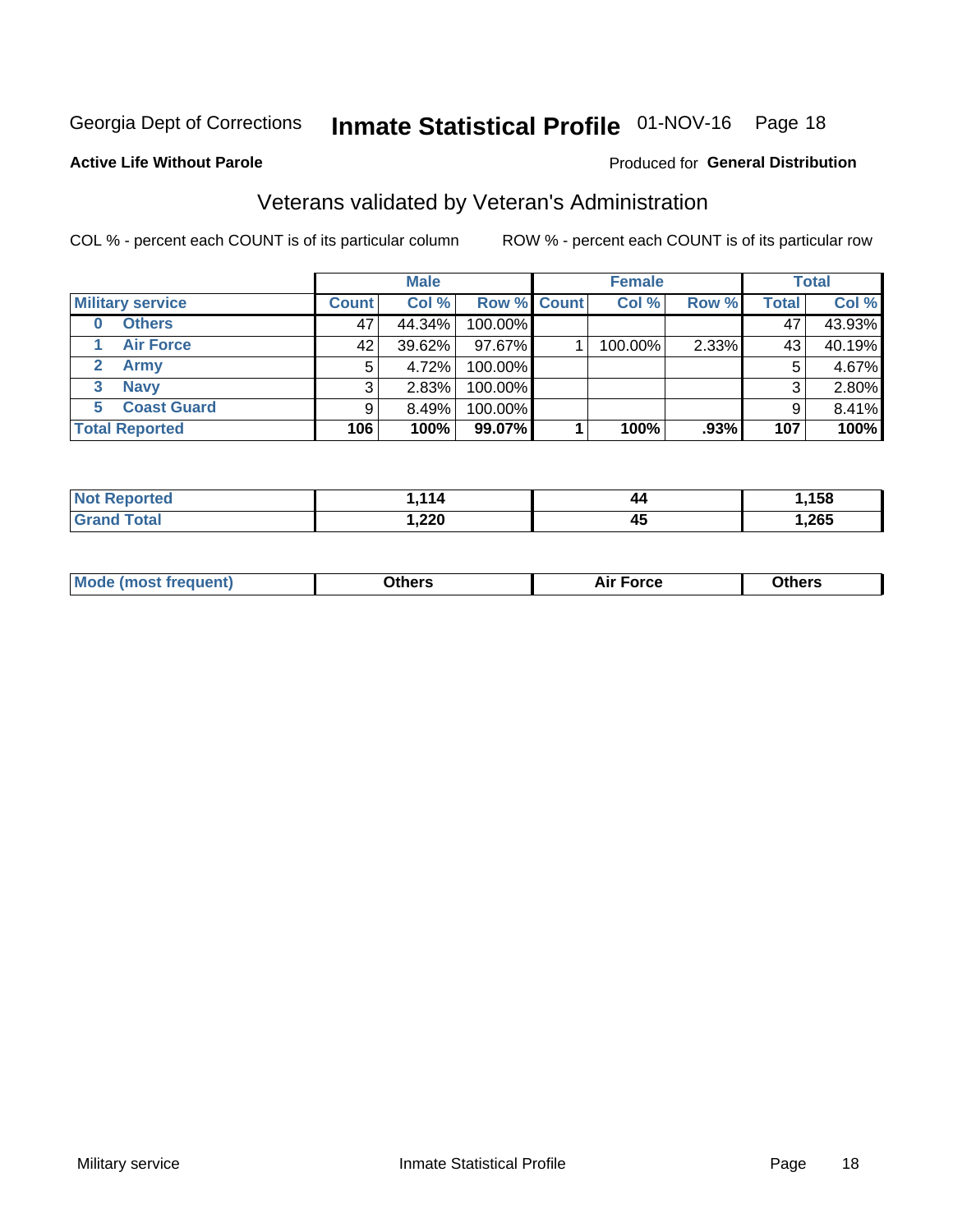Georgia Dept of Corrections **Inmate Statistical Profile** 01-NOV-16 Page 18

**Active Life Without Parole**

Produced for **General Distribution**

## Veterans validated by Veteran's Administration

COL % - percent each COUNT is of its particular column

ROW % - percent each COUNT is of its particular row

| | Male | | | Female | | | Total | |
|---|---|---|---|---|---|---|---|---|
| **Military service** | **Count** | **Col %** | **Row %** | **Count** | **Col %** | **Row %** | **Total** | **Col %** |
| 0 Others | 47 | 44.34% | 100.00% | | | | 47 | 43.93% |
| 1 Air Force | 42 | 39.62% | 97.67% | 1 | 100.00% | 2.33% | 43 | 40.19% |
| 2 Army | 5 | 4.72% | 100.00% | | | | 5 | 4.67% |
| 3 Navy | 3 | 2.83% | 100.00% | | | | 3 | 2.80% |
| 5 Coast Guard | 9 | 8.49% | 100.00% | | | | 9 | 8.41% |
| **Total Reported** | **106** | **100%** | **99.07%** | **1** | **100%** | **.93%** | **107** | **100%** |

| | Male | Female | Total |
|---|---|---|---|
| **Not Reported** | **1,114** | **44** | **1,158** |
| **Grand Total** | **1,220** | **45** | **1,265** |

| | Male | Female | Total |
|---|---|---|---|
| **Mode (most frequent)** | **Others** | **Air Force** | **Others** |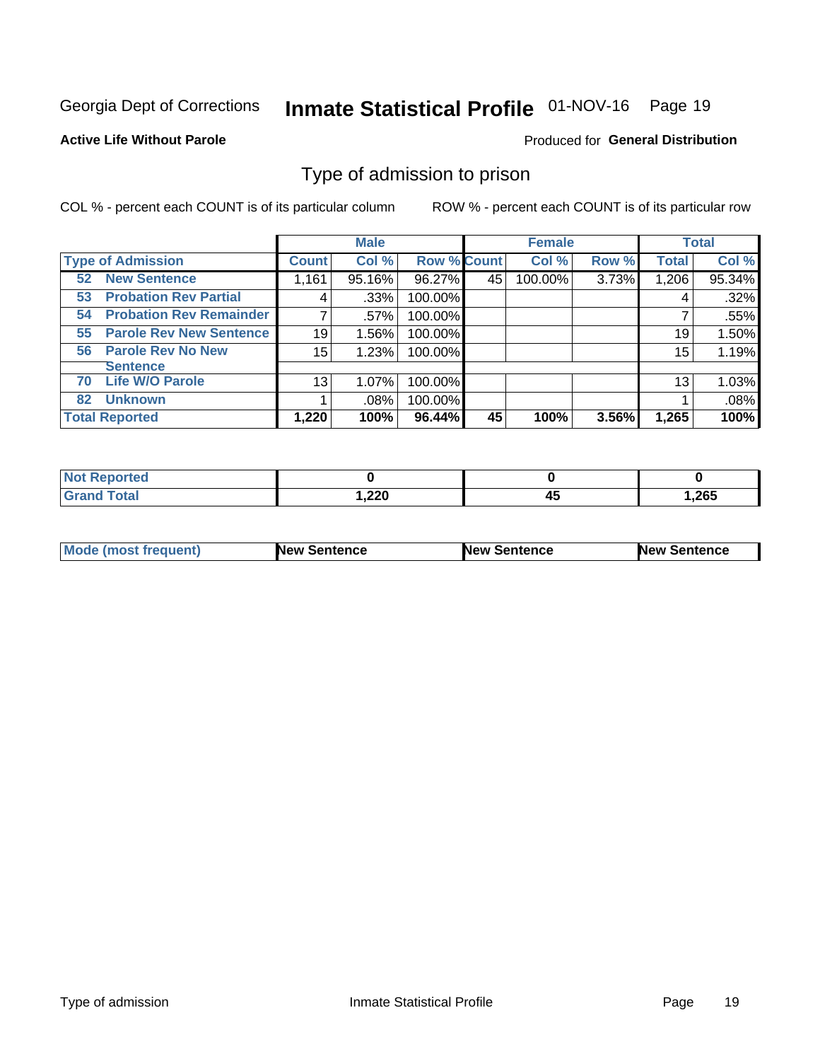Georgia Dept of Corrections **Inmate Statistical Profile** 01-NOV-16

**Active Life Without Parole**

Produced for **General Distribution**

## Type of admission to prison

COL % - percent each COUNT is of its particular column ROW % - percent each COUNT is of its particular row

| | | Male | | | Female | | | Total | |
|---|---|---|---|---|---|---|---|---|---|
| **Type of Admission** | | **Count** | **Col %** | **Row %** | **Count** | **Col %** | **Row %** | **Total** | **Col %** |
| 52 | **New Sentence** | 1,161 | 95.16% | 96.27% | 45 | 100.00% | 3.73% | 1,206 | 95.34% |
| 53 | **Probation Rev Partial** | 4 | .33% | 100.00% | | | | 4 | .32% |
| 54 | **Probation Rev Remainder** | 7 | .57% | 100.00% | | | | 7 | .55% |
| 55 | **Parole Rev New Sentence** | 19 | 1.56% | 100.00% | | | | 19 | 1.50% |
| 56 | **Parole Rev No New Sentence** | 15 | 1.23% | 100.00% | | | | 15 | 1.19% |
| 70 | **Life W/O Parole** | 13 | 1.07% | 100.00% | | | | 13 | 1.03% |
| 82 | **Unknown** | 1 | .08% | 100.00% | | | | 1 | .08% |
| **Total Reported** | | **1,220** | **100%** | **96.44%** | **45** | **100%** | **3.56%** | **1,265** | **100%** |

| | Male | Female | Total |
|---|---|---|---|
| **Not Reported** | **0** | **0** | **0** |
| **Grand Total** | **1,220** | **45** | **1,265** |

| | Male | Female | Total |
|---|---|---|---|
| **Mode (most frequent)** | **New Sentence** | **New Sentence** | **New Sentence** |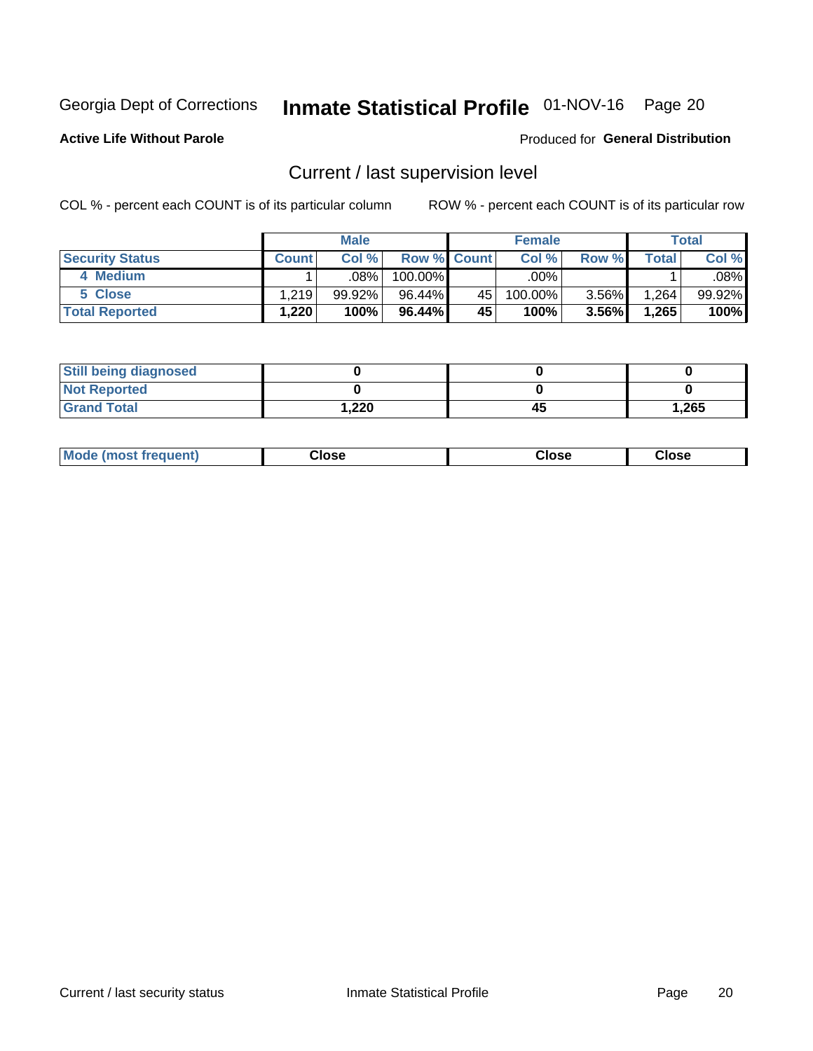Georgia Dept of Corrections **Inmate Statistical Profile** 01-NOV-16 Page 20

**Active Life Without Parole**

Produced for **General Distribution**

## Current / last supervision level

COL % - percent each COUNT is of its particular column

ROW % - percent each COUNT is of its particular row

| | Male | | | Female | | | Total | |
|---|---|---|---|---|---|---|---|---|
| **Security Status** | **Count** | **Col %** | **Row %** | **Count** | **Col %** | **Row %** | **Total** | **Col %** |
| 4 Medium | 1 | .08% | 100.00% | | .00% | | 1 | .08% |
| 5 Close | 1,219 | 99.92% | 96.44% | 45 | 100.00% | 3.56% | 1,264 | 99.92% |
| **Total Reported** | **1,220** | **100%** | **96.44%** | **45** | **100%** | **3.56%** | **1,265** | **100%** |

| | Male | Female | Total |
|---|---|---|---|
| **Still being diagnosed** | **0** | **0** | **0** |
| **Not Reported** | **0** | **0** | **0** |
| **Grand Total** | **1,220** | **45** | **1,265** |

| | Male | Female | Total |
|---|---|---|---|
| **Mode (most frequent)** | **Close** | **Close** | **Close** |

Current / last security status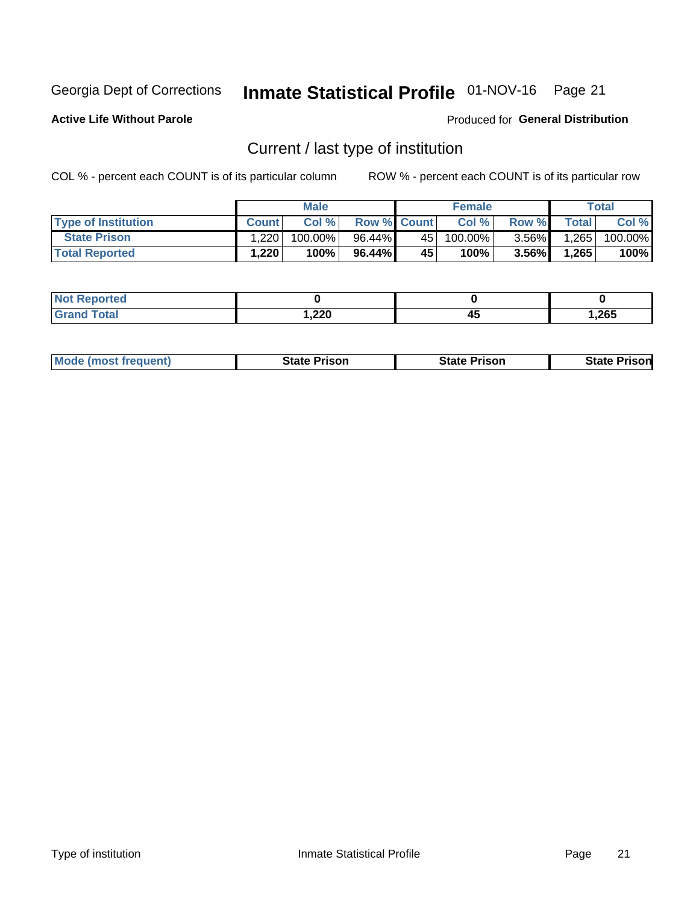Georgia Dept of Corrections **Inmate Statistical Profile** 01-NOV-16

**Active Life Without Parole**

Produced for **General Distribution**

## Current / last type of institution

COL % - percent each COUNT is of its particular column

ROW % - percent each COUNT is of its particular row

| | Male | | | Female | | | Total | |
|---|---|---|---|---|---|---|---|---|
| **Type of Institution** | **Count** | **Col %** | **Row %** | **Count** | **Col %** | **Row %** | **Total** | **Col %** |
| **State Prison** | 1,220 | 100.00% | 96.44% | 45 | 100.00% | 3.56% | 1,265 | 100.00% |
| **Total Reported** | **1,220** | **100%** | **96.44%** | **45** | **100%** | **3.56%** | **1,265** | **100%** |

| | Male | Female | Total |
|---|---|---|---|
| **Not Reported** | **0** | **0** | **0** |
| **Grand Total** | **1,220** | **45** | **1,265** |

| | Male | Female | Total |
|---|---|---|---|
| **Mode (most frequent)** | **State Prison** | **State Prison** | **State Prison** |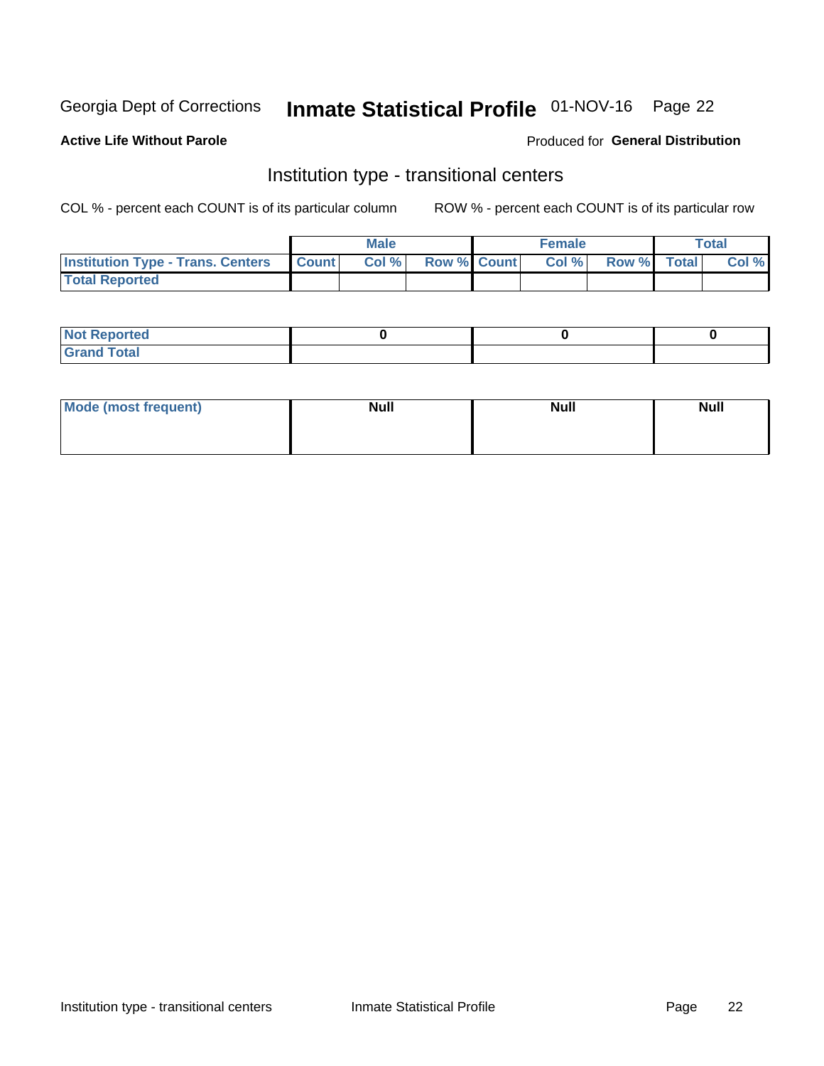Georgia Dept of Corrections **Inmate Statistical Profile** 01-NOV-16 Page 22

**Active Life Without Parole**

Produced for **General Distribution**

## Institution type - transitional centers

COL % - percent each COUNT is of its particular column    ROW % - percent each COUNT is of its particular row

| | Male | | | Female | | | Total | |
|---|---|---|---|---|---|---|---|---|
| **Institution Type - Trans. Centers** | **Count** | **Col %** | **Row %** | **Count** | **Col %** | **Row %** | **Total** | **Col %** |
| **Total Reported** | | | | | | | | |

| | Male | Female | Total |
|---|---|---|---|
| **Not Reported** | 0 | 0 | 0 |
| **Grand Total** | | | |

| | Male | Female | Total |
|---|---|---|---|
| **Mode (most frequent)** | Null | Null | Null |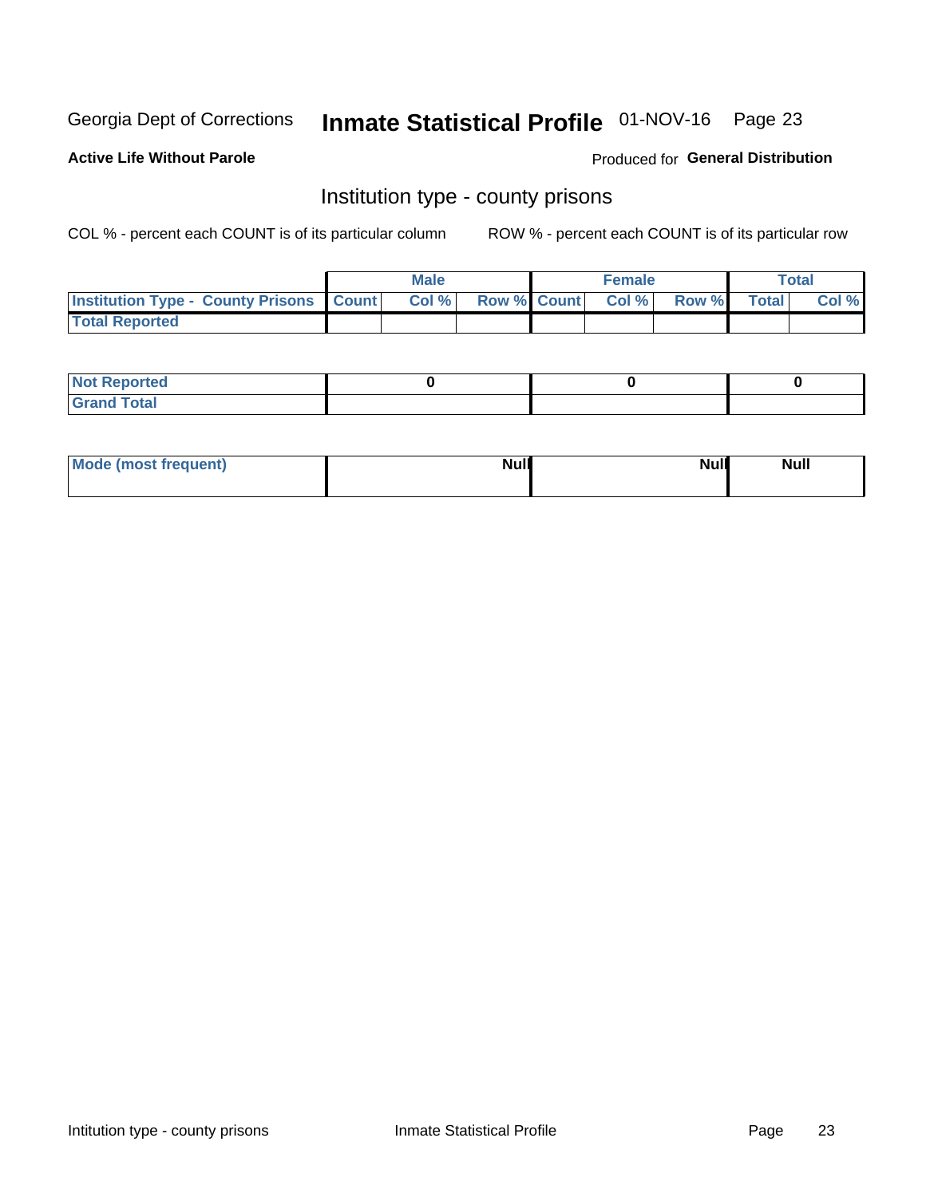Georgia Dept of Corrections **Inmate Statistical Profile** 01-NOV-16

**Active Life Without Parole**

Produced for **General Distribution**

## Institution type - county prisons

COL % - percent each COUNT is of its particular column

ROW % - percent each COUNT is of its particular row

| | Male | | | Female | | | Total | |
|---|---|---|---|---|---|---|---|---|
| **Institution Type - County Prisons** | **Count** | **Col %** | **Row %** | **Count** | **Col %** | **Row %** | **Total** | **Col %** |
| **Total Reported** | | | | | | | | |

| | Male | Female | Total |
|---|---|---|---|
| **Not Reported** | **0** | **0** | **0** |
| **Grand Total** | | | |

| | Male | Female | Total |
|---|---|---|---|
| **Mode (most frequent)** | **Null** | **Null** | **Null** |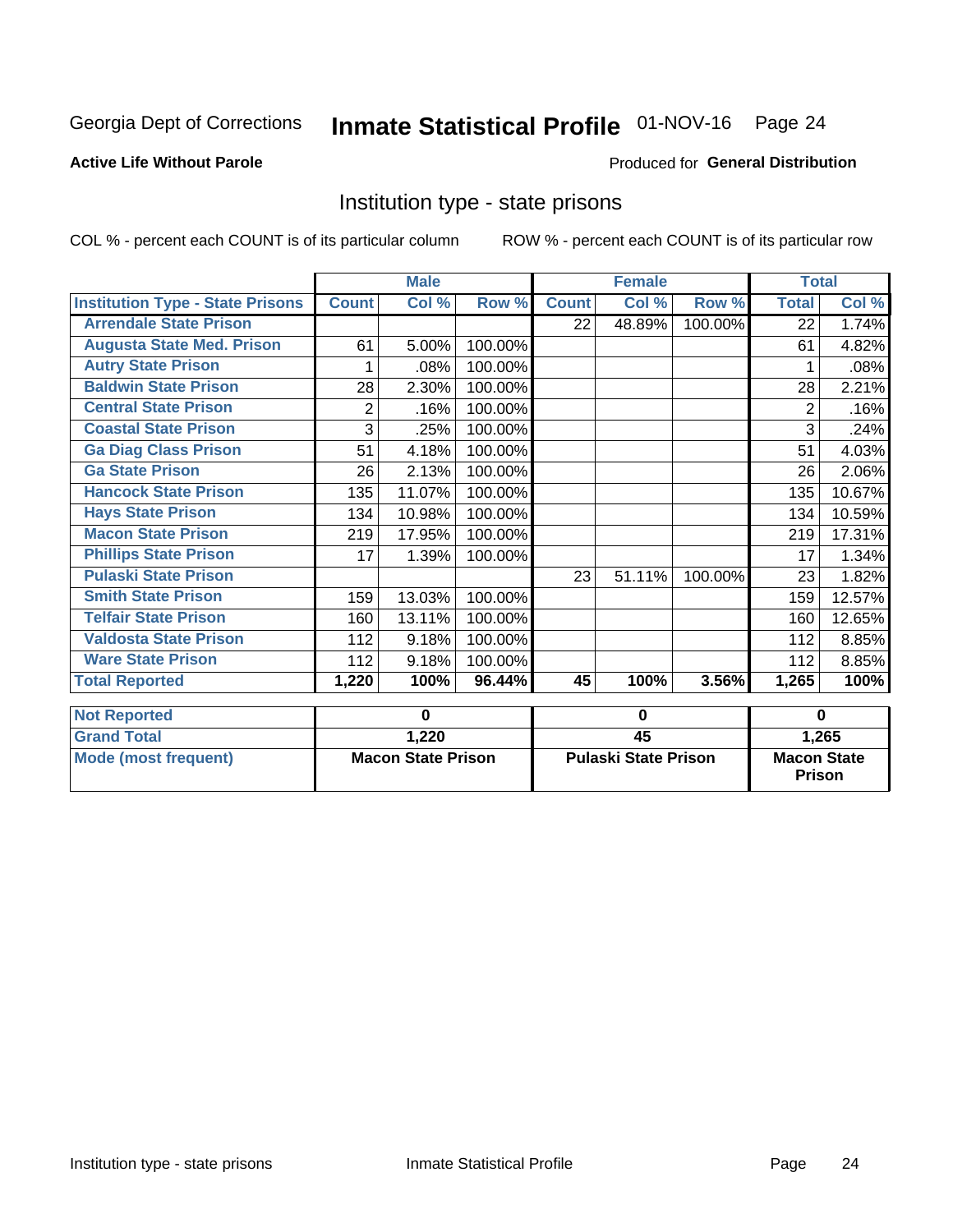Georgia Dept of Corrections **Inmate Statistical Profile** 01-NOV-16

**Active Life Without Parole**

Produced for **General Distribution**

## Institution type - state prisons

COL % - percent each COUNT is of its particular column    ROW % - percent each COUNT is of its particular row

| | Male | | | Female | | | Total | |
|---|---|---|---|---|---|---|---|---|
| **Institution Type - State Prisons** | **Count** | **Col %** | **Row %** | **Count** | **Col %** | **Row %** | **Total** | **Col %** |
| Arrendale State Prison | | | | 22 | 48.89% | 100.00% | 22 | 1.74% |
| Augusta State Med. Prison | 61 | 5.00% | 100.00% | | | | 61 | 4.82% |
| Autry State Prison | 1 | .08% | 100.00% | | | | 1 | .08% |
| Baldwin State Prison | 28 | 2.30% | 100.00% | | | | 28 | 2.21% |
| Central State Prison | 2 | .16% | 100.00% | | | | 2 | .16% |
| Coastal State Prison | 3 | .25% | 100.00% | | | | 3 | .24% |
| Ga Diag Class Prison | 51 | 4.18% | 100.00% | | | | 51 | 4.03% |
| Ga State Prison | 26 | 2.13% | 100.00% | | | | 26 | 2.06% |
| Hancock State Prison | 135 | 11.07% | 100.00% | | | | 135 | 10.67% |
| Hays State Prison | 134 | 10.98% | 100.00% | | | | 134 | 10.59% |
| Macon State Prison | 219 | 17.95% | 100.00% | | | | 219 | 17.31% |
| Phillips State Prison | 17 | 1.39% | 100.00% | | | | 17 | 1.34% |
| Pulaski State Prison | | | | 23 | 51.11% | 100.00% | 23 | 1.82% |
| Smith State Prison | 159 | 13.03% | 100.00% | | | | 159 | 12.57% |
| Telfair State Prison | 160 | 13.11% | 100.00% | | | | 160 | 12.65% |
| Valdosta State Prison | 112 | 9.18% | 100.00% | | | | 112 | 8.85% |
| Ware State Prison | 112 | 9.18% | 100.00% | | | | 112 | 8.85% |
| **Total Reported** | **1,220** | **100%** | **96.44%** | **45** | **100%** | **3.56%** | **1,265** | **100%** |

| | Male | Female | Total |
|---|---|---|---|
| **Not Reported** | 0 | 0 | 0 |
| **Grand Total** | 1,220 | 45 | 1,265 |
| **Mode (most frequent)** | Macon State Prison | Pulaski State Prison | Macon State Prison |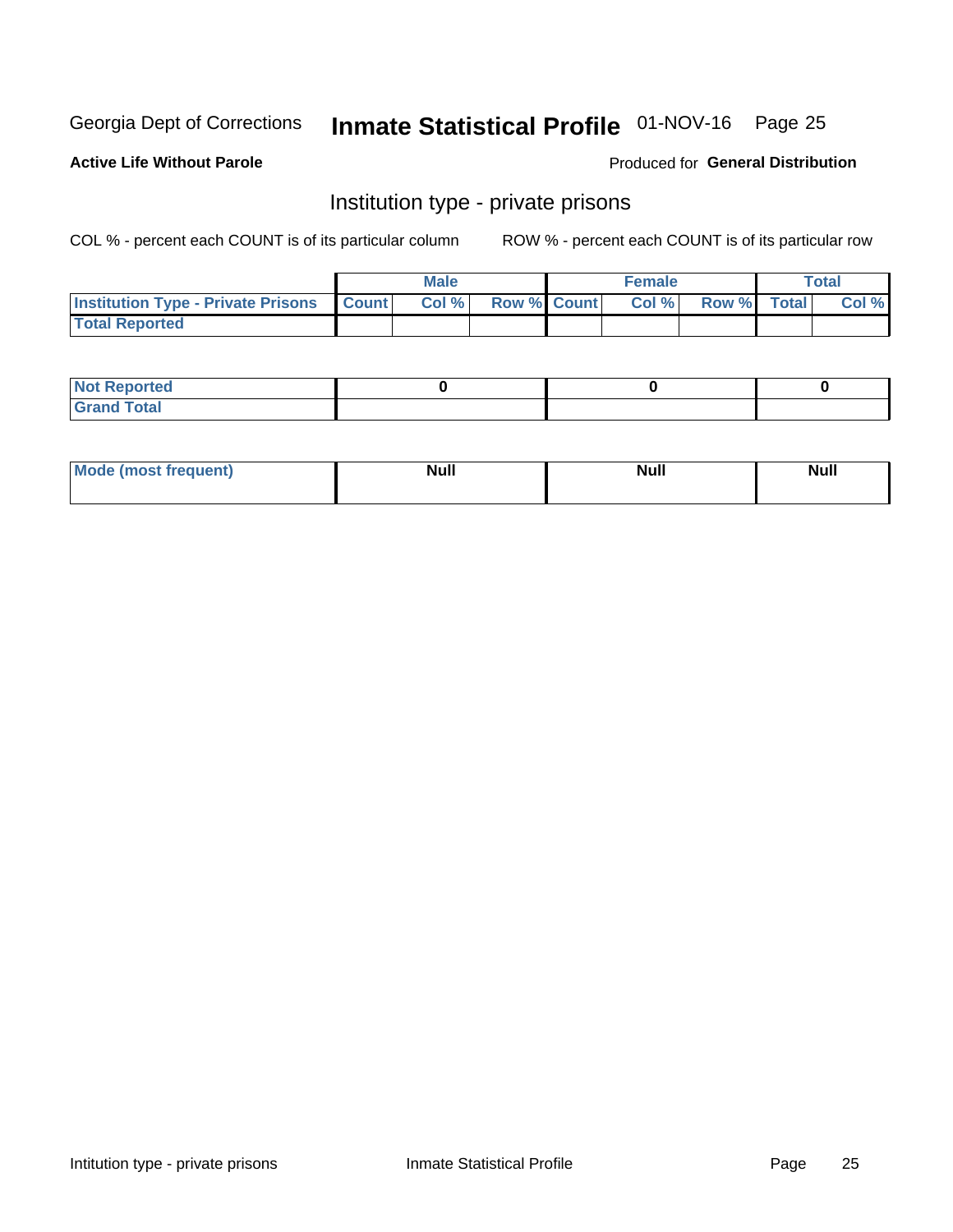Georgia Dept of Corrections **Inmate Statistical Profile** 01-NOV-16 Page 25

**Active Life Without Parole**

Produced for **General Distribution**

## Institution type - private prisons

COL % - percent each COUNT is of its particular column

ROW % - percent each COUNT is of its particular row

| | Male | | | Female | | | Total | |
|---|---|---|---|---|---|---|---|---|
| **Institution Type - Private Prisons** | **Count** | **Col %** | **Row %** | **Count** | **Col %** | **Row %** | **Total** | **Col %** |
| **Total Reported** | | | | | | | | |

| | Male | Female | Total |
|---|---|---|---|
| **Not Reported** | 0 | 0 | 0 |
| **Grand Total** | | | |

| | Male | Female | Total |
|---|---|---|---|
| **Mode (most frequent)** | Null | Null | Null |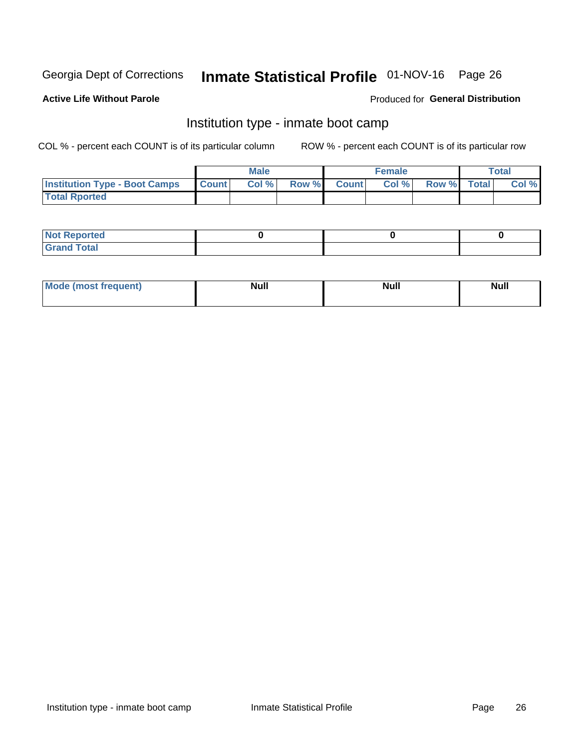Georgia Dept of Corrections **Inmate Statistical Profile** 01-NOV-16

**Active Life Without Parole**

Produced for **General Distribution**

## Institution type - inmate boot camp

COL % - percent each COUNT is of its particular column

ROW % - percent each COUNT is of its particular row

| | Male | | | Female | | | Total | |
|---|---|---|---|---|---|---|---|---|
| **Institution Type - Boot Camps** | **Count** | **Col %** | **Row %** | **Count** | **Col %** | **Row %** | **Total** | **Col %** |
| **Total Rported** | | | | | | | | |

| | Male | Female | Total |
|---|---|---|---|
| **Not Reported** | **0** | **0** | **0** |
| **Grand Total** | | | |

| | Male | Female | Total |
|---|---|---|---|
| **Mode (most frequent)** | **Null** | **Null** | **Null** |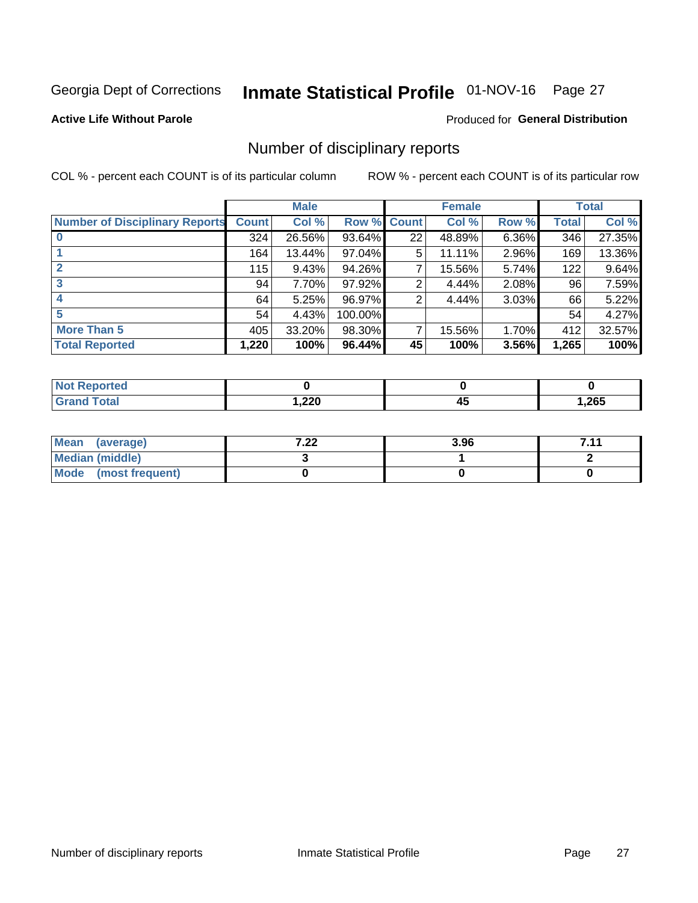Georgia Dept of Corrections **Inmate Statistical Profile** 01-NOV-16 Page 27

**Active Life Without Parole**

Produced for **General Distribution**

## Number of disciplinary reports

COL % - percent each COUNT is of its particular column

ROW % - percent each COUNT is of its particular row

| | Male | | | Female | | | Total | |
|---|---|---|---|---|---|---|---|---|
| **Number of Disciplinary Reports** | **Count** | **Col %** | **Row %** | **Count** | **Col %** | **Row %** | **Total** | **Col %** |
| **0** | 324 | 26.56% | 93.64% | 22 | 48.89% | 6.36% | 346 | 27.35% |
| **1** | 164 | 13.44% | 97.04% | 5 | 11.11% | 2.96% | 169 | 13.36% |
| **2** | 115 | 9.43% | 94.26% | 7 | 15.56% | 5.74% | 122 | 9.64% |
| **3** | 94 | 7.70% | 97.92% | 2 | 4.44% | 2.08% | 96 | 7.59% |
| **4** | 64 | 5.25% | 96.97% | 2 | 4.44% | 3.03% | 66 | 5.22% |
| **5** | 54 | 4.43% | 100.00% | | | | 54 | 4.27% |
| **More Than 5** | 405 | 33.20% | 98.30% | 7 | 15.56% | 1.70% | 412 | 32.57% |
| **Total Reported** | **1,220** | **100%** | **96.44%** | **45** | **100%** | **3.56%** | **1,265** | **100%** |

| | Male | Female | Total |
|---|---|---|---|
| **Not Reported** | **0** | **0** | **0** |
| **Grand Total** | **1,220** | **45** | **1,265** |

| | Male | Female | Total |
|---|---|---|---|
| **Mean (average)** | **7.22** | **3.96** | **7.11** |
| **Median (middle)** | **3** | **1** | **2** |
| **Mode (most frequent)** | **0** | **0** | **0** |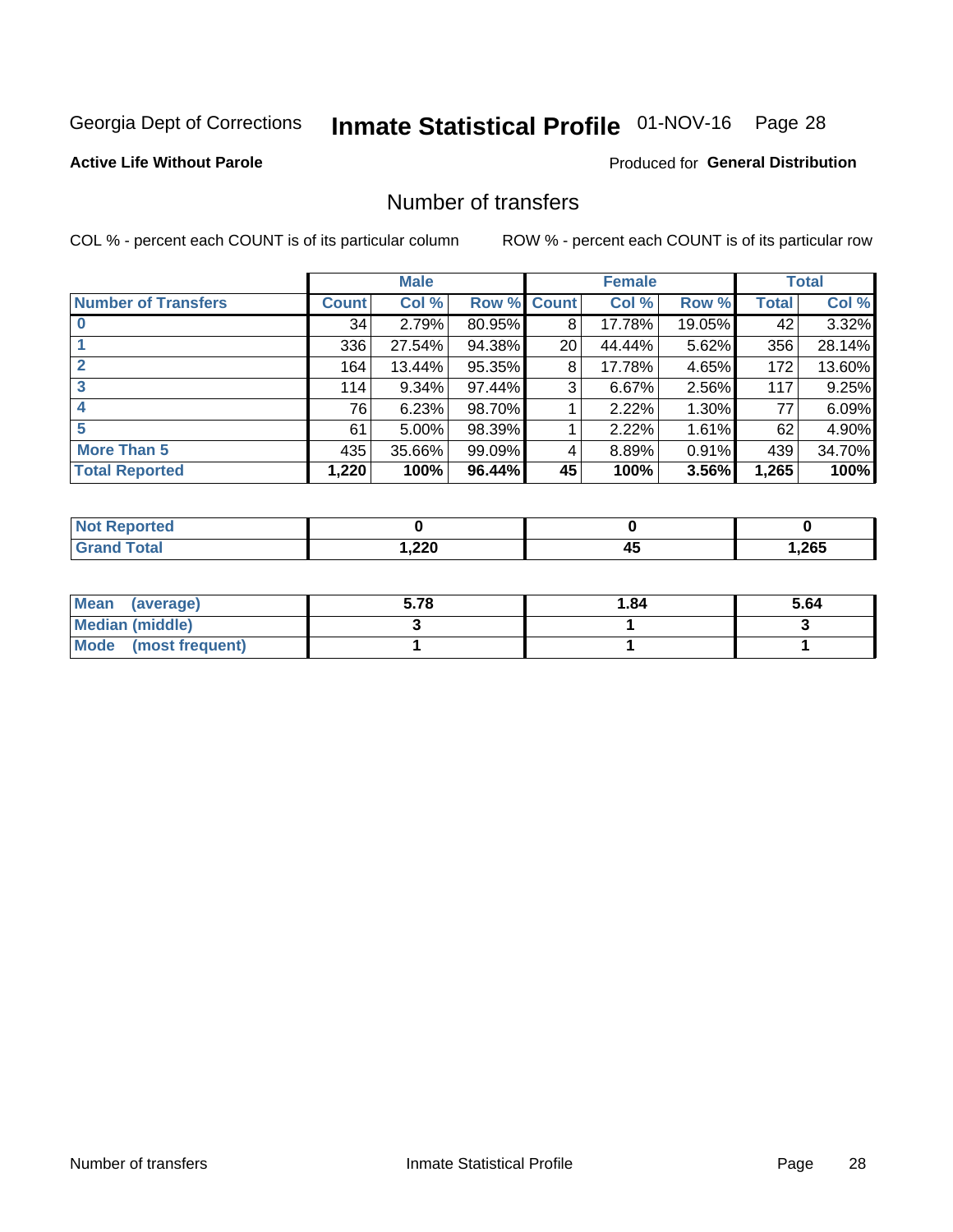Georgia Dept of Corrections **Inmate Statistical Profile** 01-NOV-16

**Active Life Without Parole**

Produced for **General Distribution**

## Number of transfers

COL % - percent each COUNT is of its particular column

ROW % - percent each COUNT is of its particular row

| | Male | | | Female | | | Total | |
|---|---|---|---|---|---|---|---|---|
| **Number of Transfers** | **Count** | **Col %** | **Row %** | **Count** | **Col %** | **Row %** | **Total** | **Col %** |
| **0** | 34 | 2.79% | 80.95% | 8 | 17.78% | 19.05% | 42 | 3.32% |
| **1** | 336 | 27.54% | 94.38% | 20 | 44.44% | 5.62% | 356 | 28.14% |
| **2** | 164 | 13.44% | 95.35% | 8 | 17.78% | 4.65% | 172 | 13.60% |
| **3** | 114 | 9.34% | 97.44% | 3 | 6.67% | 2.56% | 117 | 9.25% |
| **4** | 76 | 6.23% | 98.70% | 1 | 2.22% | 1.30% | 77 | 6.09% |
| **5** | 61 | 5.00% | 98.39% | 1 | 2.22% | 1.61% | 62 | 4.90% |
| **More Than 5** | 435 | 35.66% | 99.09% | 4 | 8.89% | 0.91% | 439 | 34.70% |
| **Total Reported** | **1,220** | **100%** | **96.44%** | **45** | **100%** | **3.56%** | **1,265** | **100%** |

| | Male | Female | Total |
|---|---|---|---|
| **Not Reported** | **0** | **0** | **0** |
| **Grand Total** | **1,220** | **45** | **1,265** |

| | Male | Female | Total |
|---|---|---|---|
| **Mean (average)** | **5.78** | **1.84** | **5.64** |
| **Median (middle)** | **3** | **1** | **3** |
| **Mode (most frequent)** | **1** | **1** | **1** |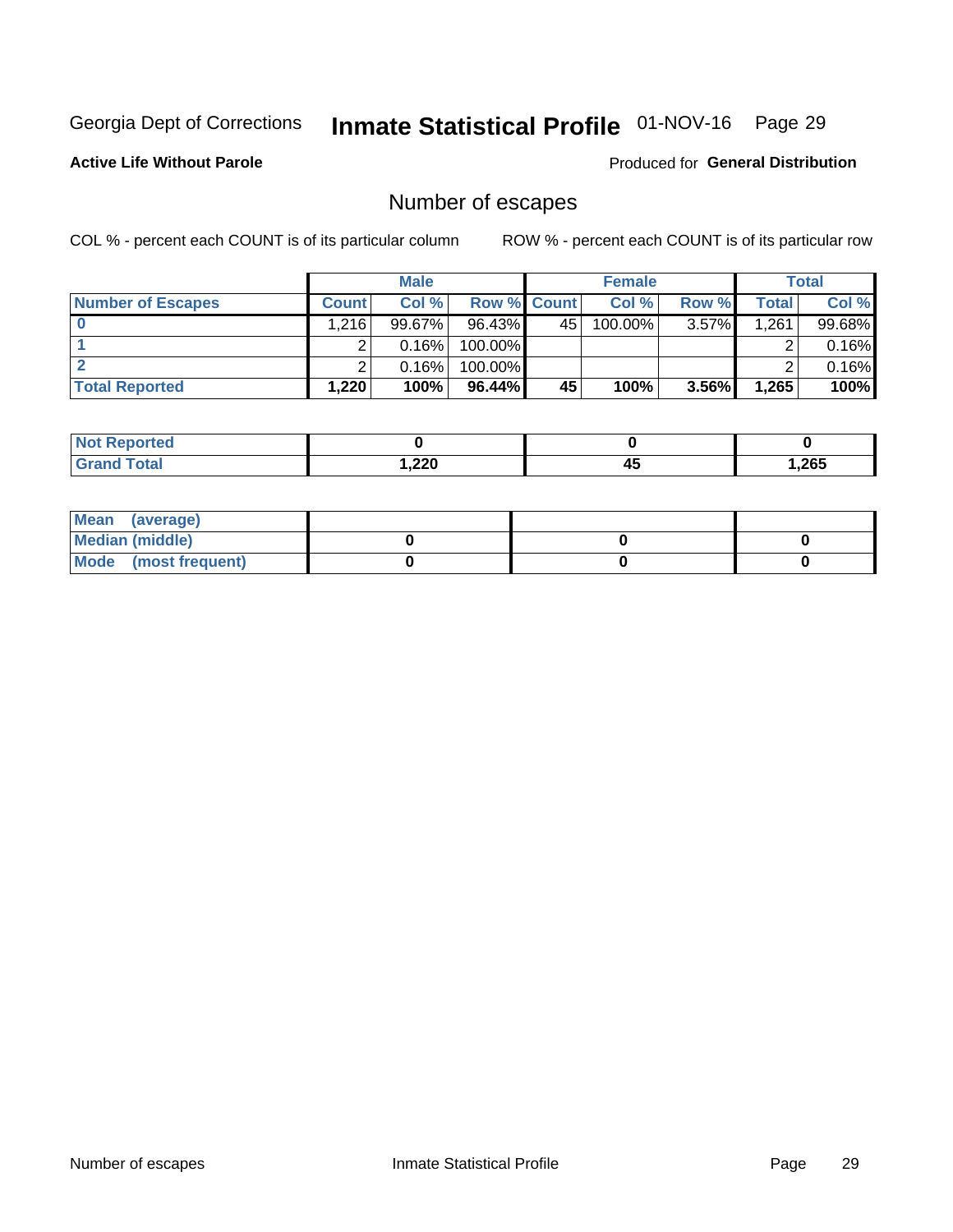Georgia Dept of Corrections **Inmate Statistical Profile** 01-NOV-16

**Active Life Without Parole**

Produced for **General Distribution**

## Number of escapes

COL % - percent each COUNT is of its particular column

ROW % - percent each COUNT is of its particular row

| | Male | | | Female | | | Total | |
|---|---|---|---|---|---|---|---|---|
| **Number of Escapes** | **Count** | **Col %** | **Row %** | **Count** | **Col %** | **Row %** | **Total** | **Col %** |
| **0** | 1,216 | 99.67% | 96.43% | 45 | 100.00% | 3.57% | 1,261 | 99.68% |
| **1** | 2 | 0.16% | 100.00% | | | | 2 | 0.16% |
| **2** | 2 | 0.16% | 100.00% | | | | 2 | 0.16% |
| **Total Reported** | **1,220** | **100%** | **96.44%** | **45** | **100%** | **3.56%** | **1,265** | **100%** |

| | Male | Female | Total |
|---|---|---|---|
| **Not Reported** | **0** | **0** | **0** |
| **Grand Total** | **1,220** | **45** | **1,265** |

| | Male | Female | Total |
|---|---|---|---|
| **Mean (average)** | | | |
| **Median (middle)** | **0** | **0** | **0** |
| **Mode (most frequent)** | **0** | **0** | **0** |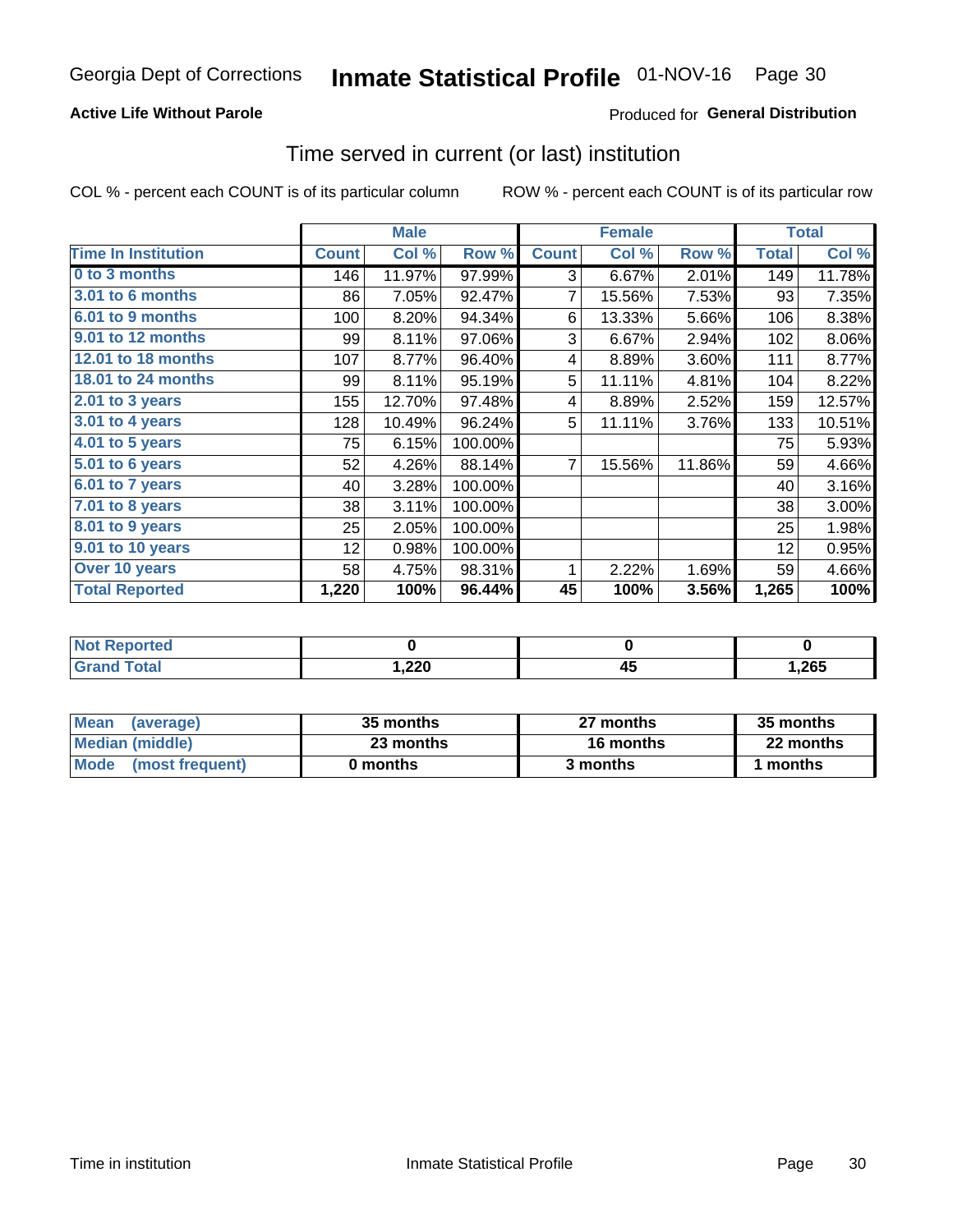Georgia Dept of Corrections **Inmate Statistical Profile** 01-NOV-16

**Active Life Without Parole**

Produced for **General Distribution**

## Time served in current (or last) institution

COL % - percent each COUNT is of its particular column        ROW % - percent each COUNT is of its particular row

| | Male | | | Female | | | Total | |
|---|---|---|---|---|---|---|---|---|
| **Time In Institution** | **Count** | **Col %** | **Row %** | **Count** | **Col %** | **Row %** | **Total** | **Col %** |
| 0 to 3 months | 146 | 11.97% | 97.99% | 3 | 6.67% | 2.01% | 149 | 11.78% |
| 3.01 to 6 months | 86 | 7.05% | 92.47% | 7 | 15.56% | 7.53% | 93 | 7.35% |
| 6.01 to 9 months | 100 | 8.20% | 94.34% | 6 | 13.33% | 5.66% | 106 | 8.38% |
| 9.01 to 12 months | 99 | 8.11% | 97.06% | 3 | 6.67% | 2.94% | 102 | 8.06% |
| 12.01 to 18 months | 107 | 8.77% | 96.40% | 4 | 8.89% | 3.60% | 111 | 8.77% |
| 18.01 to 24 months | 99 | 8.11% | 95.19% | 5 | 11.11% | 4.81% | 104 | 8.22% |
| 2.01 to 3 years | 155 | 12.70% | 97.48% | 4 | 8.89% | 2.52% | 159 | 12.57% |
| 3.01 to 4 years | 128 | 10.49% | 96.24% | 5 | 11.11% | 3.76% | 133 | 10.51% |
| 4.01 to 5 years | 75 | 6.15% | 100.00% | | | | 75 | 5.93% |
| 5.01 to 6 years | 52 | 4.26% | 88.14% | 7 | 15.56% | 11.86% | 59 | 4.66% |
| 6.01 to 7 years | 40 | 3.28% | 100.00% | | | | 40 | 3.16% |
| 7.01 to 8 years | 38 | 3.11% | 100.00% | | | | 38 | 3.00% |
| 8.01 to 9 years | 25 | 2.05% | 100.00% | | | | 25 | 1.98% |
| 9.01 to 10 years | 12 | 0.98% | 100.00% | | | | 12 | 0.95% |
| Over 10 years | 58 | 4.75% | 98.31% | 1 | 2.22% | 1.69% | 59 | 4.66% |
| **Total Reported** | **1,220** | **100%** | **96.44%** | **45** | **100%** | **3.56%** | **1,265** | **100%** |

| | Male | Female | Total |
|---|---|---|---|
| Not Reported | **0** | **0** | **0** |
| Grand Total | **1,220** | **45** | **1,265** |

| | Male | Female | Total |
|---|---|---|---|
| Mean (average) | **35 months** | **27 months** | **35 months** |
| Median (middle) | **23 months** | **16 months** | **22 months** |
| Mode (most frequent) | **0 months** | **3 months** | **1 months** |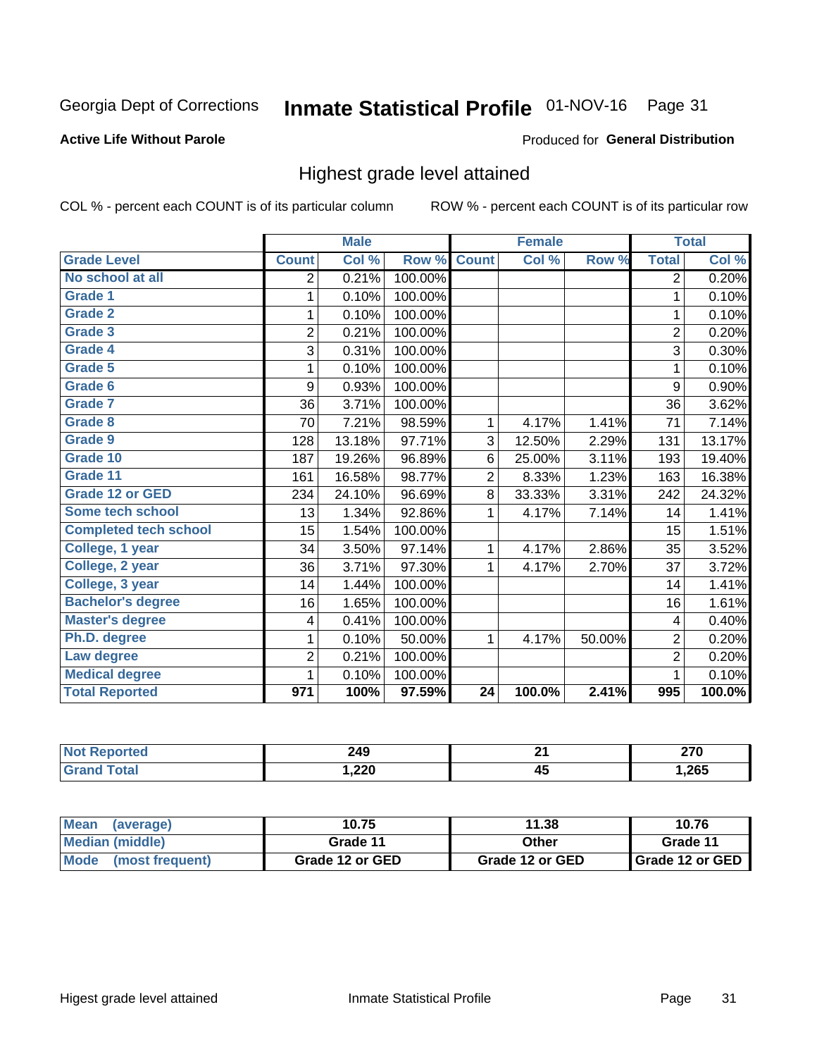Georgia Dept of Corrections **Inmate Statistical Profile** 01-NOV-16 Page 31

**Active Life Without Parole**

Produced for **General Distribution**

## Highest grade level attained

COL % - percent each COUNT is of its particular column     ROW % - percent each COUNT is of its particular row

| | Male | | | Female | | | Total | |
|---|---|---|---|---|---|---|---|---|
| **Grade Level** | **Count** | **Col %** | **Row %** | **Count** | **Col %** | **Row %** | **Total** | **Col %** |
| No school at all | 2 | 0.21% | 100.00% | | | | 2 | 0.20% |
| Grade 1 | 1 | 0.10% | 100.00% | | | | 1 | 0.10% |
| Grade 2 | 1 | 0.10% | 100.00% | | | | 1 | 0.10% |
| Grade 3 | 2 | 0.21% | 100.00% | | | | 2 | 0.20% |
| Grade 4 | 3 | 0.31% | 100.00% | | | | 3 | 0.30% |
| Grade 5 | 1 | 0.10% | 100.00% | | | | 1 | 0.10% |
| Grade 6 | 9 | 0.93% | 100.00% | | | | 9 | 0.90% |
| Grade 7 | 36 | 3.71% | 100.00% | | | | 36 | 3.62% |
| Grade 8 | 70 | 7.21% | 98.59% | 1 | 4.17% | 1.41% | 71 | 7.14% |
| Grade 9 | 128 | 13.18% | 97.71% | 3 | 12.50% | 2.29% | 131 | 13.17% |
| Grade 10 | 187 | 19.26% | 96.89% | 6 | 25.00% | 3.11% | 193 | 19.40% |
| Grade 11 | 161 | 16.58% | 98.77% | 2 | 8.33% | 1.23% | 163 | 16.38% |
| Grade 12 or GED | 234 | 24.10% | 96.69% | 8 | 33.33% | 3.31% | 242 | 24.32% |
| Some tech school | 13 | 1.34% | 92.86% | 1 | 4.17% | 7.14% | 14 | 1.41% |
| Completed tech school | 15 | 1.54% | 100.00% | | | | 15 | 1.51% |
| College, 1 year | 34 | 3.50% | 97.14% | 1 | 4.17% | 2.86% | 35 | 3.52% |
| College, 2 year | 36 | 3.71% | 97.30% | 1 | 4.17% | 2.70% | 37 | 3.72% |
| College, 3 year | 14 | 1.44% | 100.00% | | | | 14 | 1.41% |
| Bachelor's degree | 16 | 1.65% | 100.00% | | | | 16 | 1.61% |
| Master's degree | 4 | 0.41% | 100.00% | | | | 4 | 0.40% |
| Ph.D. degree | 1 | 0.10% | 50.00% | 1 | 4.17% | 50.00% | 2 | 0.20% |
| Law degree | 2 | 0.21% | 100.00% | | | | 2 | 0.20% |
| Medical degree | 1 | 0.10% | 100.00% | | | | 1 | 0.10% |
| **Total Reported** | **971** | **100%** | **97.59%** | **24** | **100.0%** | **2.41%** | **995** | **100.0%** |

| | Male | Female | Total |
|---|---|---|---|
| Not Reported | 249 | 21 | 270 |
| Grand Total | 1,220 | 45 | 1,265 |

| | Male | Female | Total |
|---|---|---|---|
| Mean (average) | 10.75 | 11.38 | 10.76 |
| Median (middle) | Grade 11 | Other | Grade 11 |
| Mode (most frequent) | Grade 12 or GED | Grade 12 or GED | Grade 12 or GED |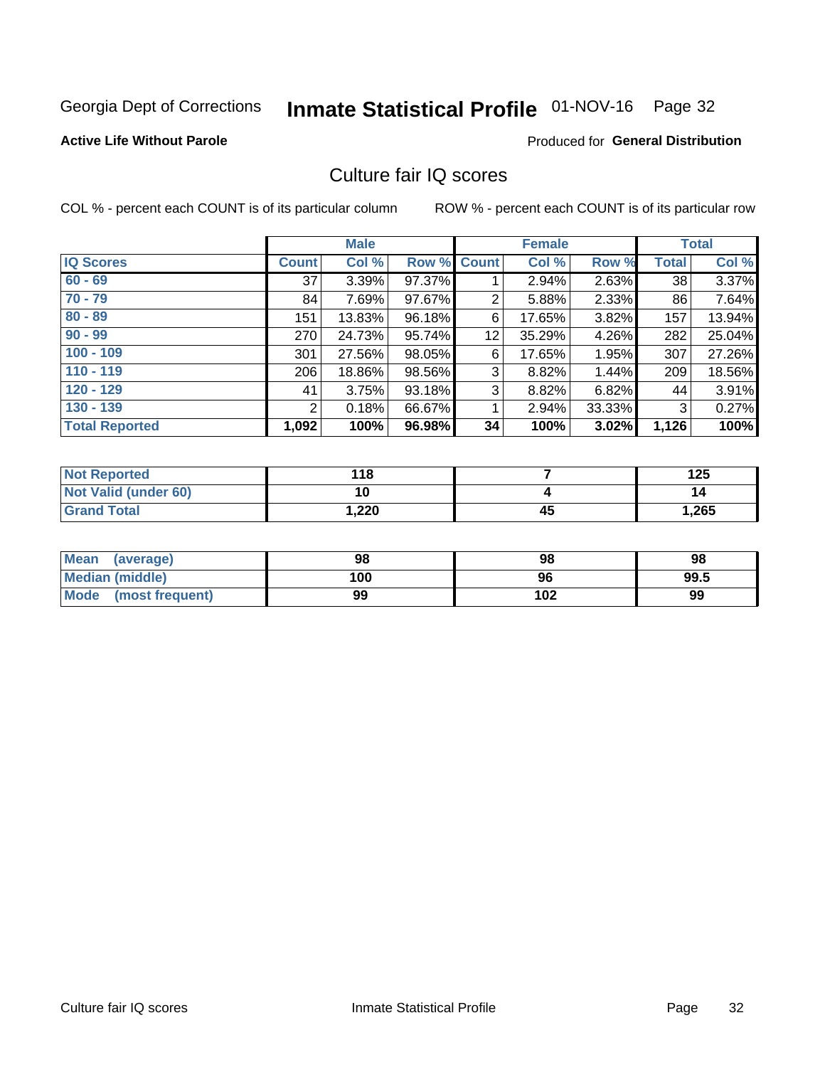Georgia Dept of Corrections **Inmate Statistical Profile** 01-NOV-16 Page 32

**Active Life Without Parole**

Produced for **General Distribution**

## Culture fair IQ scores

COL % - percent each COUNT is of its particular column

ROW % - percent each COUNT is of its particular row

| | Male | | | Female | | | Total | |
|---|---|---|---|---|---|---|---|---|
| **IQ Scores** | **Count** | **Col %** | **Row %** | **Count** | **Col %** | **Row %** | **Total** | **Col %** |
| 60 - 69 | 37 | 3.39% | 97.37% | 1 | 2.94% | 2.63% | 38 | 3.37% |
| 70 - 79 | 84 | 7.69% | 97.67% | 2 | 5.88% | 2.33% | 86 | 7.64% |
| 80 - 89 | 151 | 13.83% | 96.18% | 6 | 17.65% | 3.82% | 157 | 13.94% |
| 90 - 99 | 270 | 24.73% | 95.74% | 12 | 35.29% | 4.26% | 282 | 25.04% |
| 100 - 109 | 301 | 27.56% | 98.05% | 6 | 17.65% | 1.95% | 307 | 27.26% |
| 110 - 119 | 206 | 18.86% | 98.56% | 3 | 8.82% | 1.44% | 209 | 18.56% |
| 120 - 129 | 41 | 3.75% | 93.18% | 3 | 8.82% | 6.82% | 44 | 3.91% |
| 130 - 139 | 2 | 0.18% | 66.67% | 1 | 2.94% | 33.33% | 3 | 0.27% |
| **Total Reported** | **1,092** | **100%** | **96.98%** | **34** | **100%** | **3.02%** | **1,126** | **100%** |

| | Male | Female | Total |
|---|---|---|---|
| Not Reported | 118 | 7 | 125 |
| Not Valid (under 60) | 10 | 4 | 14 |
| Grand Total | 1,220 | 45 | 1,265 |

| | Male | Female | Total |
|---|---|---|---|
| Mean (average) | 98 | 98 | 98 |
| Median (middle) | 100 | 96 | 99.5 |
| Mode (most frequent) | 99 | 102 | 99 |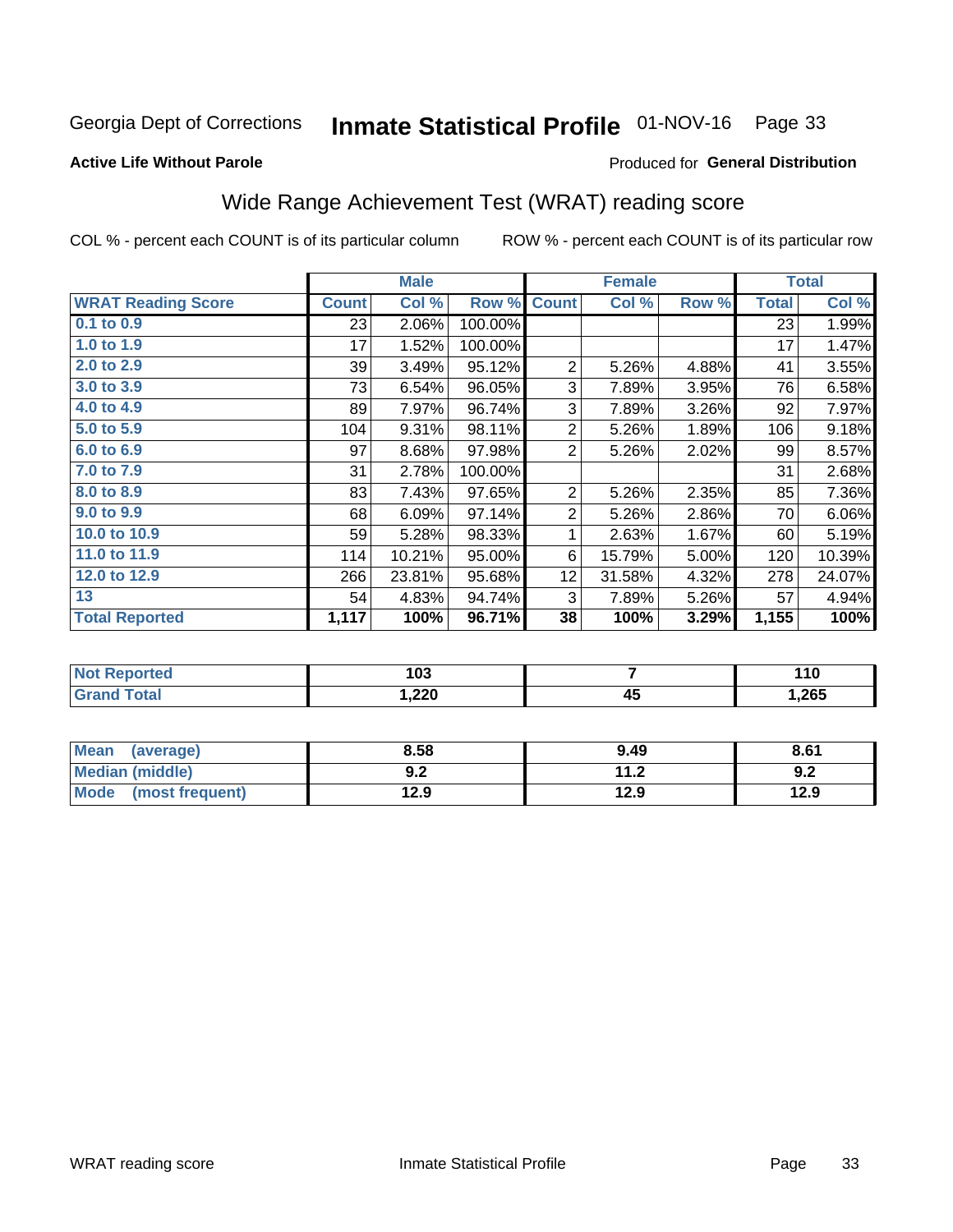Georgia Dept of Corrections **Inmate Statistical Profile** 01-NOV-16 Page 33

**Active Life Without Parole**

Produced for **General Distribution**

## Wide Range Achievement Test (WRAT) reading score

COL % - percent each COUNT is of its particular column ROW % - percent each COUNT is of its particular row

| | Male | | | Female | | | Total | |
|---|---|---|---|---|---|---|---|---|
| **WRAT Reading Score** | **Count** | **Col %** | **Row %** | **Count** | **Col %** | **Row %** | **Total** | **Col %** |
| 0.1 to 0.9 | 23 | 2.06% | 100.00% | | | | 23 | 1.99% |
| 1.0 to 1.9 | 17 | 1.52% | 100.00% | | | | 17 | 1.47% |
| 2.0 to 2.9 | 39 | 3.49% | 95.12% | 2 | 5.26% | 4.88% | 41 | 3.55% |
| 3.0 to 3.9 | 73 | 6.54% | 96.05% | 3 | 7.89% | 3.95% | 76 | 6.58% |
| 4.0 to 4.9 | 89 | 7.97% | 96.74% | 3 | 7.89% | 3.26% | 92 | 7.97% |
| 5.0 to 5.9 | 104 | 9.31% | 98.11% | 2 | 5.26% | 1.89% | 106 | 9.18% |
| 6.0 to 6.9 | 97 | 8.68% | 97.98% | 2 | 5.26% | 2.02% | 99 | 8.57% |
| 7.0 to 7.9 | 31 | 2.78% | 100.00% | | | | 31 | 2.68% |
| 8.0 to 8.9 | 83 | 7.43% | 97.65% | 2 | 5.26% | 2.35% | 85 | 7.36% |
| 9.0 to 9.9 | 68 | 6.09% | 97.14% | 2 | 5.26% | 2.86% | 70 | 6.06% |
| 10.0 to 10.9 | 59 | 5.28% | 98.33% | 1 | 2.63% | 1.67% | 60 | 5.19% |
| 11.0 to 11.9 | 114 | 10.21% | 95.00% | 6 | 15.79% | 5.00% | 120 | 10.39% |
| 12.0 to 12.9 | 266 | 23.81% | 95.68% | 12 | 31.58% | 4.32% | 278 | 24.07% |
| 13 | 54 | 4.83% | 94.74% | 3 | 7.89% | 5.26% | 57 | 4.94% |
| **Total Reported** | **1,117** | **100%** | **96.71%** | **38** | **100%** | **3.29%** | **1,155** | **100%** |

| | Male | Female | Total |
|---|---|---|---|
| Not Reported | 103 | 7 | 110 |
| Grand Total | 1,220 | 45 | 1,265 |

| | Male | Female | Total |
|---|---|---|---|
| Mean (average) | 8.58 | 9.49 | 8.61 |
| Median (middle) | 9.2 | 11.2 | 9.2 |
| Mode (most frequent) | 12.9 | 12.9 | 12.9 |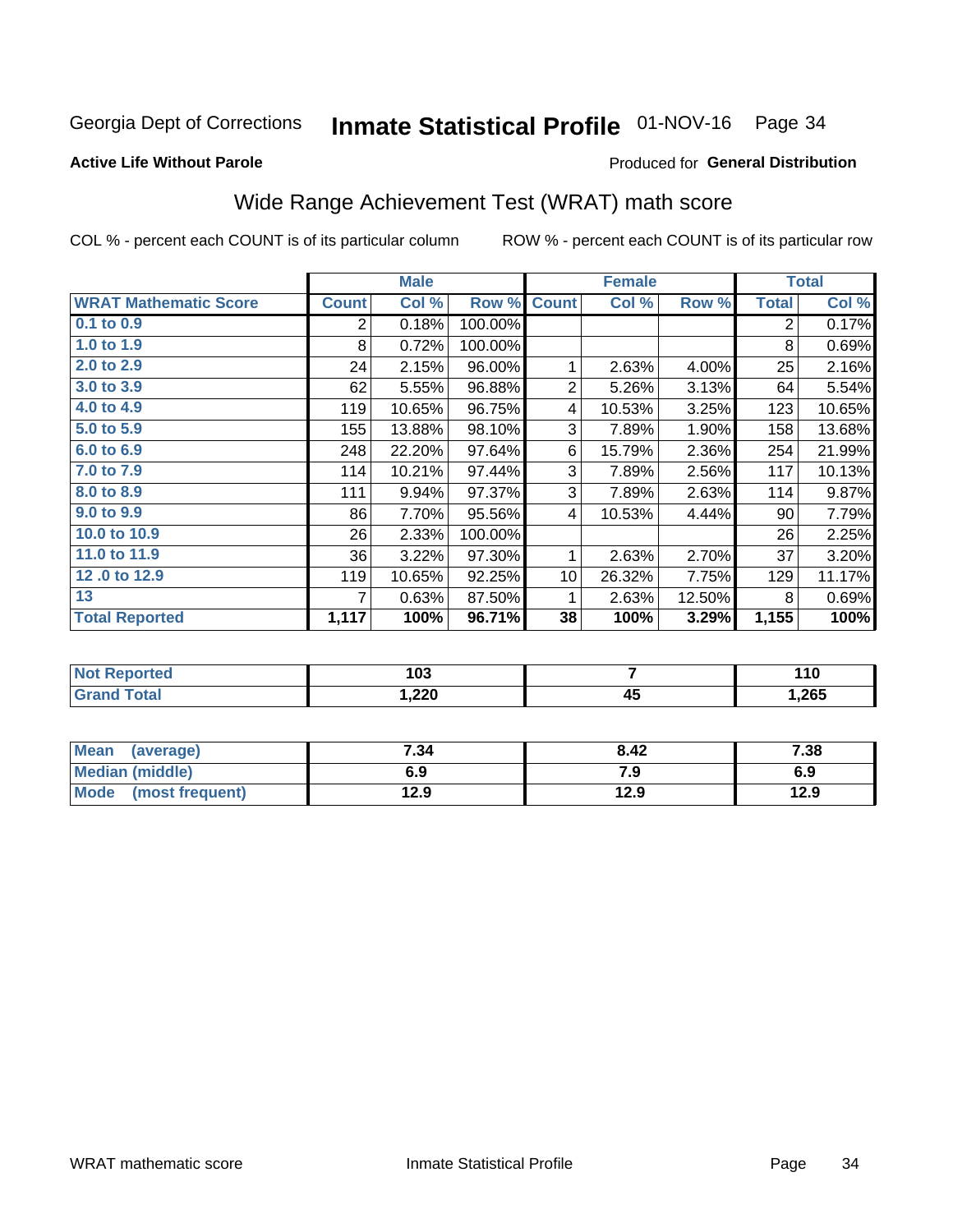Georgia Dept of Corrections **Inmate Statistical Profile** 01-NOV-16 Page 34

**Active Life Without Parole**

Produced for **General Distribution**

## Wide Range Achievement Test (WRAT) math score

COL % - percent each COUNT is of its particular column ROW % - percent each COUNT is of its particular row

| | Male | | | Female | | | Total | |
|---|---|---|---|---|---|---|---|---|
| **WRAT Mathematic Score** | **Count** | **Col %** | **Row %** | **Count** | **Col %** | **Row %** | **Total** | **Col %** |
| 0.1 to 0.9 | 2 | 0.18% | 100.00% | | | | 2 | 0.17% |
| 1.0 to 1.9 | 8 | 0.72% | 100.00% | | | | 8 | 0.69% |
| 2.0 to 2.9 | 24 | 2.15% | 96.00% | 1 | 2.63% | 4.00% | 25 | 2.16% |
| 3.0 to 3.9 | 62 | 5.55% | 96.88% | 2 | 5.26% | 3.13% | 64 | 5.54% |
| 4.0 to 4.9 | 119 | 10.65% | 96.75% | 4 | 10.53% | 3.25% | 123 | 10.65% |
| 5.0 to 5.9 | 155 | 13.88% | 98.10% | 3 | 7.89% | 1.90% | 158 | 13.68% |
| 6.0 to 6.9 | 248 | 22.20% | 97.64% | 6 | 15.79% | 2.36% | 254 | 21.99% |
| 7.0 to 7.9 | 114 | 10.21% | 97.44% | 3 | 7.89% | 2.56% | 117 | 10.13% |
| 8.0 to 8.9 | 111 | 9.94% | 97.37% | 3 | 7.89% | 2.63% | 114 | 9.87% |
| 9.0 to 9.9 | 86 | 7.70% | 95.56% | 4 | 10.53% | 4.44% | 90 | 7.79% |
| 10.0 to 10.9 | 26 | 2.33% | 100.00% | | | | 26 | 2.25% |
| 11.0 to 11.9 | 36 | 3.22% | 97.30% | 1 | 2.63% | 2.70% | 37 | 3.20% |
| 12 .0 to 12.9 | 119 | 10.65% | 92.25% | 10 | 26.32% | 7.75% | 129 | 11.17% |
| 13 | 7 | 0.63% | 87.50% | 1 | 2.63% | 12.50% | 8 | 0.69% |
| **Total Reported** | **1,117** | **100%** | **96.71%** | **38** | **100%** | **3.29%** | **1,155** | **100%** |

| | Male | Female | Total |
|---|---|---|---|
| Not Reported | 103 | 7 | 110 |
| Grand Total | 1,220 | 45 | 1,265 |

| | Male | Female | Total |
|---|---|---|---|
| Mean (average) | 7.34 | 8.42 | 7.38 |
| Median (middle) | 6.9 | 7.9 | 6.9 |
| Mode (most frequent) | 12.9 | 12.9 | 12.9 |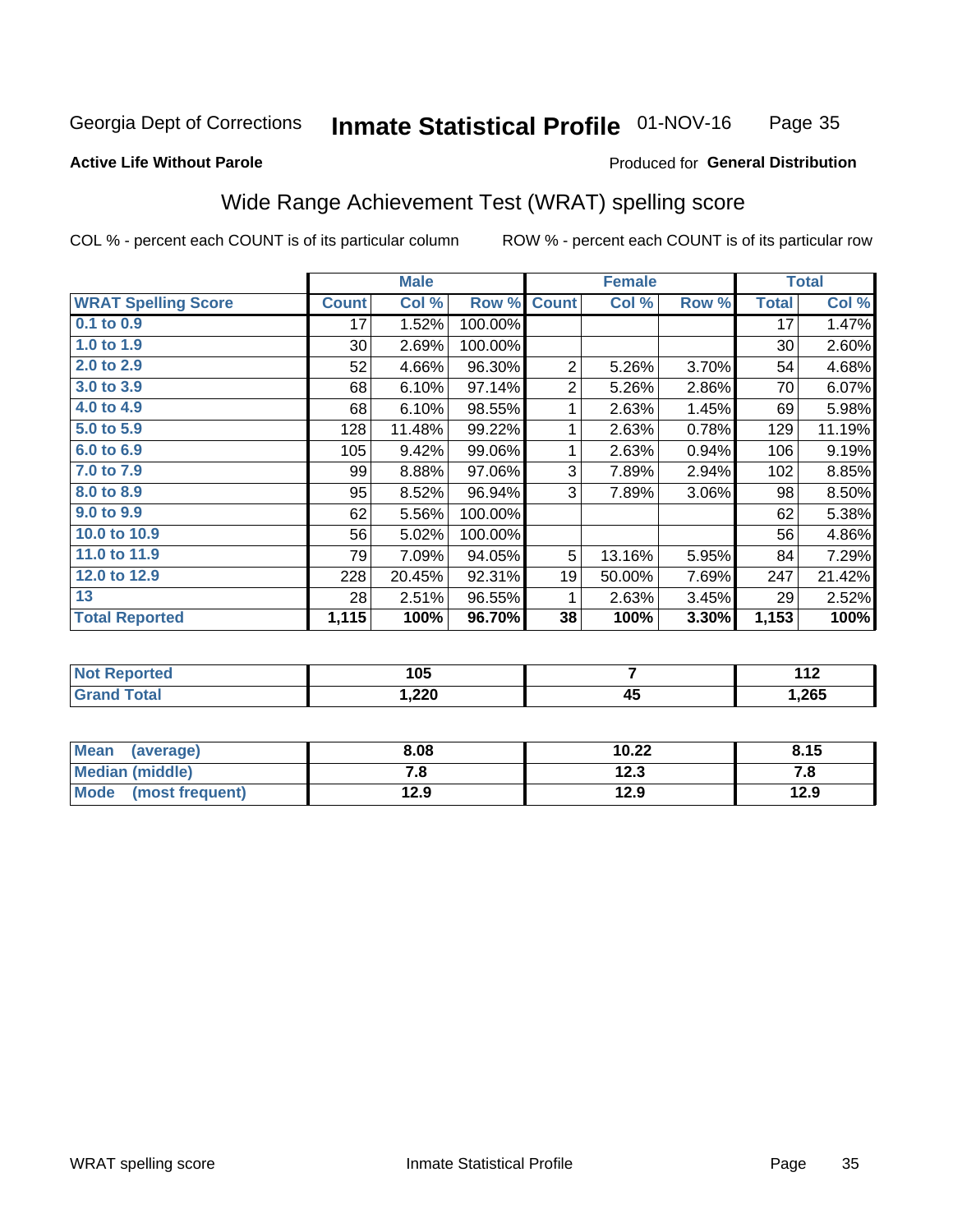Georgia Dept of Corrections **Inmate Statistical Profile** 01-NOV-16

**Active Life Without Parole**

Produced for **General Distribution**

## Wide Range Achievement Test (WRAT) spelling score

COL % - percent each COUNT is of its particular column

ROW % - percent each COUNT is of its particular row

| | Male | | | Female | | | Total | |
|---|---|---|---|---|---|---|---|---|
| **WRAT Spelling Score** | **Count** | **Col %** | **Row %** | **Count** | **Col %** | **Row %** | **Total** | **Col %** |
| 0.1 to 0.9 | 17 | 1.52% | 100.00% | | | | 17 | 1.47% |
| 1.0 to 1.9 | 30 | 2.69% | 100.00% | | | | 30 | 2.60% |
| 2.0 to 2.9 | 52 | 4.66% | 96.30% | 2 | 5.26% | 3.70% | 54 | 4.68% |
| 3.0 to 3.9 | 68 | 6.10% | 97.14% | 2 | 5.26% | 2.86% | 70 | 6.07% |
| 4.0 to 4.9 | 68 | 6.10% | 98.55% | 1 | 2.63% | 1.45% | 69 | 5.98% |
| 5.0 to 5.9 | 128 | 11.48% | 99.22% | 1 | 2.63% | 0.78% | 129 | 11.19% |
| 6.0 to 6.9 | 105 | 9.42% | 99.06% | 1 | 2.63% | 0.94% | 106 | 9.19% |
| 7.0 to 7.9 | 99 | 8.88% | 97.06% | 3 | 7.89% | 2.94% | 102 | 8.85% |
| 8.0 to 8.9 | 95 | 8.52% | 96.94% | 3 | 7.89% | 3.06% | 98 | 8.50% |
| 9.0 to 9.9 | 62 | 5.56% | 100.00% | | | | 62 | 5.38% |
| 10.0 to 10.9 | 56 | 5.02% | 100.00% | | | | 56 | 4.86% |
| 11.0 to 11.9 | 79 | 7.09% | 94.05% | 5 | 13.16% | 5.95% | 84 | 7.29% |
| 12.0 to 12.9 | 228 | 20.45% | 92.31% | 19 | 50.00% | 7.69% | 247 | 21.42% |
| 13 | 28 | 2.51% | 96.55% | 1 | 2.63% | 3.45% | 29 | 2.52% |
| **Total Reported** | **1,115** | **100%** | **96.70%** | **38** | **100%** | **3.30%** | **1,153** | **100%** |

| | Male | Female | Total |
|---|---|---|---|
| Not Reported | 105 | 7 | 112 |
| Grand Total | 1,220 | 45 | 1,265 |

| | Male | Female | Total |
|---|---|---|---|
| Mean (average) | 8.08 | 10.22 | 8.15 |
| Median (middle) | 7.8 | 12.3 | 7.8 |
| Mode (most frequent) | 12.9 | 12.9 | 12.9 |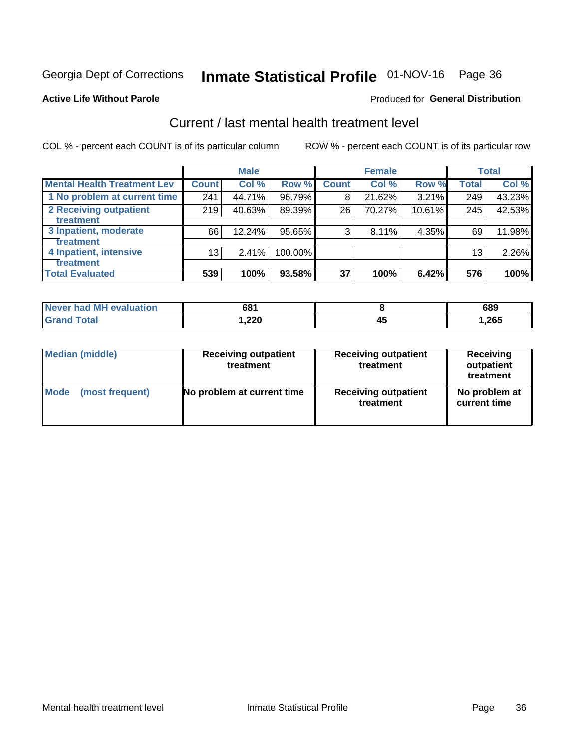Georgia Dept of Corrections **Inmate Statistical Profile** 01-NOV-16

**Active Life Without Parole**

Produced for **General Distribution**

## Current / last mental health treatment level

COL % - percent each COUNT is of its particular column

ROW % - percent each COUNT is of its particular row

| | Male | | | Female | | | Total | |
|---|---|---|---|---|---|---|---|---|
| **Mental Health Treatment Lev** | **Count** | **Col %** | **Row %** | **Count** | **Col %** | **Row %** | **Total** | **Col %** |
| 1 No problem at current time | 241 | 44.71% | 96.79% | 8 | 21.62% | 3.21% | 249 | 43.23% |
| 2 Receiving outpatient treatment | 219 | 40.63% | 89.39% | 26 | 70.27% | 10.61% | 245 | 42.53% |
| 3 Inpatient, moderate treatment | 66 | 12.24% | 95.65% | 3 | 8.11% | 4.35% | 69 | 11.98% |
| 4 Inpatient, intensive treatment | 13 | 2.41% | 100.00% | | | | 13 | 2.26% |
| **Total Evaluated** | **539** | **100%** | **93.58%** | **37** | **100%** | **6.42%** | **576** | **100%** |

| | Male | Female | Total |
|---|---|---|---|
| **Never had MH evaluation** | **681** | **8** | **689** |
| **Grand Total** | **1,220** | **45** | **1,265** |

| | Male | Female | Total |
|---|---|---|---|
| **Median (middle)** | **Receiving outpatient treatment** | **Receiving outpatient treatment** | **Receiving outpatient treatment** |
| **Mode (most frequent)** | **No problem at current time** | **Receiving outpatient treatment** | **No problem at current time** |

Mental health treatment level | Inmate Statistical Profile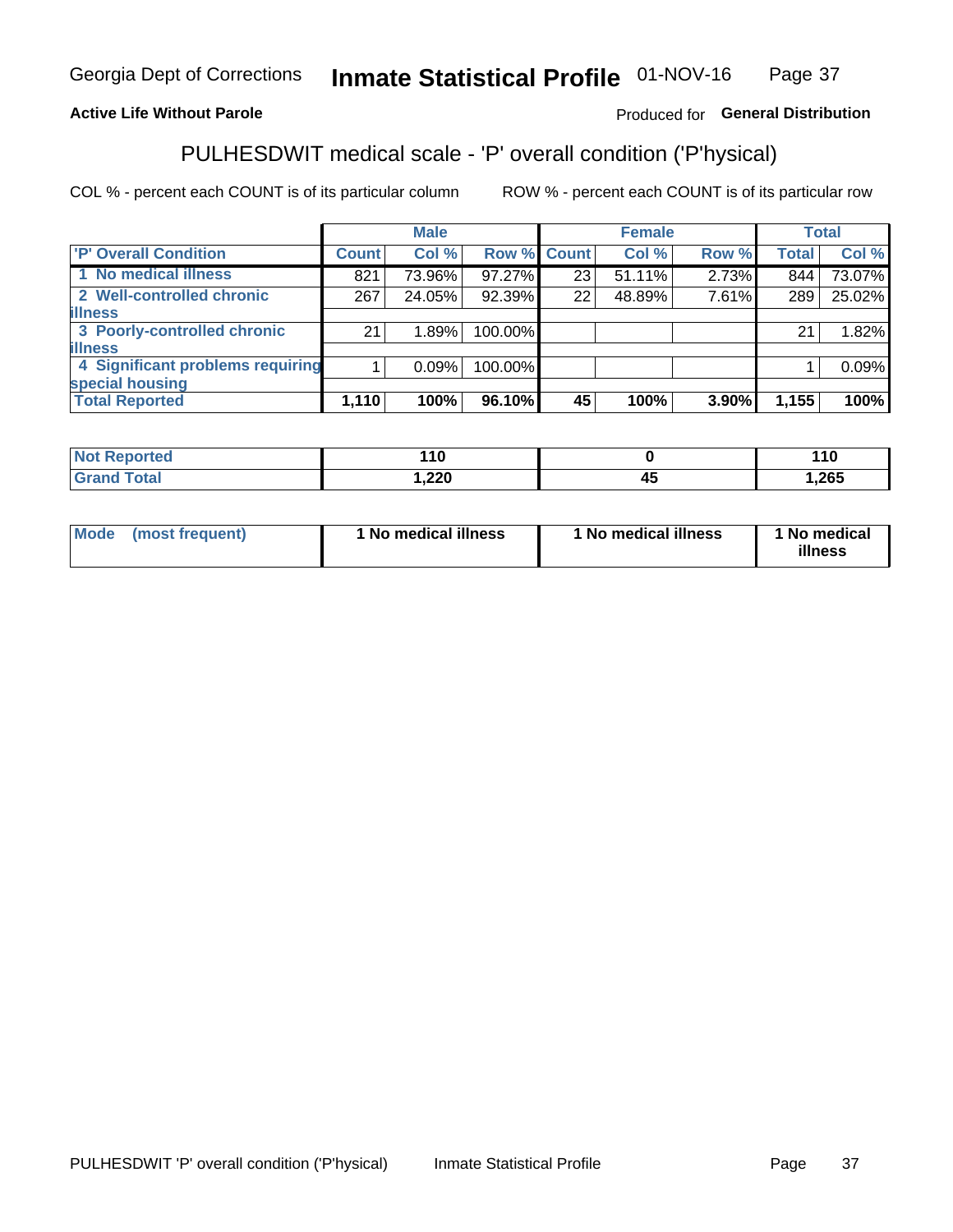Georgia Dept of Corrections **Inmate Statistical Profile** 01-NOV-16

**Active Life Without Parole**

Produced for **General Distribution**

## PULHESDWIT medical scale - 'P' overall condition ('P'hysical)

COL % - percent each COUNT is of its particular column

ROW % - percent each COUNT is of its particular row

| | Male | | | Female | | | Total | |
|---|---|---|---|---|---|---|---|---|
| 'P' Overall Condition | Count | Col % | Row % | Count | Col % | Row % | Total | Col % |
| 1 No medical illness | 821 | 73.96% | 97.27% | 23 | 51.11% | 2.73% | 844 | 73.07% |
| 2 Well-controlled chronic illness | 267 | 24.05% | 92.39% | 22 | 48.89% | 7.61% | 289 | 25.02% |
| 3 Poorly-controlled chronic illness | 21 | 1.89% | 100.00% | | | | 21 | 1.82% |
| 4 Significant problems requiring special housing | 1 | 0.09% | 100.00% | | | | 1 | 0.09% |
| **Total Reported** | **1,110** | **100%** | **96.10%** | **45** | **100%** | **3.90%** | **1,155** | **100%** |

| | Male | Female | Total |
|---|---|---|---|
| Not Reported | 110 | 0 | 110 |
| Grand Total | 1,220 | 45 | 1,265 |

| | Male | Female | Total |
|---|---|---|---|
| Mode (most frequent) | 1 No medical illness | 1 No medical illness | 1 No medical illness |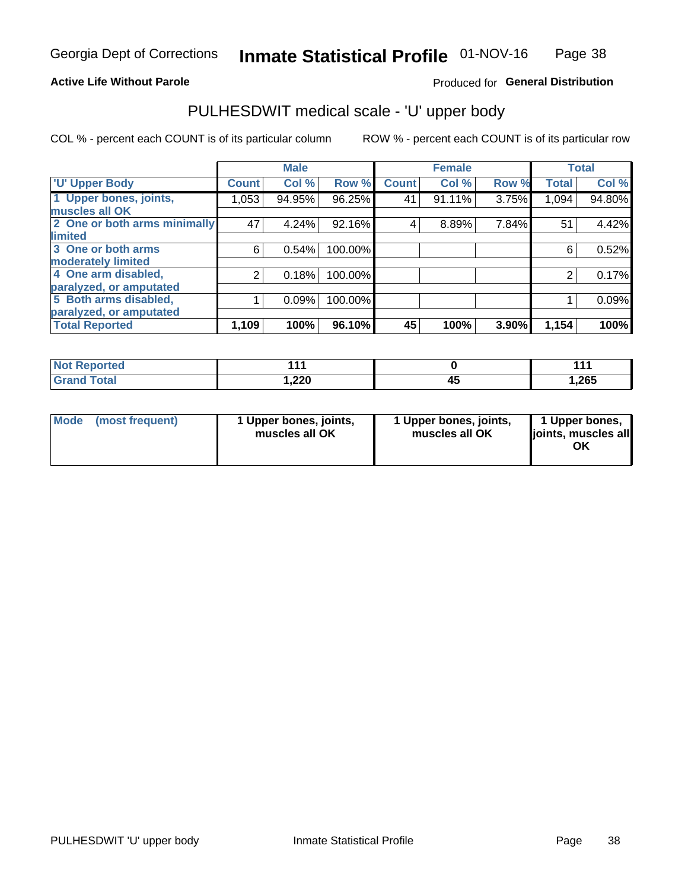Georgia Dept of Corrections **Inmate Statistical Profile** 01-NOV-16

**Active Life Without Parole**

Produced for **General Distribution**

## PULHESDWIT medical scale - 'U' upper body

COL % - percent each COUNT is of its particular column    ROW % - percent each COUNT is of its particular row

| | Male | | | Female | | | Total | |
|---|---|---|---|---|---|---|---|---|
| 'U' Upper Body | Count | Col % | Row % | Count | Col % | Row % | Total | Col % |
| 1 Upper bones, joints, muscles all OK | 1,053 | 94.95% | 96.25% | 41 | 91.11% | 3.75% | 1,094 | 94.80% |
| 2 One or both arms minimally limited | 47 | 4.24% | 92.16% | 4 | 8.89% | 7.84% | 51 | 4.42% |
| 3 One or both arms moderately limited | 6 | 0.54% | 100.00% | | | | 6 | 0.52% |
| 4 One arm disabled, paralyzed, or amputated | 2 | 0.18% | 100.00% | | | | 2 | 0.17% |
| 5 Both arms disabled, paralyzed, or amputated | 1 | 0.09% | 100.00% | | | | 1 | 0.09% |
| **Total Reported** | **1,109** | **100%** | **96.10%** | **45** | **100%** | **3.90%** | **1,154** | **100%** |

| | Male | Female | Total |
|---|---|---|---|
| Not Reported | 111 | 0 | 111 |
| Grand Total | 1,220 | 45 | 1,265 |

| | Male | Female | Total |
|---|---|---|---|
| Mode (most frequent) | 1 Upper bones, joints, muscles all OK | 1 Upper bones, joints, muscles all OK | 1 Upper bones, joints, muscles all OK |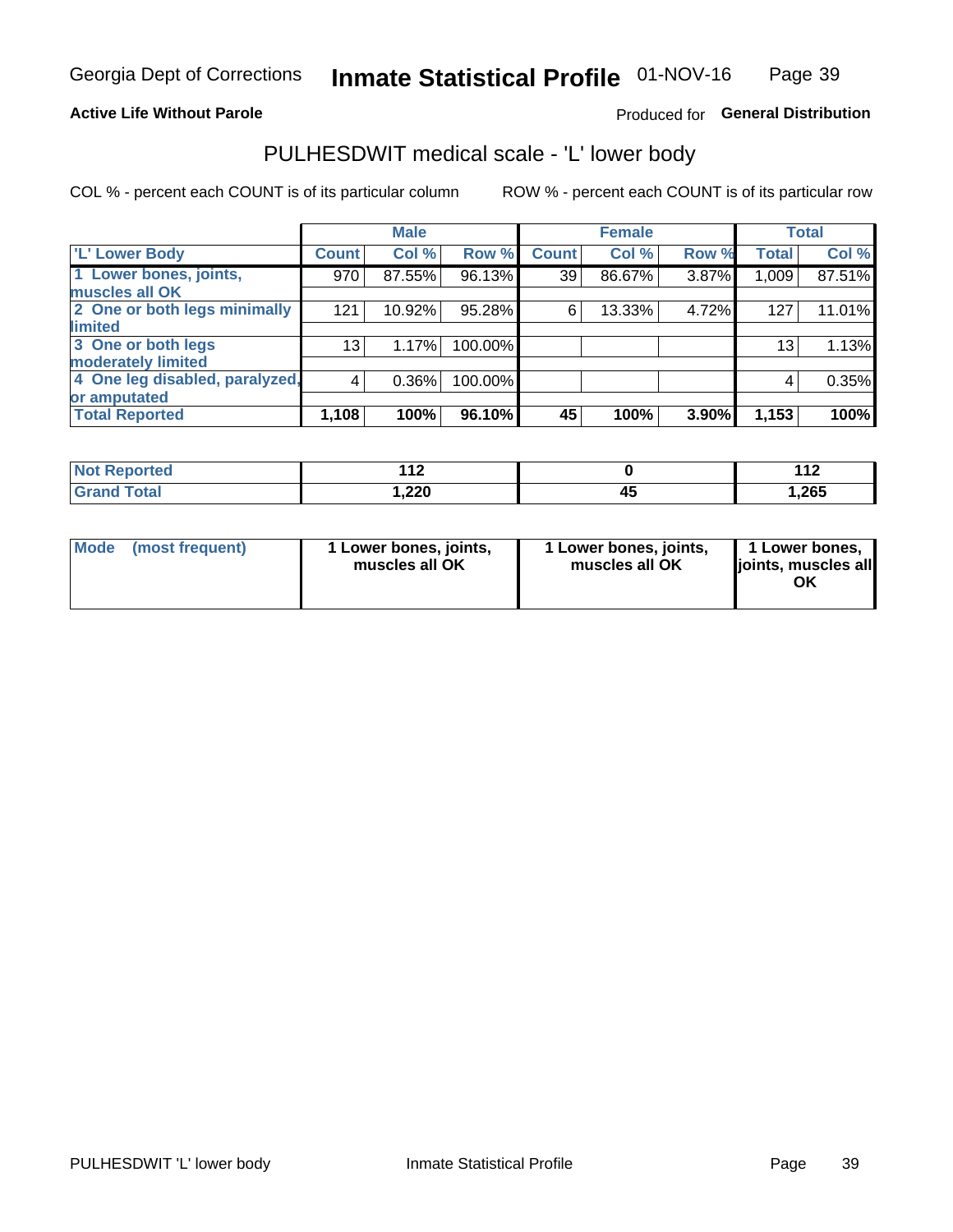Georgia Dept of Corrections **Inmate Statistical Profile** 01-NOV-16

**Active Life Without Parole**

Produced for **General Distribution**

## PULHESDWIT medical scale - 'L' lower body

COL % - percent each COUNT is of its particular column ROW % - percent each COUNT is of its particular row

| | Male | | | Female | | | Total | |
|---|---|---|---|---|---|---|---|---|
| 'L' Lower Body | Count | Col % | Row % | Count | Col % | Row % | Total | Col % |
| 1 Lower bones, joints, muscles all OK | 970 | 87.55% | 96.13% | 39 | 86.67% | 3.87% | 1,009 | 87.51% |
| 2 One or both legs minimally limited | 121 | 10.92% | 95.28% | 6 | 13.33% | 4.72% | 127 | 11.01% |
| 3 One or both legs moderately limited | 13 | 1.17% | 100.00% | | | | 13 | 1.13% |
| 4 One leg disabled, paralyzed, or amputated | 4 | 0.36% | 100.00% | | | | 4 | 0.35% |
| **Total Reported** | **1,108** | **100%** | **96.10%** | **45** | **100%** | **3.90%** | **1,153** | **100%** |

| | Male | Female | Total |
|---|---|---|---|
| Not Reported | 112 | 0 | 112 |
| Grand Total | 1,220 | 45 | 1,265 |

| | Male | Female | Total |
|---|---|---|---|
| Mode (most frequent) | 1 Lower bones, joints, muscles all OK | 1 Lower bones, joints, muscles all OK | 1 Lower bones, joints, muscles all OK |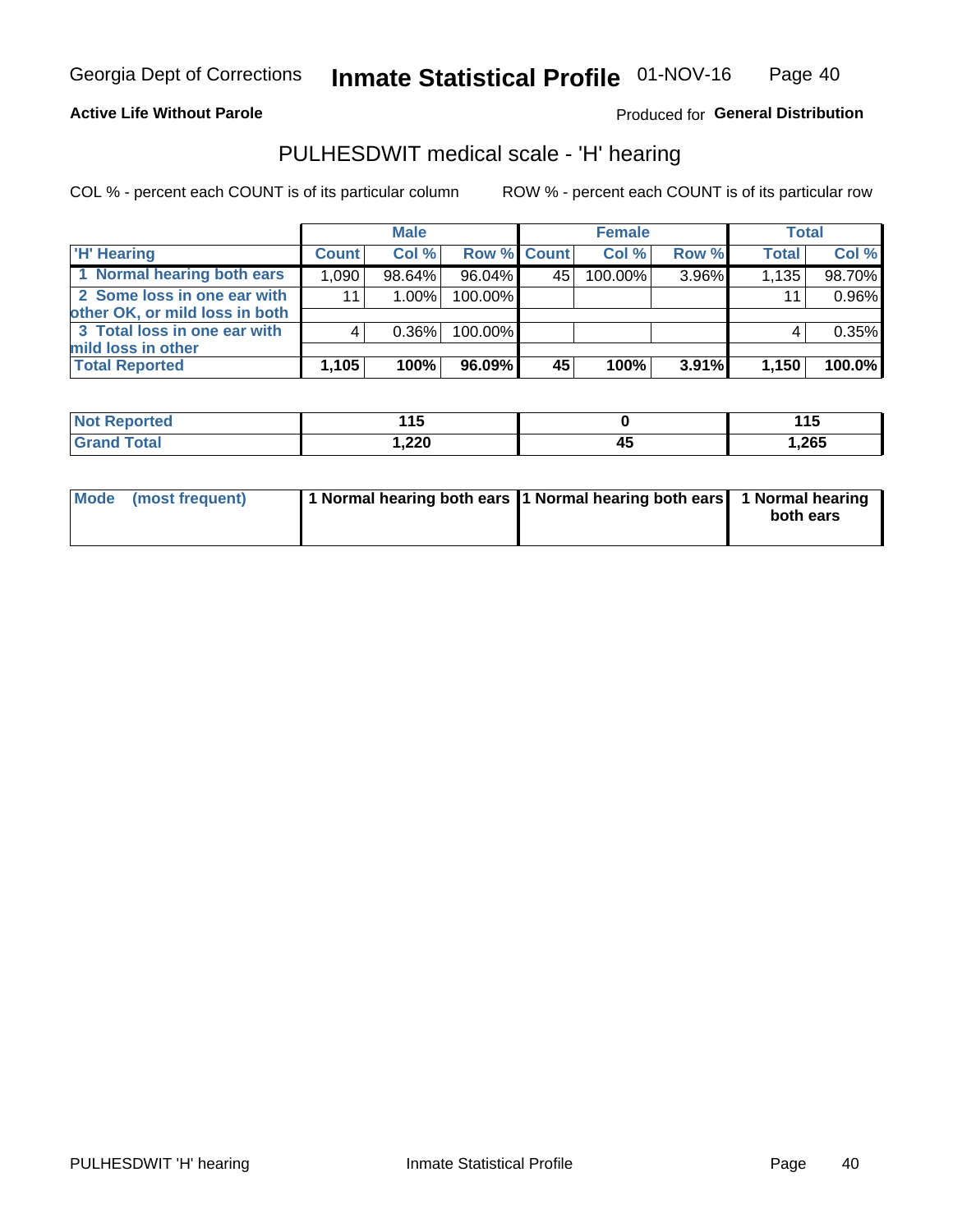Georgia Dept of Corrections **Inmate Statistical Profile** 01-NOV-16

**Active Life Without Parole**

Produced for **General Distribution**

## PULHESDWIT medical scale - 'H' hearing

COL % - percent each COUNT is of its particular column

ROW % - percent each COUNT is of its particular row

| | Male | | | Female | | | Total | |
|---|---|---|---|---|---|---|---|---|
| 'H' Hearing | Count | Col % | Row % | Count | Col % | Row % | Total | Col % |
| 1 Normal hearing both ears | 1,090 | 98.64% | 96.04% | 45 | 100.00% | 3.96% | 1,135 | 98.70% |
| 2 Some loss in one ear with other OK, or mild loss in both | 11 | 1.00% | 100.00% | | | | 11 | 0.96% |
| 3 Total loss in one ear with mild loss in other | 4 | 0.36% | 100.00% | | | | 4 | 0.35% |
| **Total Reported** | **1,105** | **100%** | **96.09%** | **45** | **100%** | **3.91%** | **1,150** | **100.0%** |

| | Male | Female | Total |
|---|---|---|---|
| Not Reported | 115 | 0 | 115 |
| Grand Total | 1,220 | 45 | 1,265 |

| | Male | Female | Total |
|---|---|---|---|
| Mode (most frequent) | 1 Normal hearing both ears | 1 Normal hearing both ears | 1 Normal hearing both ears |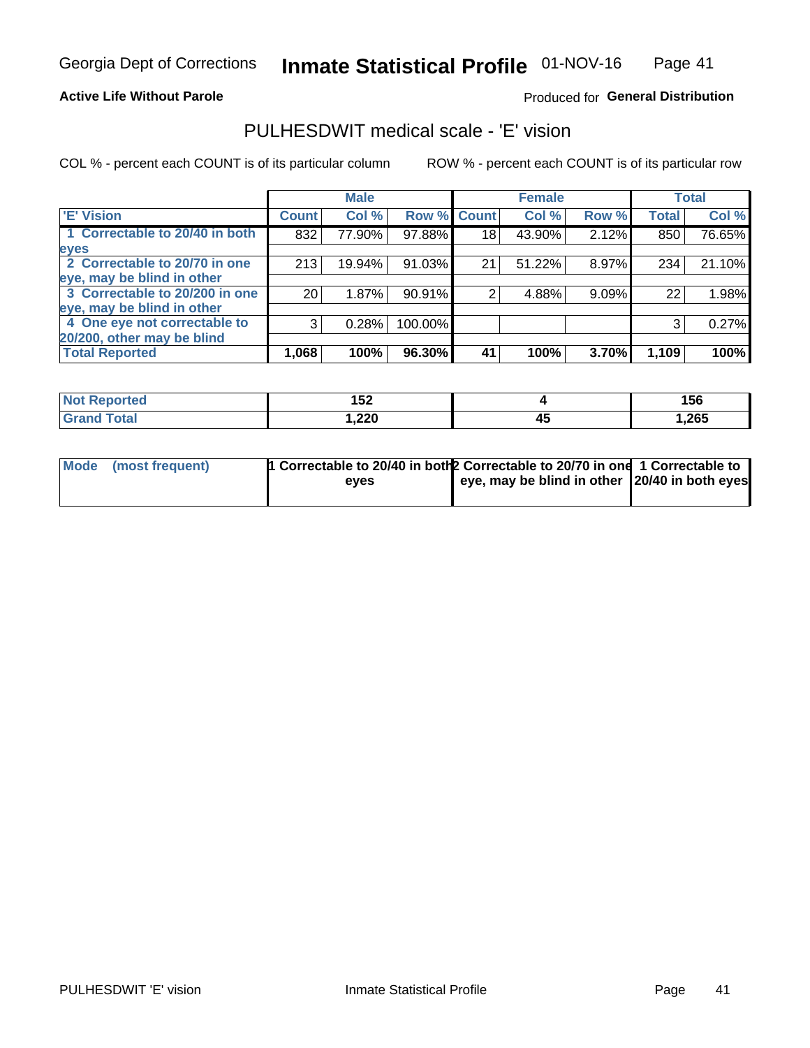Georgia Dept of Corrections **Inmate Statistical Profile** 01-NOV-16

**Active Life Without Parole**

Produced for **General Distribution**

## PULHESDWIT medical scale - 'E' vision

COL % - percent each COUNT is of its particular column

ROW % - percent each COUNT is of its particular row

| | Male | | | Female | | | Total | |
|---|---|---|---|---|---|---|---|---|
| **'E' Vision** | **Count** | **Col %** | **Row %** | **Count** | **Col %** | **Row %** | **Total** | **Col %** |
| **1 Correctable to 20/40 in both eyes** | 832 | 77.90% | 97.88% | 18 | 43.90% | 2.12% | 850 | 76.65% |
| **2 Correctable to 20/70 in one eye, may be blind in other** | 213 | 19.94% | 91.03% | 21 | 51.22% | 8.97% | 234 | 21.10% |
| **3 Correctable to 20/200 in one eye, may be blind in other** | 20 | 1.87% | 90.91% | 2 | 4.88% | 9.09% | 22 | 1.98% |
| **4 One eye not correctable to 20/200, other may be blind** | 3 | 0.28% | 100.00% | | | | 3 | 0.27% |
| **Total Reported** | **1,068** | **100%** | **96.30%** | **41** | **100%** | **3.70%** | **1,109** | **100%** |

| | Male | Female | Total |
|---|---|---|---|
| **Not Reported** | **152** | **4** | **156** |
| **Grand Total** | **1,220** | **45** | **1,265** |

| | Male | Female | Total |
|---|---|---|---|
| **Mode (most frequent)** | **1 Correctable to 20/40 in both eyes** | **2 Correctable to 20/70 in one eye, may be blind in other** | **1 Correctable to 20/40 in both eyes** |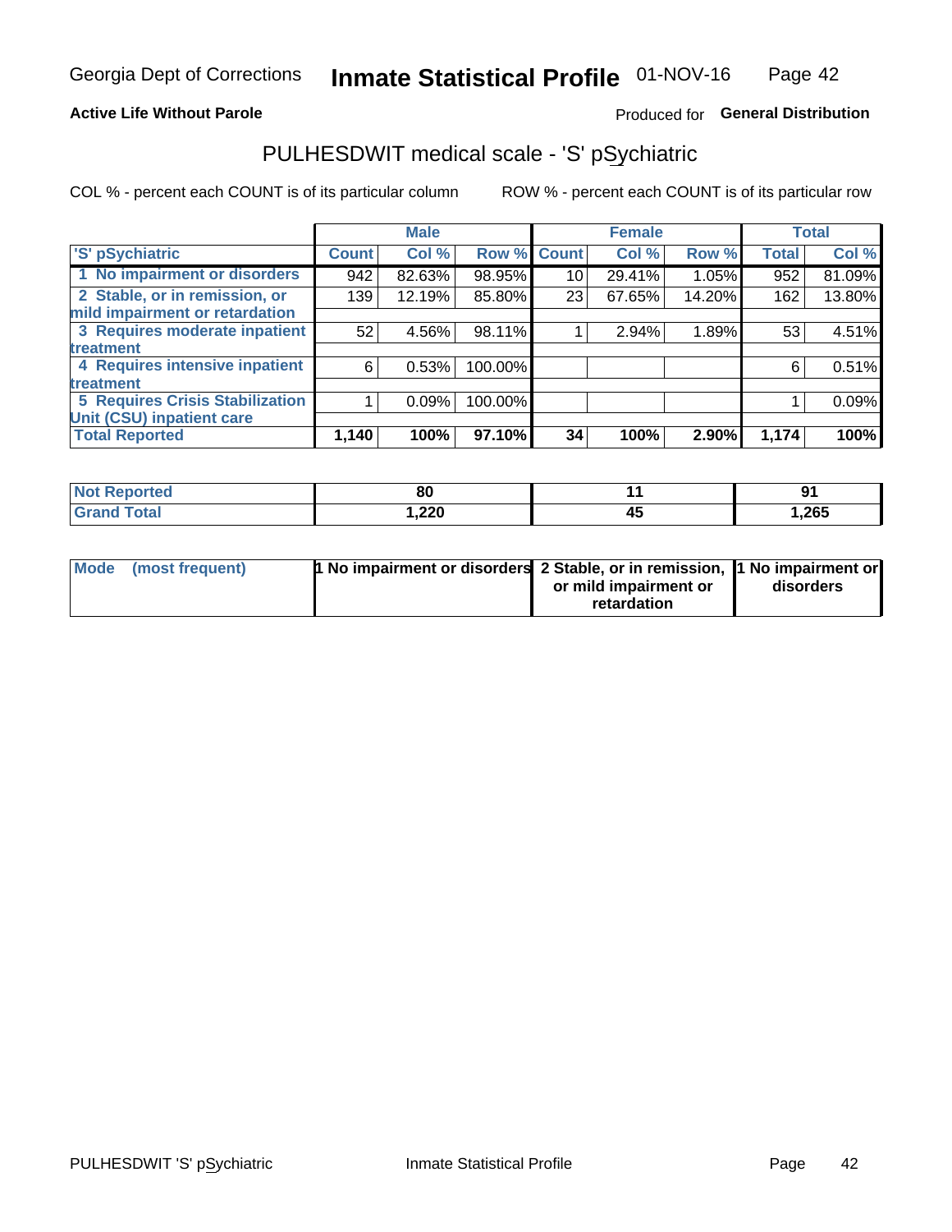Georgia Dept of Corrections **Inmate Statistical Profile** 01-NOV-16

**Active Life Without Parole**

Produced for **General Distribution**

## PULHESDWIT medical scale - 'S' pSychiatric

COL % - percent each COUNT is of its particular column

ROW % - percent each COUNT is of its particular row

| 'S' pSychiatric | Male | | | Female | | | Total | |
|---|---|---|---|---|---|---|---|---|
| | Count | Col % | Row % | Count | Col % | Row % | Total | Col % |
| 1 No impairment or disorders | 942 | 82.63% | 98.95% | 10 | 29.41% | 1.05% | 952 | 81.09% |
| 2 Stable, or in remission, or mild impairment or retardation | 139 | 12.19% | 85.80% | 23 | 67.65% | 14.20% | 162 | 13.80% |
| 3 Requires moderate inpatient treatment | 52 | 4.56% | 98.11% | 1 | 2.94% | 1.89% | 53 | 4.51% |
| 4 Requires intensive inpatient treatment | 6 | 0.53% | 100.00% | | | | 6 | 0.51% |
| 5 Requires Crisis Stabilization Unit (CSU) inpatient care | 1 | 0.09% | 100.00% | | | | 1 | 0.09% |
| **Total Reported** | **1,140** | **100%** | **97.10%** | **34** | **100%** | **2.90%** | **1,174** | **100%** |

| | Male | Female | Total |
|---|---|---|---|
| **Not Reported** | **80** | **11** | **91** |
| **Grand Total** | **1,220** | **45** | **1,265** |

| | Male | Female | Total |
|---|---|---|---|
| **Mode (most frequent)** | **1 No impairment or disorders** | **2 Stable, or in remission, or mild impairment or retardation** | **1 No impairment or disorders** |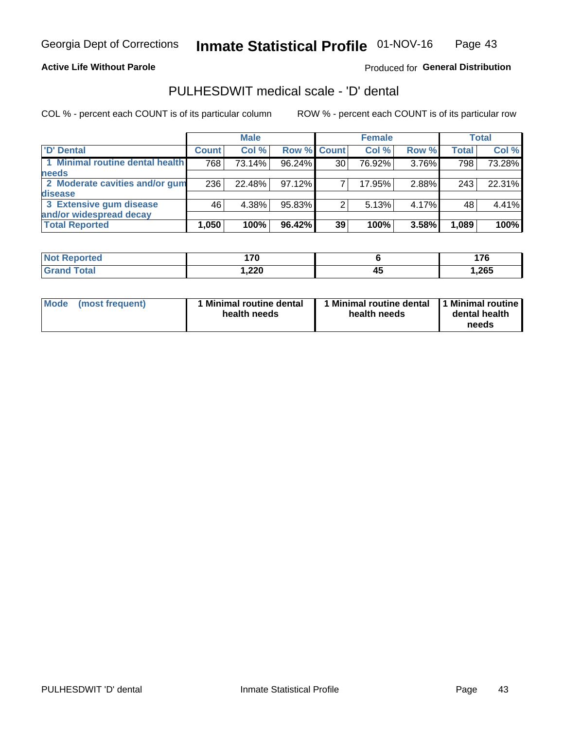Georgia Dept of Corrections **Inmate Statistical Profile** 01-NOV-16

**Active Life Without Parole**

Produced for **General Distribution**

## PULHESDWIT medical scale - 'D' dental

COL % - percent each COUNT is of its particular column ROW % - percent each COUNT is of its particular row

| | Male | | | Female | | | Total | |
|---|---|---|---|---|---|---|---|---|
| 'D' Dental | Count | Col % | Row % | Count | Col % | Row % | Total | Col % |
| 1 Minimal routine dental health needs | 768 | 73.14% | 96.24% | 30 | 76.92% | 3.76% | 798 | 73.28% |
| 2 Moderate cavities and/or gum disease | 236 | 22.48% | 97.12% | 7 | 17.95% | 2.88% | 243 | 22.31% |
| 3 Extensive gum disease and/or widespread decay | 46 | 4.38% | 95.83% | 2 | 5.13% | 4.17% | 48 | 4.41% |
| **Total Reported** | **1,050** | **100%** | **96.42%** | **39** | **100%** | **3.58%** | **1,089** | **100%** |

| | Male | Female | Total |
|---|---|---|---|
| Not Reported | 170 | 6 | 176 |
| Grand Total | 1,220 | 45 | 1,265 |

| | Male | Female | Total |
|---|---|---|---|
| Mode (most frequent) | 1 Minimal routine dental health needs | 1 Minimal routine dental health needs | 1 Minimal routine dental health needs |

PULHESDWIT 'D' dental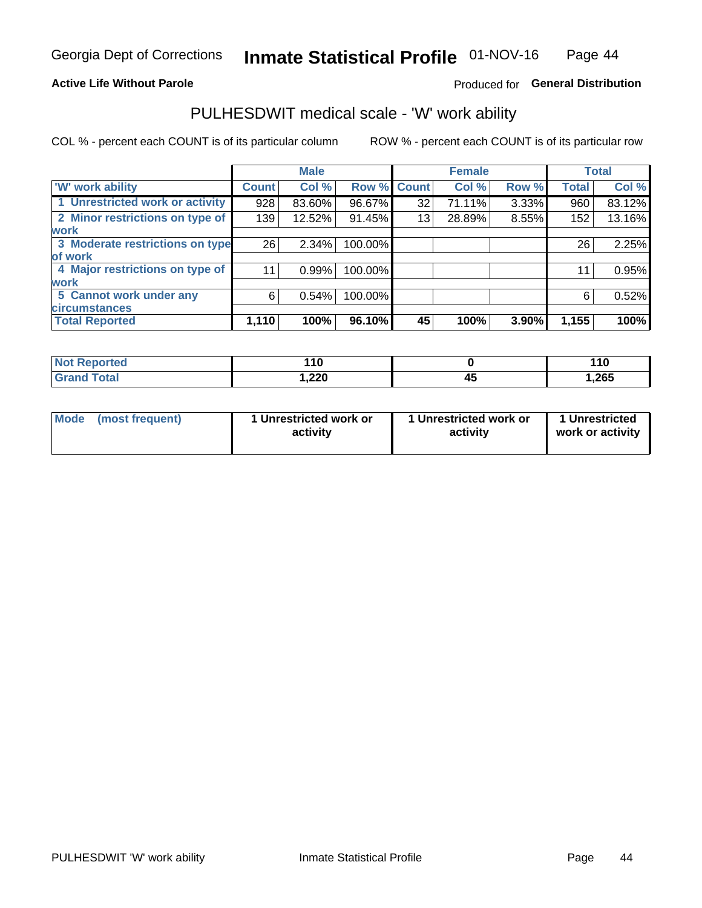Georgia Dept of Corrections **Inmate Statistical Profile** 01-NOV-16

**Active Life Without Parole**

Produced for **General Distribution**

## PULHESDWIT medical scale - 'W' work ability

COL % - percent each COUNT is of its particular column ROW % - percent each COUNT is of its particular row

| | Male | | | Female | | | Total | |
|---|---|---|---|---|---|---|---|---|
| 'W' work ability | Count | Col % | Row % | Count | Col % | Row % | Total | Col % |
| 1 Unrestricted work or activity | 928 | 83.60% | 96.67% | 32 | 71.11% | 3.33% | 960 | 83.12% |
| 2 Minor restrictions on type of work | 139 | 12.52% | 91.45% | 13 | 28.89% | 8.55% | 152 | 13.16% |
| 3 Moderate restrictions on type of work | 26 | 2.34% | 100.00% | | | | 26 | 2.25% |
| 4 Major restrictions on type of work | 11 | 0.99% | 100.00% | | | | 11 | 0.95% |
| 5 Cannot work under any circumstances | 6 | 0.54% | 100.00% | | | | 6 | 0.52% |
| **Total Reported** | **1,110** | **100%** | **96.10%** | **45** | **100%** | **3.90%** | **1,155** | **100%** |

| | Male | Female | Total |
|---|---|---|---|
| Not Reported | 110 | 0 | 110 |
| Grand Total | 1,220 | 45 | 1,265 |

| | Male | Female | Total |
|---|---|---|---|
| Mode (most frequent) | 1 Unrestricted work or activity | 1 Unrestricted work or activity | 1 Unrestricted work or activity |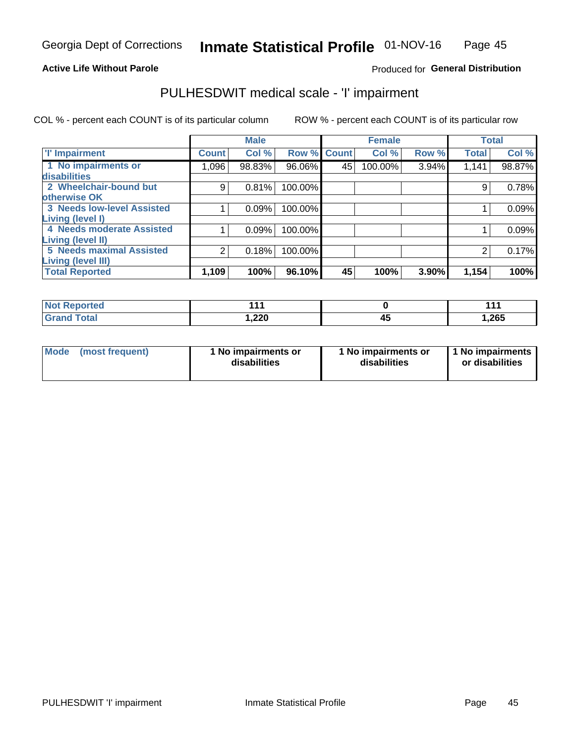Georgia Dept of Corrections **Inmate Statistical Profile** 01-NOV-16

**Active Life Without Parole**

Produced for **General Distribution**

## PULHESDWIT medical scale - 'I' impairment

COL % - percent each COUNT is of its particular column ROW % - percent each COUNT is of its particular row

| | Male | | | Female | | | Total | |
|---|---|---|---|---|---|---|---|---|
| 'I' Impairment | Count | Col % | Row % | Count | Col % | Row % | Total | Col % |
| 1 No impairments or disabilities | 1,096 | 98.83% | 96.06% | 45 | 100.00% | 3.94% | 1,141 | 98.87% |
| 2 Wheelchair-bound but otherwise OK | 9 | 0.81% | 100.00% | | | | 9 | 0.78% |
| 3 Needs low-level Assisted Living (level I) | 1 | 0.09% | 100.00% | | | | 1 | 0.09% |
| 4 Needs moderate Assisted Living (level II) | 1 | 0.09% | 100.00% | | | | 1 | 0.09% |
| 5 Needs maximal Assisted Living (level III) | 2 | 0.18% | 100.00% | | | | 2 | 0.17% |
| **Total Reported** | **1,109** | **100%** | **96.10%** | **45** | **100%** | **3.90%** | **1,154** | **100%** |

| | Male | Female | Total |
|---|---|---|---|
| Not Reported | 111 | 0 | 111 |
| Grand Total | 1,220 | 45 | 1,265 |

| | Male | Female | Total |
|---|---|---|---|
| Mode (most frequent) | 1 No impairments or disabilities | 1 No impairments or disabilities | 1 No impairments or disabilities |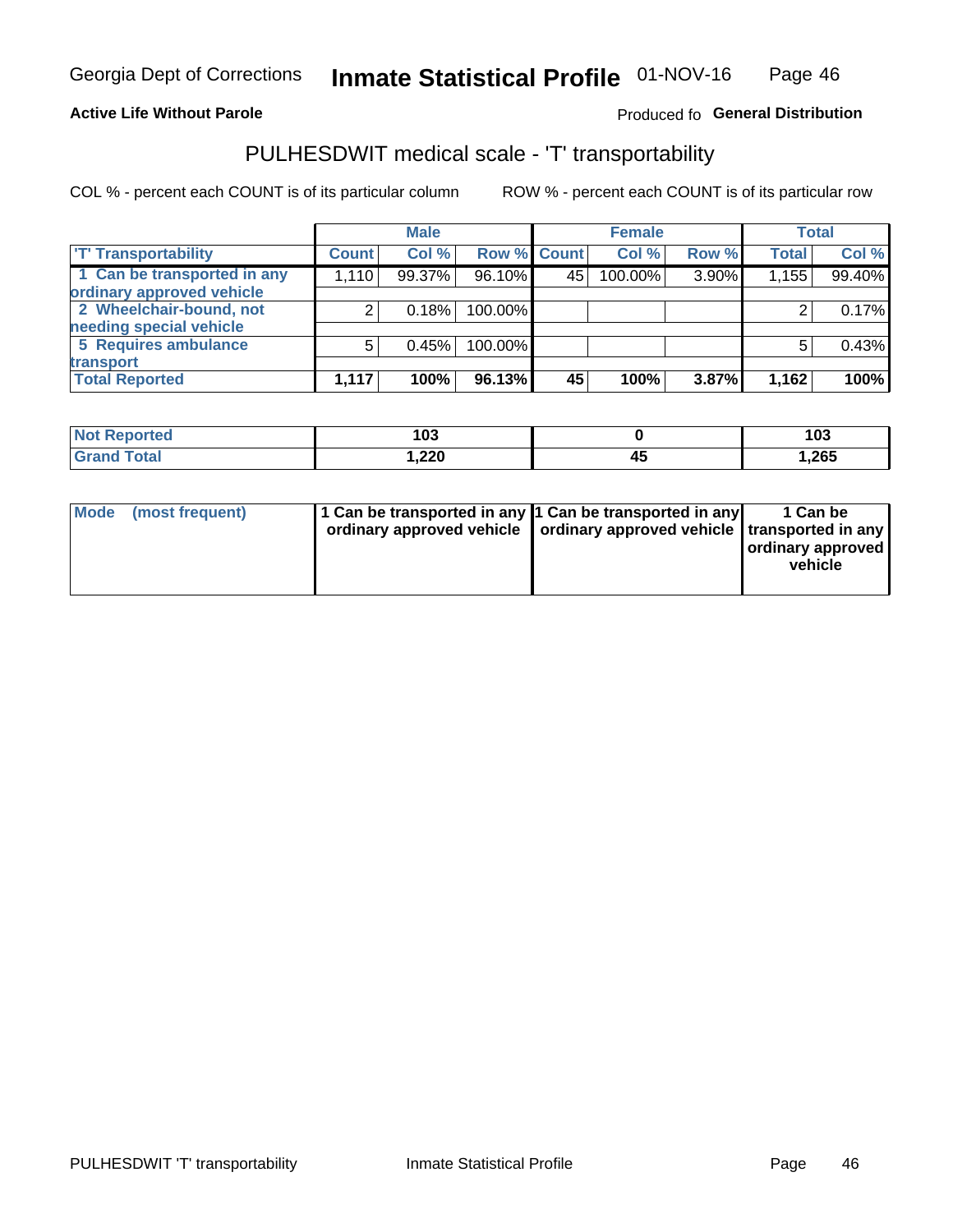Georgia Dept of Corrections **Inmate Statistical Profile** 01-NOV-16

**Active Life Without Parole**

Produced fo **General Distribution**

## PULHESDWIT medical scale - 'T' transportability

COL % - percent each COUNT is of its particular column

ROW % - percent each COUNT is of its particular row

| | Male | | | Female | | | Total | |
|---|---|---|---|---|---|---|---|---|
| 'T' Transportability | Count | Col % | Row % | Count | Col % | Row % | Total | Col % |
| 1 Can be transported in any ordinary approved vehicle | 1,110 | 99.37% | 96.10% | 45 | 100.00% | 3.90% | 1,155 | 99.40% |
| 2 Wheelchair-bound, not needing special vehicle | 2 | 0.18% | 100.00% | | | | 2 | 0.17% |
| 5 Requires ambulance transport | 5 | 0.45% | 100.00% | | | | 5 | 0.43% |
| **Total Reported** | **1,117** | **100%** | **96.13%** | **45** | **100%** | **3.87%** | **1,162** | **100%** |

| | Male | Female | Total |
|---|---|---|---|
| **Not Reported** | **103** | **0** | **103** |
| **Grand Total** | **1,220** | **45** | **1,265** |

| | Male | Female | Total |
|---|---|---|---|
| **Mode (most frequent)** | **1 Can be transported in any ordinary approved vehicle** | **1 Can be transported in any ordinary approved vehicle** | **1 Can be transported in any ordinary approved vehicle** |

PULHESDWIT 'T' transportability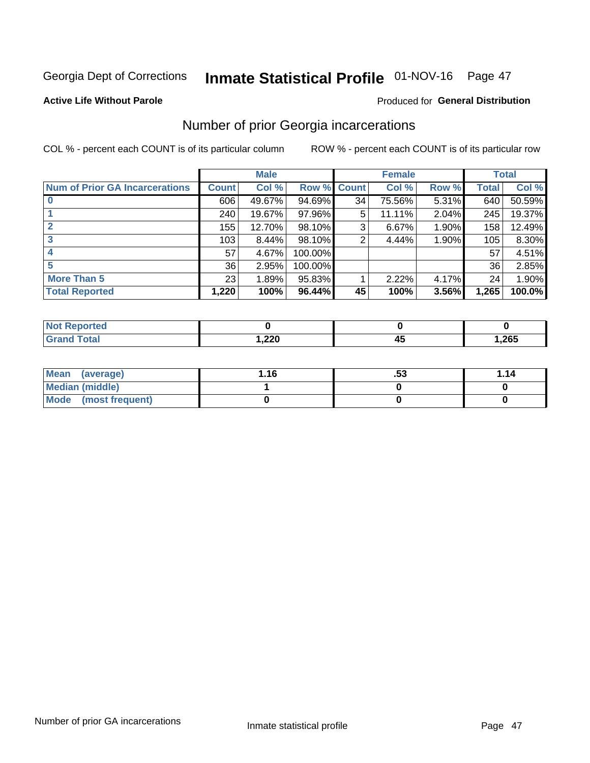Georgia Dept of Corrections **Inmate Statistical Profile** 01-NOV-16 Page 47

**Active Life Without Parole**

Produced for **General Distribution**

## Number of prior Georgia incarcerations

COL % - percent each COUNT is of its particular column ROW % - percent each COUNT is of its particular row

| | Male | | | Female | | | Total | |
|---|---|---|---|---|---|---|---|---|
| **Num of Prior GA Incarcerations** | **Count** | **Col %** | **Row %** | **Count** | **Col %** | **Row %** | **Total** | **Col %** |
| **0** | 606 | 49.67% | 94.69% | 34 | 75.56% | 5.31% | 640 | 50.59% |
| **1** | 240 | 19.67% | 97.96% | 5 | 11.11% | 2.04% | 245 | 19.37% |
| **2** | 155 | 12.70% | 98.10% | 3 | 6.67% | 1.90% | 158 | 12.49% |
| **3** | 103 | 8.44% | 98.10% | 2 | 4.44% | 1.90% | 105 | 8.30% |
| **4** | 57 | 4.67% | 100.00% | | | | 57 | 4.51% |
| **5** | 36 | 2.95% | 100.00% | | | | 36 | 2.85% |
| **More Than 5** | 23 | 1.89% | 95.83% | 1 | 2.22% | 4.17% | 24 | 1.90% |
| **Total Reported** | **1,220** | **100%** | **96.44%** | **45** | **100%** | **3.56%** | **1,265** | **100.0%** |

| | Male | Female | Total |
|---|---|---|---|
| **Not Reported** | **0** | **0** | **0** |
| **Grand Total** | **1,220** | **45** | **1,265** |

| | Male | Female | Total |
|---|---|---|---|
| **Mean (average)** | **1.16** | **.53** | **1.14** |
| **Median (middle)** | **1** | **0** | **0** |
| **Mode (most frequent)** | **0** | **0** | **0** |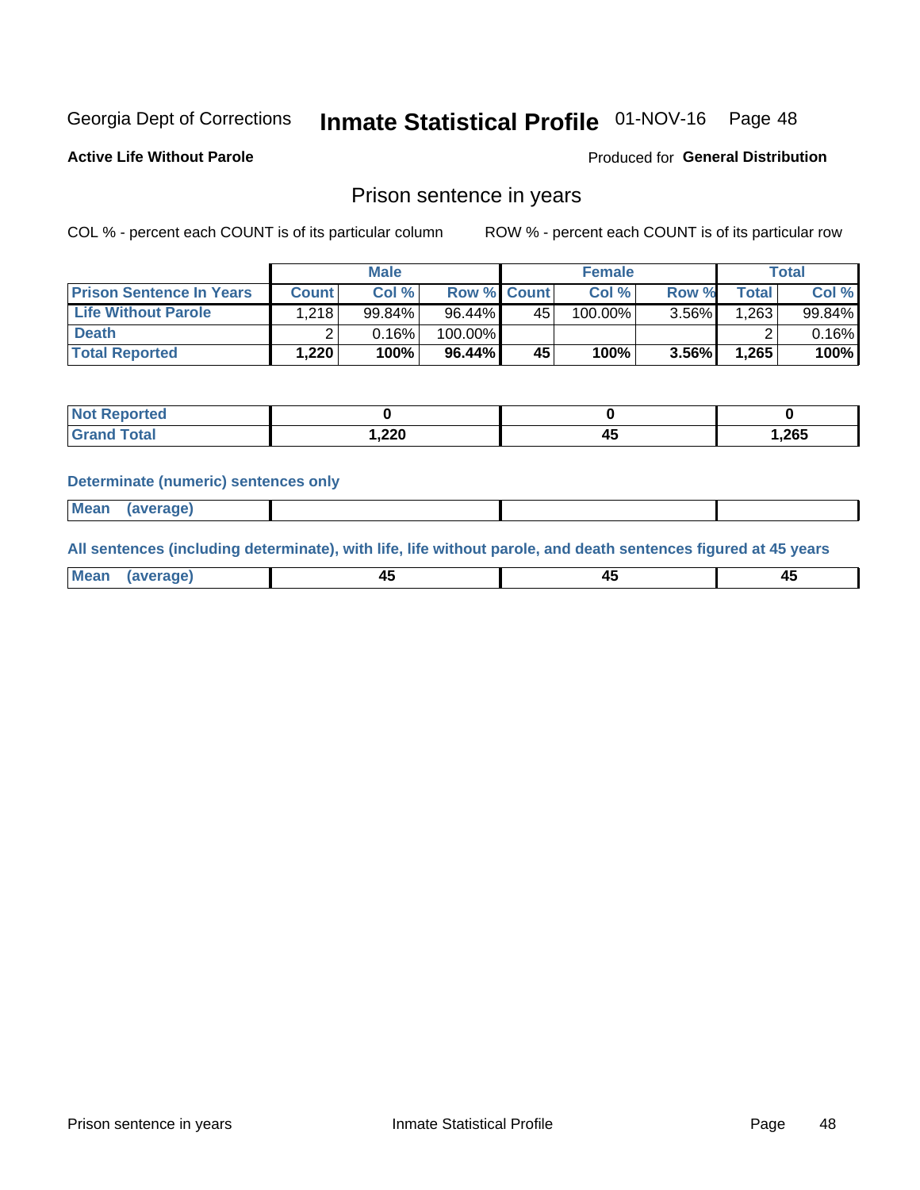Georgia Dept of Corrections **Inmate Statistical Profile** 01-NOV-16 Page 48

**Active Life Without Parole**

Produced for **General Distribution**

## Prison sentence in years

COL % - percent each COUNT is of its particular column

ROW % - percent each COUNT is of its particular row

| | Male | | | Female | | | Total | |
|---|---|---|---|---|---|---|---|---|
| **Prison Sentence In Years** | **Count** | **Col %** | **Row %** | **Count** | **Col %** | **Row %** | **Total** | **Col %** |
| **Life Without Parole** | 1,218 | 99.84% | 96.44% | 45 | 100.00% | 3.56% | 1,263 | 99.84% |
| **Death** | 2 | 0.16% | 100.00% | | | | 2 | 0.16% |
| **Total Reported** | **1,220** | **100%** | **96.44%** | **45** | **100%** | **3.56%** | **1,265** | **100%** |

| | Male | Female | Total |
|---|---|---|---|
| **Not Reported** | **0** | **0** | **0** |
| **Grand Total** | **1,220** | **45** | **1,265** |

**Determinate (numeric) sentences only**

| | Male | Female | Total |
|---|---|---|---|
| **Mean (average)** | | | |

**All sentences (including determinate), with life, life without parole, and death sentences figured at 45 years**

| | Male | Female | Total |
|---|---|---|---|
| **Mean (average)** | **45** | **45** | **45** |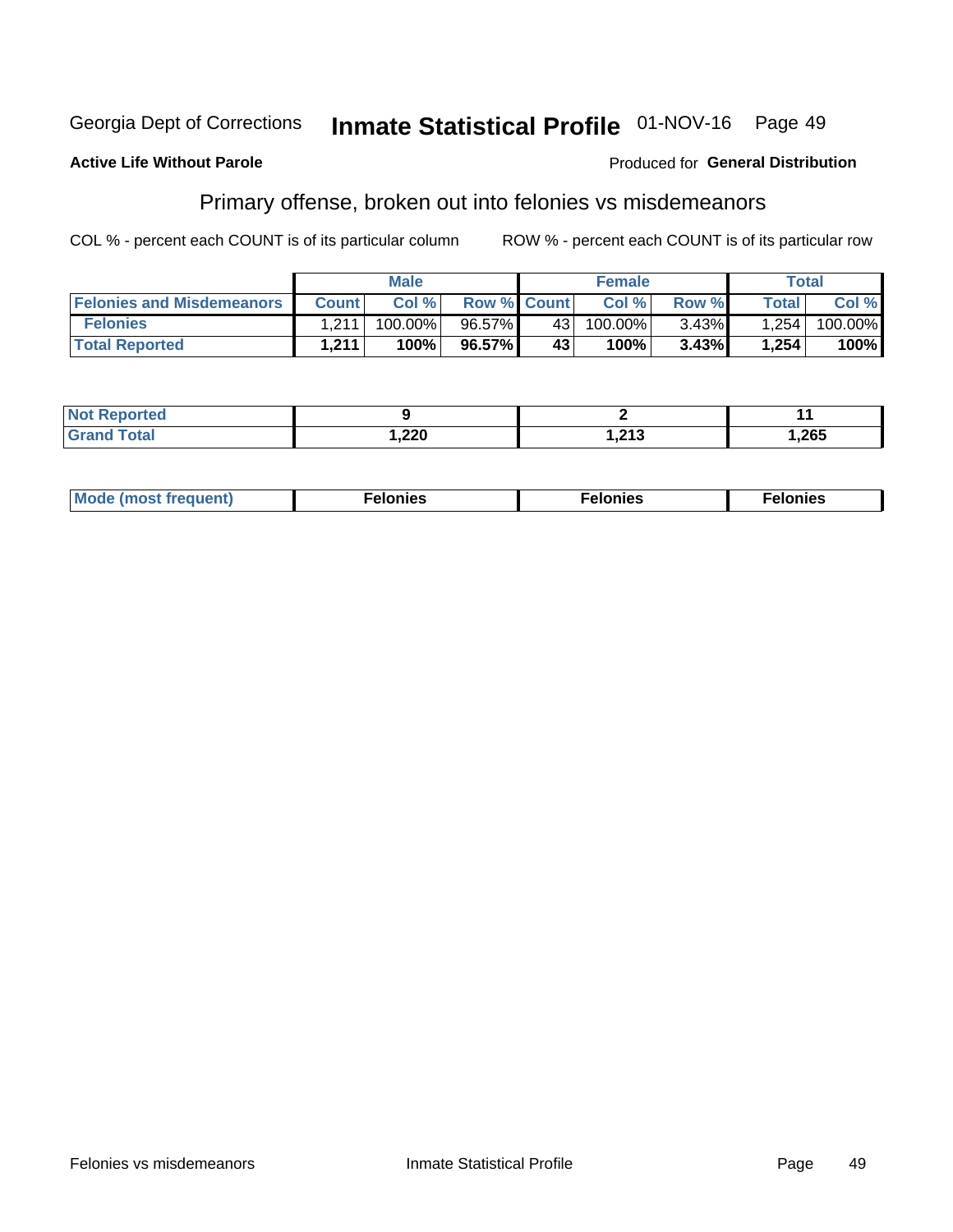Georgia Dept of Corrections **Inmate Statistical Profile** 01-NOV-16 Page 49

**Active Life Without Parole**

Produced for **General Distribution**

## Primary offense, broken out into felonies vs misdemeanors

COL % - percent each COUNT is of its particular column

ROW % - percent each COUNT is of its particular row

| | Male | | | Female | | | Total | |
|---|---|---|---|---|---|---|---|---|
| **Felonies and Misdemeanors** | **Count** | **Col %** | **Row %** | **Count** | **Col %** | **Row %** | **Total** | **Col %** |
| **Felonies** | 1,211 | 100.00% | 96.57% | 43 | 100.00% | 3.43% | 1,254 | 100.00% |
| **Total Reported** | **1,211** | **100%** | **96.57%** | **43** | **100%** | **3.43%** | **1,254** | **100%** |

| | Male | Female | Total |
|---|---|---|---|
| **Not Reported** | **9** | **2** | **11** |
| **Grand Total** | **1,220** | **1,213** | **1,265** |

| | Male | Female | Total |
|---|---|---|---|
| **Mode (most frequent)** | **Felonies** | **Felonies** | **Felonies** |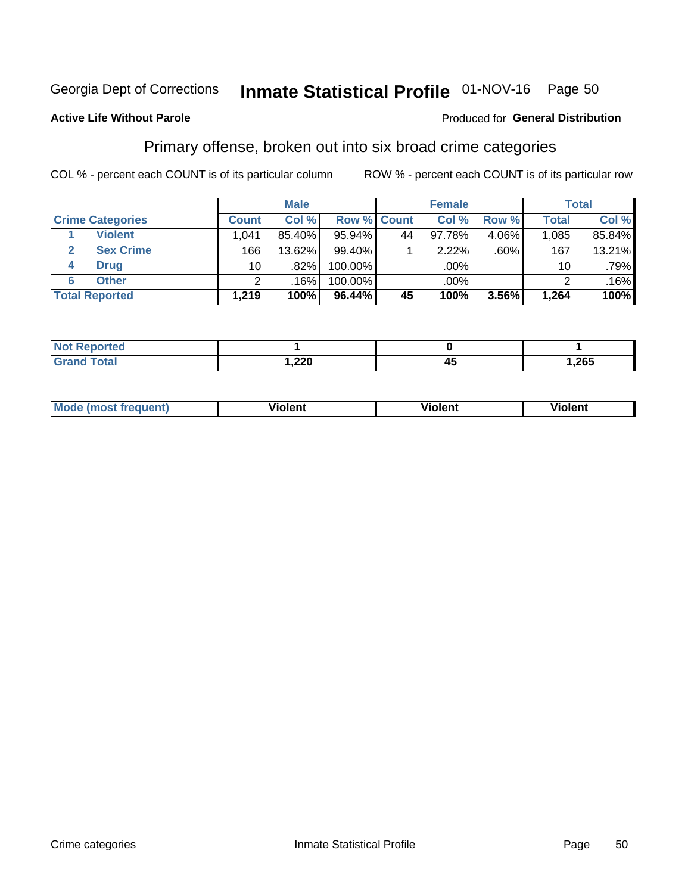Georgia Dept of Corrections **Inmate Statistical Profile** 01-NOV-16 Page 50

**Active Life Without Parole**

Produced for **General Distribution**

## Primary offense, broken out into six broad crime categories

COL % - percent each COUNT is of its particular column ROW % - percent each COUNT is of its particular row

| Crime Categories | | Male | | | Female | | | Total | |
|---|---|---|---|---|---|---|---|---|---|
| | | Count | Col % | Row % | Count | Col % | Row % | Total | Col % |
| 1 | Violent | 1,041 | 85.40% | 95.94% | 44 | 97.78% | 4.06% | 1,085 | 85.84% |
| 2 | Sex Crime | 166 | 13.62% | 99.40% | 1 | 2.22% | .60% | 167 | 13.21% |
| 4 | Drug | 10 | .82% | 100.00% | | .00% | | 10 | .79% |
| 6 | Other | 2 | .16% | 100.00% | | .00% | | 2 | .16% |
| **Total Reported** | | **1,219** | **100%** | **96.44%** | **45** | **100%** | **3.56%** | **1,264** | **100%** |

| | Male | Female | Total |
|---|---|---|---|
| Not Reported | **1** | **0** | **1** |
| Grand Total | **1,220** | **45** | **1,265** |

| | Male | Female | Total |
|---|---|---|---|
| Mode (most frequent) | **Violent** | **Violent** | **Violent** |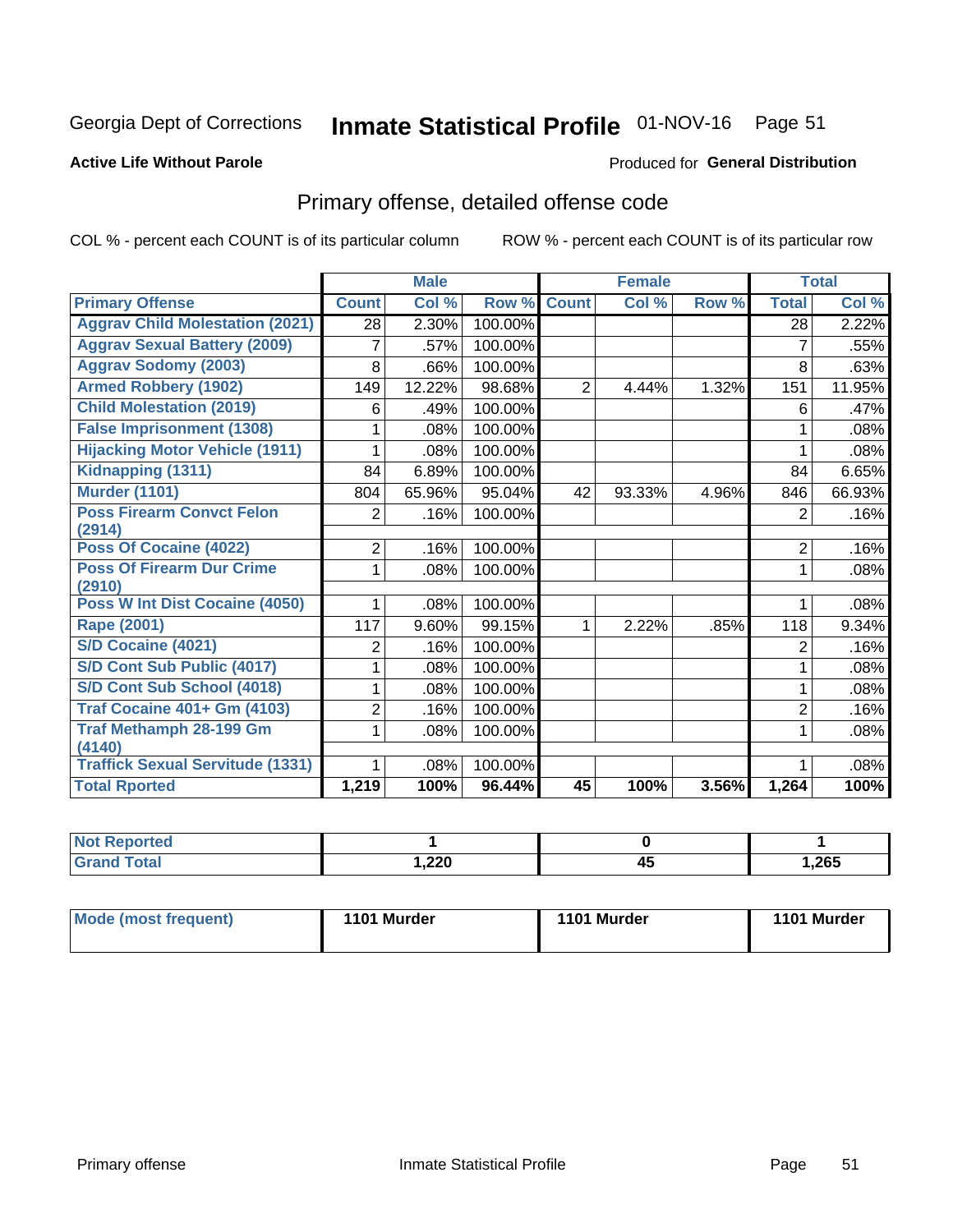Georgia Dept of Corrections **Inmate Statistical Profile** 01-NOV-16 Page 51

**Active Life Without Parole**

Produced for **General Distribution**

## Primary offense, detailed offense code

COL % - percent each COUNT is of its particular column ROW % - percent each COUNT is of its particular row

| | Male | | | Female | | | Total | |
|---|---|---|---|---|---|---|---|---|
| **Primary Offense** | **Count** | **Col %** | **Row %** | **Count** | **Col %** | **Row %** | **Total** | **Col %** |
| Aggrav Child Molestation (2021) | 28 | 2.30% | 100.00% | | | | 28 | 2.22% |
| Aggrav Sexual Battery (2009) | 7 | .57% | 100.00% | | | | 7 | .55% |
| Aggrav Sodomy (2003) | 8 | .66% | 100.00% | | | | 8 | .63% |
| Armed Robbery (1902) | 149 | 12.22% | 98.68% | 2 | 4.44% | 1.32% | 151 | 11.95% |
| Child Molestation (2019) | 6 | .49% | 100.00% | | | | 6 | .47% |
| False Imprisonment (1308) | 1 | .08% | 100.00% | | | | 1 | .08% |
| Hijacking Motor Vehicle (1911) | 1 | .08% | 100.00% | | | | 1 | .08% |
| Kidnapping (1311) | 84 | 6.89% | 100.00% | | | | 84 | 6.65% |
| Murder (1101) | 804 | 65.96% | 95.04% | 42 | 93.33% | 4.96% | 846 | 66.93% |
| Poss Firearm Convct Felon (2914) | 2 | .16% | 100.00% | | | | 2 | .16% |
| Poss Of Cocaine (4022) | 2 | .16% | 100.00% | | | | 2 | .16% |
| Poss Of Firearm Dur Crime (2910) | 1 | .08% | 100.00% | | | | 1 | .08% |
| Poss W Int Dist Cocaine (4050) | 1 | .08% | 100.00% | | | | 1 | .08% |
| Rape (2001) | 117 | 9.60% | 99.15% | 1 | 2.22% | .85% | 118 | 9.34% |
| S/D Cocaine (4021) | 2 | .16% | 100.00% | | | | 2 | .16% |
| S/D Cont Sub Public (4017) | 1 | .08% | 100.00% | | | | 1 | .08% |
| S/D Cont Sub School (4018) | 1 | .08% | 100.00% | | | | 1 | .08% |
| Traf Cocaine 401+ Gm (4103) | 2 | .16% | 100.00% | | | | 2 | .16% |
| Traf Methamph 28-199 Gm (4140) | 1 | .08% | 100.00% | | | | 1 | .08% |
| Traffick Sexual Servitude (1331) | 1 | .08% | 100.00% | | | | 1 | .08% |
| **Total Rported** | **1,219** | **100%** | **96.44%** | **45** | **100%** | **3.56%** | **1,264** | **100%** |

| | Male | Female | Total |
|---|---|---|---|
| Not Reported | 1 | 0 | 1 |
| Grand Total | 1,220 | 45 | 1,265 |

| | Male | Female | Total |
|---|---|---|---|
| Mode (most frequent) | 1101 Murder | 1101 Murder | 1101 Murder |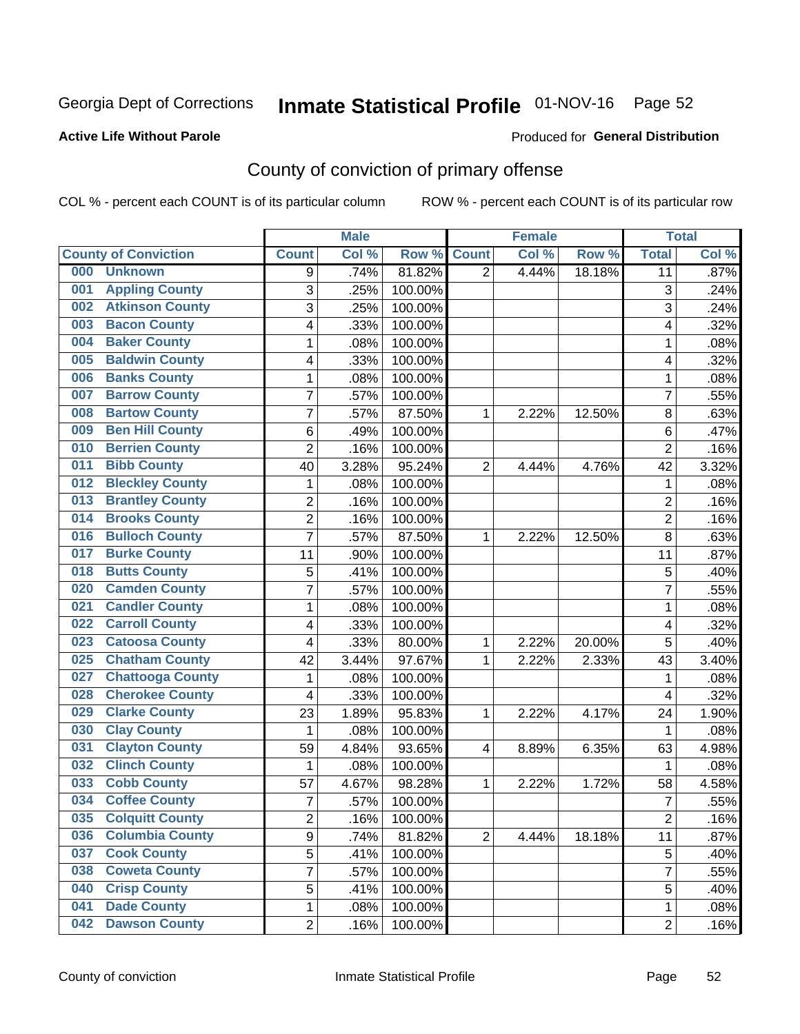Georgia Dept of Corrections **Inmate Statistical Profile** 01-NOV-16

**Active Life Without Parole**

Produced for **General Distribution**

## County of conviction of primary offense

COL % - percent each COUNT is of its particular column ROW % - percent each COUNT is of its particular row

| County of Conviction | Male | | | Female | | | Total | |
|---|---|---|---|---|---|---|---|---|
| | Count | Col % | Row % | Count | Col % | Row % | Total | Col % |
| 000 Unknown | 9 | .74% | 81.82% | 2 | 4.44% | 18.18% | 11 | .87% |
| 001 Appling County | 3 | .25% | 100.00% | | | | 3 | .24% |
| 002 Atkinson County | 3 | .25% | 100.00% | | | | 3 | .24% |
| 003 Bacon County | 4 | .33% | 100.00% | | | | 4 | .32% |
| 004 Baker County | 1 | .08% | 100.00% | | | | 1 | .08% |
| 005 Baldwin County | 4 | .33% | 100.00% | | | | 4 | .32% |
| 006 Banks County | 1 | .08% | 100.00% | | | | 1 | .08% |
| 007 Barrow County | 7 | .57% | 100.00% | | | | 7 | .55% |
| 008 Bartow County | 7 | .57% | 87.50% | 1 | 2.22% | 12.50% | 8 | .63% |
| 009 Ben Hill County | 6 | .49% | 100.00% | | | | 6 | .47% |
| 010 Berrien County | 2 | .16% | 100.00% | | | | 2 | .16% |
| 011 Bibb County | 40 | 3.28% | 95.24% | 2 | 4.44% | 4.76% | 42 | 3.32% |
| 012 Bleckley County | 1 | .08% | 100.00% | | | | 1 | .08% |
| 013 Brantley County | 2 | .16% | 100.00% | | | | 2 | .16% |
| 014 Brooks County | 2 | .16% | 100.00% | | | | 2 | .16% |
| 016 Bulloch County | 7 | .57% | 87.50% | 1 | 2.22% | 12.50% | 8 | .63% |
| 017 Burke County | 11 | .90% | 100.00% | | | | 11 | .87% |
| 018 Butts County | 5 | .41% | 100.00% | | | | 5 | .40% |
| 020 Camden County | 7 | .57% | 100.00% | | | | 7 | .55% |
| 021 Candler County | 1 | .08% | 100.00% | | | | 1 | .08% |
| 022 Carroll County | 4 | .33% | 100.00% | | | | 4 | .32% |
| 023 Catoosa County | 4 | .33% | 80.00% | 1 | 2.22% | 20.00% | 5 | .40% |
| 025 Chatham County | 42 | 3.44% | 97.67% | 1 | 2.22% | 2.33% | 43 | 3.40% |
| 027 Chattooga County | 1 | .08% | 100.00% | | | | 1 | .08% |
| 028 Cherokee County | 4 | .33% | 100.00% | | | | 4 | .32% |
| 029 Clarke County | 23 | 1.89% | 95.83% | 1 | 2.22% | 4.17% | 24 | 1.90% |
| 030 Clay County | 1 | .08% | 100.00% | | | | 1 | .08% |
| 031 Clayton County | 59 | 4.84% | 93.65% | 4 | 8.89% | 6.35% | 63 | 4.98% |
| 032 Clinch County | 1 | .08% | 100.00% | | | | 1 | .08% |
| 033 Cobb County | 57 | 4.67% | 98.28% | 1 | 2.22% | 1.72% | 58 | 4.58% |
| 034 Coffee County | 7 | .57% | 100.00% | | | | 7 | .55% |
| 035 Colquitt County | 2 | .16% | 100.00% | | | | 2 | .16% |
| 036 Columbia County | 9 | .74% | 81.82% | 2 | 4.44% | 18.18% | 11 | .87% |
| 037 Cook County | 5 | .41% | 100.00% | | | | 5 | .40% |
| 038 Coweta County | 7 | .57% | 100.00% | | | | 7 | .55% |
| 040 Crisp County | 5 | .41% | 100.00% | | | | 5 | .40% |
| 041 Dade County | 1 | .08% | 100.00% | | | | 1 | .08% |
| 042 Dawson County | 2 | .16% | 100.00% | | | | 2 | .16% |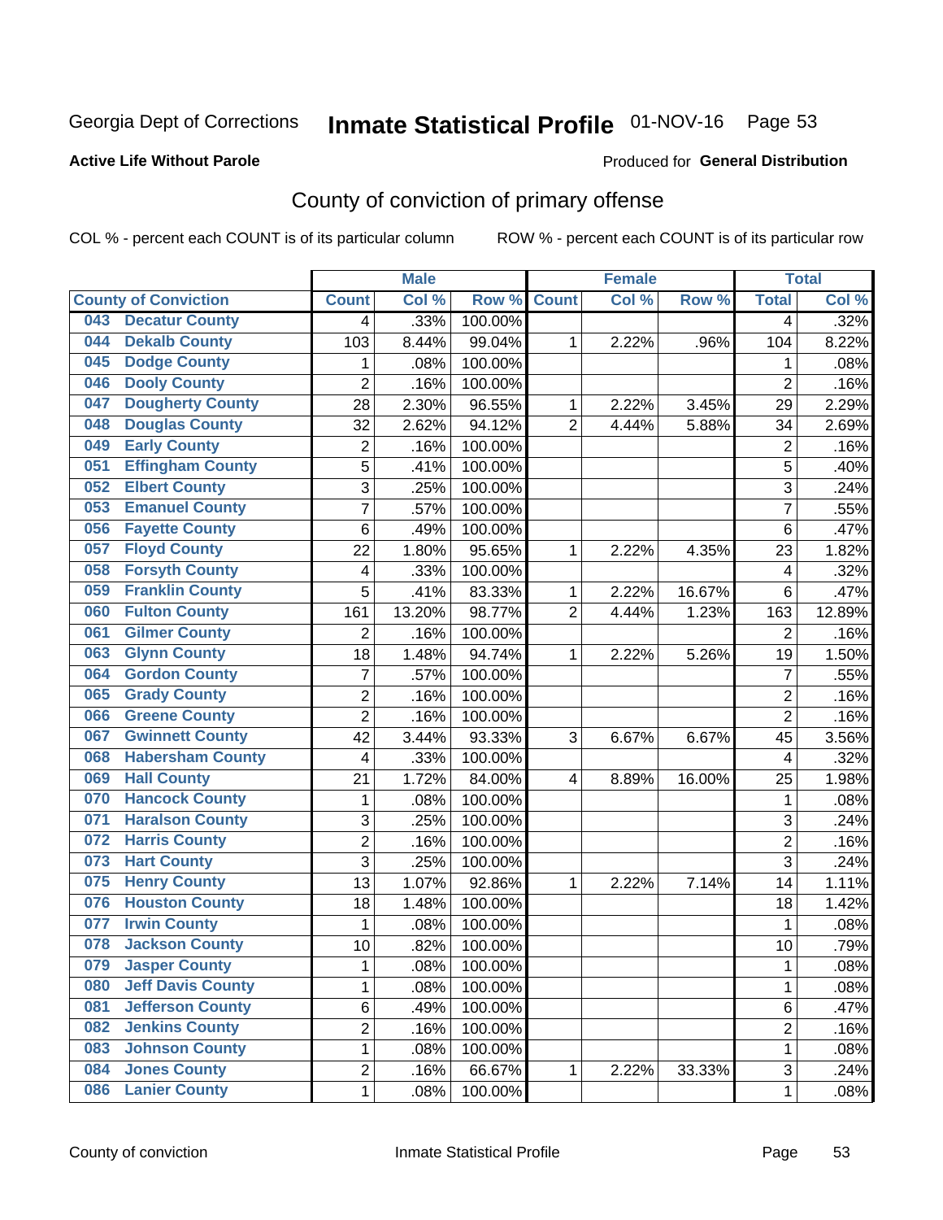Georgia Dept of Corrections **Inmate Statistical Profile** 01-NOV-16

**Active Life Without Parole**

Produced for **General Distribution**

## County of conviction of primary offense

COL % - percent each COUNT is of its particular column     ROW % - percent each COUNT is of its particular row

| | Male | | | Female | | | Total | |
|---|---|---|---|---|---|---|---|---|
| County of Conviction | Count | Col % | Row % | Count | Col % | Row % | Total | Col % |
| 043 Decatur County | 4 | .33% | 100.00% | | | | 4 | .32% |
| 044 Dekalb County | 103 | 8.44% | 99.04% | 1 | 2.22% | .96% | 104 | 8.22% |
| 045 Dodge County | 1 | .08% | 100.00% | | | | 1 | .08% |
| 046 Dooly County | 2 | .16% | 100.00% | | | | 2 | .16% |
| 047 Dougherty County | 28 | 2.30% | 96.55% | 1 | 2.22% | 3.45% | 29 | 2.29% |
| 048 Douglas County | 32 | 2.62% | 94.12% | 2 | 4.44% | 5.88% | 34 | 2.69% |
| 049 Early County | 2 | .16% | 100.00% | | | | 2 | .16% |
| 051 Effingham County | 5 | .41% | 100.00% | | | | 5 | .40% |
| 052 Elbert County | 3 | .25% | 100.00% | | | | 3 | .24% |
| 053 Emanuel County | 7 | .57% | 100.00% | | | | 7 | .55% |
| 056 Fayette County | 6 | .49% | 100.00% | | | | 6 | .47% |
| 057 Floyd County | 22 | 1.80% | 95.65% | 1 | 2.22% | 4.35% | 23 | 1.82% |
| 058 Forsyth County | 4 | .33% | 100.00% | | | | 4 | .32% |
| 059 Franklin County | 5 | .41% | 83.33% | 1 | 2.22% | 16.67% | 6 | .47% |
| 060 Fulton County | 161 | 13.20% | 98.77% | 2 | 4.44% | 1.23% | 163 | 12.89% |
| 061 Gilmer County | 2 | .16% | 100.00% | | | | 2 | .16% |
| 063 Glynn County | 18 | 1.48% | 94.74% | 1 | 2.22% | 5.26% | 19 | 1.50% |
| 064 Gordon County | 7 | .57% | 100.00% | | | | 7 | .55% |
| 065 Grady County | 2 | .16% | 100.00% | | | | 2 | .16% |
| 066 Greene County | 2 | .16% | 100.00% | | | | 2 | .16% |
| 067 Gwinnett County | 42 | 3.44% | 93.33% | 3 | 6.67% | 6.67% | 45 | 3.56% |
| 068 Habersham County | 4 | .33% | 100.00% | | | | 4 | .32% |
| 069 Hall County | 21 | 1.72% | 84.00% | 4 | 8.89% | 16.00% | 25 | 1.98% |
| 070 Hancock County | 1 | .08% | 100.00% | | | | 1 | .08% |
| 071 Haralson County | 3 | .25% | 100.00% | | | | 3 | .24% |
| 072 Harris County | 2 | .16% | 100.00% | | | | 2 | .16% |
| 073 Hart County | 3 | .25% | 100.00% | | | | 3 | .24% |
| 075 Henry County | 13 | 1.07% | 92.86% | 1 | 2.22% | 7.14% | 14 | 1.11% |
| 076 Houston County | 18 | 1.48% | 100.00% | | | | 18 | 1.42% |
| 077 Irwin County | 1 | .08% | 100.00% | | | | 1 | .08% |
| 078 Jackson County | 10 | .82% | 100.00% | | | | 10 | .79% |
| 079 Jasper County | 1 | .08% | 100.00% | | | | 1 | .08% |
| 080 Jeff Davis County | 1 | .08% | 100.00% | | | | 1 | .08% |
| 081 Jefferson County | 6 | .49% | 100.00% | | | | 6 | .47% |
| 082 Jenkins County | 2 | .16% | 100.00% | | | | 2 | .16% |
| 083 Johnson County | 1 | .08% | 100.00% | | | | 1 | .08% |
| 084 Jones County | 2 | .16% | 66.67% | 1 | 2.22% | 33.33% | 3 | .24% |
| 086 Lanier County | 1 | .08% | 100.00% | | | | 1 | .08% |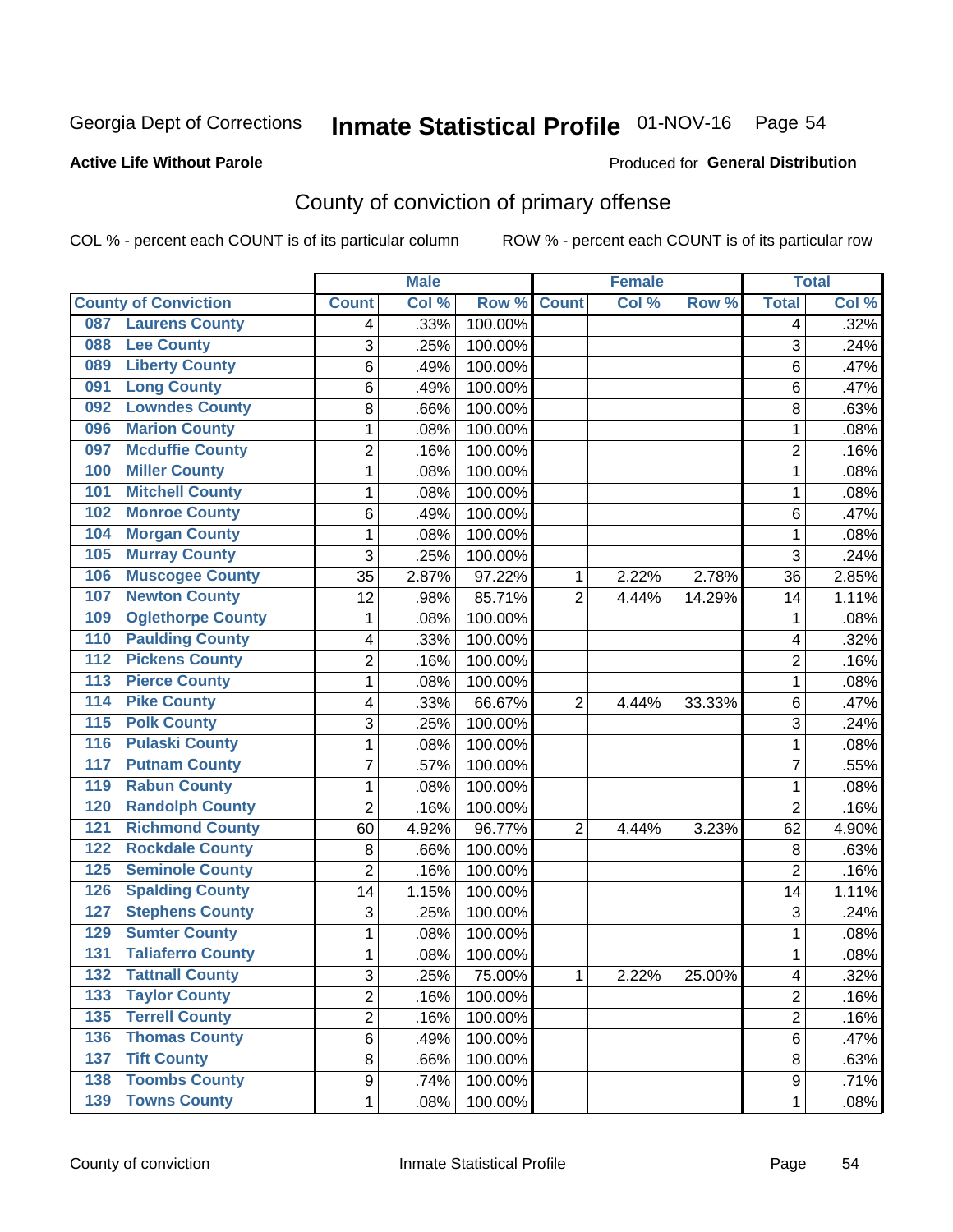Georgia Dept of Corrections **Inmate Statistical Profile** 01-NOV-16 Page 54

**Active Life Without Parole**

Produced for **General Distribution**

## County of conviction of primary offense

COL % - percent each COUNT is of its particular column ROW % - percent each COUNT is of its particular row

| County of Conviction | Male | | | Female | | | Total | |
|---|---|---|---|---|---|---|---|---|
| | Count | Col % | Row % | Count | Col % | Row % | Total | Col % |
| 087 Laurens County | 4 | .33% | 100.00% | | | | 4 | .32% |
| 088 Lee County | 3 | .25% | 100.00% | | | | 3 | .24% |
| 089 Liberty County | 6 | .49% | 100.00% | | | | 6 | .47% |
| 091 Long County | 6 | .49% | 100.00% | | | | 6 | .47% |
| 092 Lowndes County | 8 | .66% | 100.00% | | | | 8 | .63% |
| 096 Marion County | 1 | .08% | 100.00% | | | | 1 | .08% |
| 097 Mcduffie County | 2 | .16% | 100.00% | | | | 2 | .16% |
| 100 Miller County | 1 | .08% | 100.00% | | | | 1 | .08% |
| 101 Mitchell County | 1 | .08% | 100.00% | | | | 1 | .08% |
| 102 Monroe County | 6 | .49% | 100.00% | | | | 6 | .47% |
| 104 Morgan County | 1 | .08% | 100.00% | | | | 1 | .08% |
| 105 Murray County | 3 | .25% | 100.00% | | | | 3 | .24% |
| 106 Muscogee County | 35 | 2.87% | 97.22% | 1 | 2.22% | 2.78% | 36 | 2.85% |
| 107 Newton County | 12 | .98% | 85.71% | 2 | 4.44% | 14.29% | 14 | 1.11% |
| 109 Oglethorpe County | 1 | .08% | 100.00% | | | | 1 | .08% |
| 110 Paulding County | 4 | .33% | 100.00% | | | | 4 | .32% |
| 112 Pickens County | 2 | .16% | 100.00% | | | | 2 | .16% |
| 113 Pierce County | 1 | .08% | 100.00% | | | | 1 | .08% |
| 114 Pike County | 4 | .33% | 66.67% | 2 | 4.44% | 33.33% | 6 | .47% |
| 115 Polk County | 3 | .25% | 100.00% | | | | 3 | .24% |
| 116 Pulaski County | 1 | .08% | 100.00% | | | | 1 | .08% |
| 117 Putnam County | 7 | .57% | 100.00% | | | | 7 | .55% |
| 119 Rabun County | 1 | .08% | 100.00% | | | | 1 | .08% |
| 120 Randolph County | 2 | .16% | 100.00% | | | | 2 | .16% |
| 121 Richmond County | 60 | 4.92% | 96.77% | 2 | 4.44% | 3.23% | 62 | 4.90% |
| 122 Rockdale County | 8 | .66% | 100.00% | | | | 8 | .63% |
| 125 Seminole County | 2 | .16% | 100.00% | | | | 2 | .16% |
| 126 Spalding County | 14 | 1.15% | 100.00% | | | | 14 | 1.11% |
| 127 Stephens County | 3 | .25% | 100.00% | | | | 3 | .24% |
| 129 Sumter County | 1 | .08% | 100.00% | | | | 1 | .08% |
| 131 Taliaferro County | 1 | .08% | 100.00% | | | | 1 | .08% |
| 132 Tattnall County | 3 | .25% | 75.00% | 1 | 2.22% | 25.00% | 4 | .32% |
| 133 Taylor County | 2 | .16% | 100.00% | | | | 2 | .16% |
| 135 Terrell County | 2 | .16% | 100.00% | | | | 2 | .16% |
| 136 Thomas County | 6 | .49% | 100.00% | | | | 6 | .47% |
| 137 Tift County | 8 | .66% | 100.00% | | | | 8 | .63% |
| 138 Toombs County | 9 | .74% | 100.00% | | | | 9 | .71% |
| 139 Towns County | 1 | .08% | 100.00% | | | | 1 | .08% |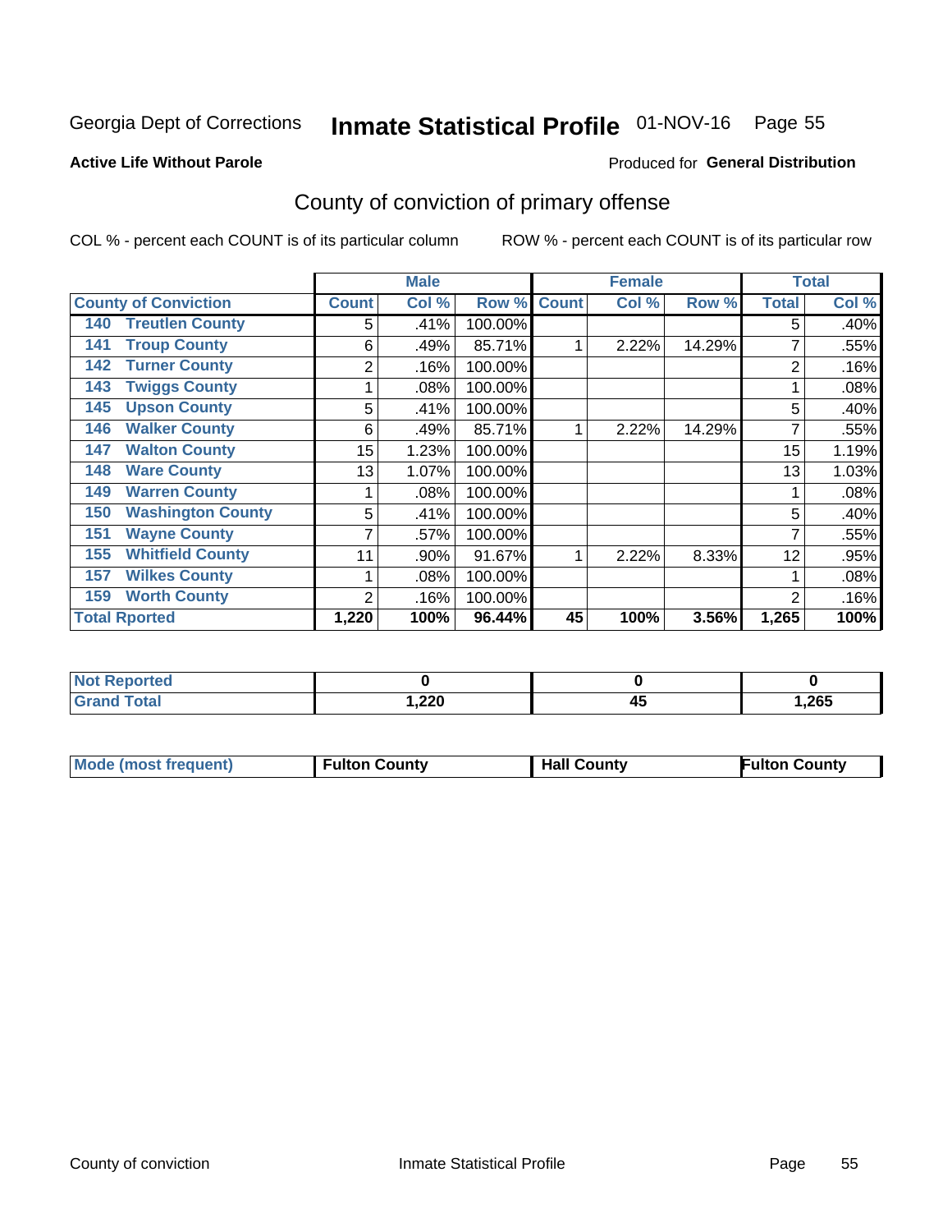Georgia Dept of Corrections **Inmate Statistical Profile** 01-NOV-16 Page 55

**Active Life Without Parole**

Produced for **General Distribution**

## County of conviction of primary offense

COL % - percent each COUNT is of its particular column ROW % - percent each COUNT is of its particular row

| | Male | | | Female | | | Total | |
|---|---|---|---|---|---|---|---|---|
| **County of Conviction** | **Count** | **Col %** | **Row %** | **Count** | **Col %** | **Row %** | **Total** | **Col %** |
| **140 Treutlen County** | 5 | .41% | 100.00% | | | | 5 | .40% |
| **141 Troup County** | 6 | .49% | 85.71% | 1 | 2.22% | 14.29% | 7 | .55% |
| **142 Turner County** | 2 | .16% | 100.00% | | | | 2 | .16% |
| **143 Twiggs County** | 1 | .08% | 100.00% | | | | 1 | .08% |
| **145 Upson County** | 5 | .41% | 100.00% | | | | 5 | .40% |
| **146 Walker County** | 6 | .49% | 85.71% | 1 | 2.22% | 14.29% | 7 | .55% |
| **147 Walton County** | 15 | 1.23% | 100.00% | | | | 15 | 1.19% |
| **148 Ware County** | 13 | 1.07% | 100.00% | | | | 13 | 1.03% |
| **149 Warren County** | 1 | .08% | 100.00% | | | | 1 | .08% |
| **150 Washington County** | 5 | .41% | 100.00% | | | | 5 | .40% |
| **151 Wayne County** | 7 | .57% | 100.00% | | | | 7 | .55% |
| **155 Whitfield County** | 11 | .90% | 91.67% | 1 | 2.22% | 8.33% | 12 | .95% |
| **157 Wilkes County** | 1 | .08% | 100.00% | | | | 1 | .08% |
| **159 Worth County** | 2 | .16% | 100.00% | | | | 2 | .16% |
| **Total Rported** | **1,220** | **100%** | **96.44%** | **45** | **100%** | **3.56%** | **1,265** | **100%** |

| | Male | Female | Total |
|---|---|---|---|
| **Not Reported** | **0** | **0** | **0** |
| **Grand Total** | **1,220** | **45** | **1,265** |

| | Male | Female | Total |
|---|---|---|---|
| **Mode (most frequent)** | **Fulton County** | **Hall County** | **Fulton County** |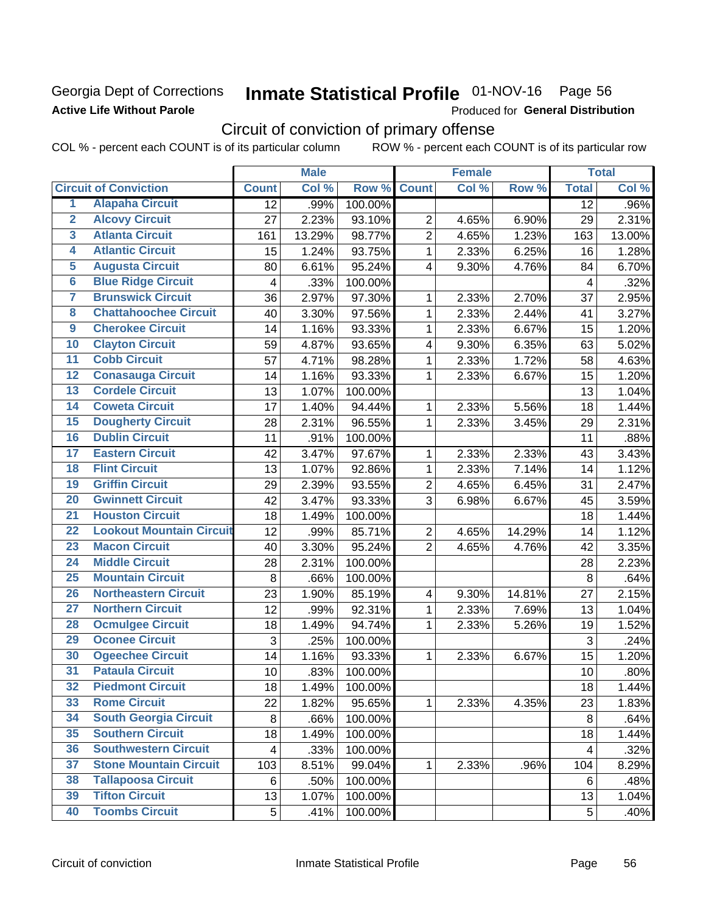Georgia Dept of Corrections
**Active Life Without Parole**

# Inmate Statistical Profile 01-NOV-16 Page 56

Produced for **General Distribution**

## Circuit of conviction of primary offense

COL % - percent each COUNT is of its particular column ROW % - percent each COUNT is of its particular row

| | Circuit of Conviction | Male | | | Female | | | Total | |
|---|---|---|---|---|---|---|---|---|---|
| | | Count | Col % | Row % | Count | Col % | Row % | Total | Col % |
| 1 | Alapaha Circuit | 12 | .99% | 100.00% | | | | 12 | .96% |
| 2 | Alcovy Circuit | 27 | 2.23% | 93.10% | 2 | 4.65% | 6.90% | 29 | 2.31% |
| 3 | Atlanta Circuit | 161 | 13.29% | 98.77% | 2 | 4.65% | 1.23% | 163 | 13.00% |
| 4 | Atlantic Circuit | 15 | 1.24% | 93.75% | 1 | 2.33% | 6.25% | 16 | 1.28% |
| 5 | Augusta Circuit | 80 | 6.61% | 95.24% | 4 | 9.30% | 4.76% | 84 | 6.70% |
| 6 | Blue Ridge Circuit | 4 | .33% | 100.00% | | | | 4 | .32% |
| 7 | Brunswick Circuit | 36 | 2.97% | 97.30% | 1 | 2.33% | 2.70% | 37 | 2.95% |
| 8 | Chattahoochee Circuit | 40 | 3.30% | 97.56% | 1 | 2.33% | 2.44% | 41 | 3.27% |
| 9 | Cherokee Circuit | 14 | 1.16% | 93.33% | 1 | 2.33% | 6.67% | 15 | 1.20% |
| 10 | Clayton Circuit | 59 | 4.87% | 93.65% | 4 | 9.30% | 6.35% | 63 | 5.02% |
| 11 | Cobb Circuit | 57 | 4.71% | 98.28% | 1 | 2.33% | 1.72% | 58 | 4.63% |
| 12 | Conasauga Circuit | 14 | 1.16% | 93.33% | 1 | 2.33% | 6.67% | 15 | 1.20% |
| 13 | Cordele Circuit | 13 | 1.07% | 100.00% | | | | 13 | 1.04% |
| 14 | Coweta Circuit | 17 | 1.40% | 94.44% | 1 | 2.33% | 5.56% | 18 | 1.44% |
| 15 | Dougherty Circuit | 28 | 2.31% | 96.55% | 1 | 2.33% | 3.45% | 29 | 2.31% |
| 16 | Dublin Circuit | 11 | .91% | 100.00% | | | | 11 | .88% |
| 17 | Eastern Circuit | 42 | 3.47% | 97.67% | 1 | 2.33% | 2.33% | 43 | 3.43% |
| 18 | Flint Circuit | 13 | 1.07% | 92.86% | 1 | 2.33% | 7.14% | 14 | 1.12% |
| 19 | Griffin Circuit | 29 | 2.39% | 93.55% | 2 | 4.65% | 6.45% | 31 | 2.47% |
| 20 | Gwinnett Circuit | 42 | 3.47% | 93.33% | 3 | 6.98% | 6.67% | 45 | 3.59% |
| 21 | Houston Circuit | 18 | 1.49% | 100.00% | | | | 18 | 1.44% |
| 22 | Lookout Mountain Circuit | 12 | .99% | 85.71% | 2 | 4.65% | 14.29% | 14 | 1.12% |
| 23 | Macon Circuit | 40 | 3.30% | 95.24% | 2 | 4.65% | 4.76% | 42 | 3.35% |
| 24 | Middle Circuit | 28 | 2.31% | 100.00% | | | | 28 | 2.23% |
| 25 | Mountain Circuit | 8 | .66% | 100.00% | | | | 8 | .64% |
| 26 | Northeastern Circuit | 23 | 1.90% | 85.19% | 4 | 9.30% | 14.81% | 27 | 2.15% |
| 27 | Northern Circuit | 12 | .99% | 92.31% | 1 | 2.33% | 7.69% | 13 | 1.04% |
| 28 | Ocmulgee Circuit | 18 | 1.49% | 94.74% | 1 | 2.33% | 5.26% | 19 | 1.52% |
| 29 | Oconee Circuit | 3 | .25% | 100.00% | | | | 3 | .24% |
| 30 | Ogeechee Circuit | 14 | 1.16% | 93.33% | 1 | 2.33% | 6.67% | 15 | 1.20% |
| 31 | Pataula Circuit | 10 | .83% | 100.00% | | | | 10 | .80% |
| 32 | Piedmont Circuit | 18 | 1.49% | 100.00% | | | | 18 | 1.44% |
| 33 | Rome Circuit | 22 | 1.82% | 95.65% | 1 | 2.33% | 4.35% | 23 | 1.83% |
| 34 | South Georgia Circuit | 8 | .66% | 100.00% | | | | 8 | .64% |
| 35 | Southern Circuit | 18 | 1.49% | 100.00% | | | | 18 | 1.44% |
| 36 | Southwestern Circuit | 4 | .33% | 100.00% | | | | 4 | .32% |
| 37 | Stone Mountain Circuit | 103 | 8.51% | 99.04% | 1 | 2.33% | .96% | 104 | 8.29% |
| 38 | Tallapoosa Circuit | 6 | .50% | 100.00% | | | | 6 | .48% |
| 39 | Tifton Circuit | 13 | 1.07% | 100.00% | | | | 13 | 1.04% |
| 40 | Toombs Circuit | 5 | .41% | 100.00% | | | | 5 | .40% |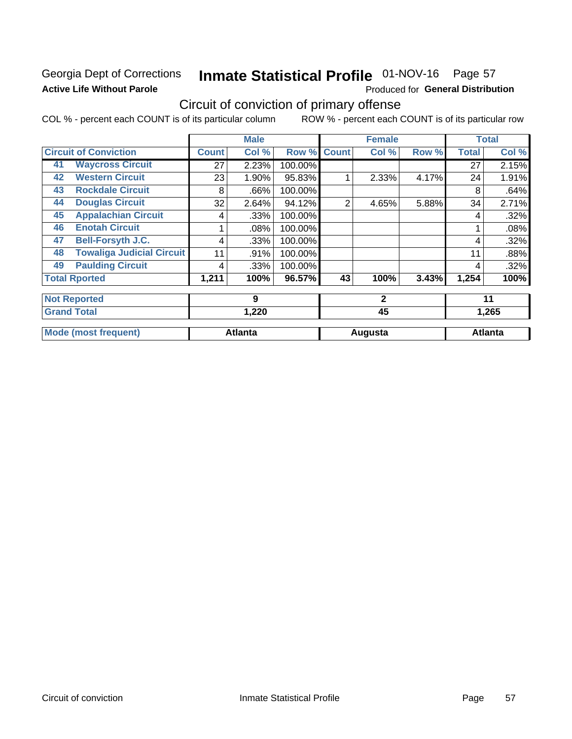Georgia Dept of Corrections
**Active Life Without Parole**

# Inmate Statistical Profile 01-NOV-16 Page 57

Produced for **General Distribution**

## Circuit of conviction of primary offense

COL % - percent each COUNT is of its particular column ROW % - percent each COUNT is of its particular row

| Circuit of Conviction | | Male | | | Female | | | Total | |
|---|---|---|---|---|---|---|---|---|---|
| | | Count | Col % | Row % | Count | Col % | Row % | Total | Col % |
| 41 | Waycross Circuit | 27 | 2.23% | 100.00% | | | | 27 | 2.15% |
| 42 | Western Circuit | 23 | 1.90% | 95.83% | 1 | 2.33% | 4.17% | 24 | 1.91% |
| 43 | Rockdale Circuit | 8 | .66% | 100.00% | | | | 8 | .64% |
| 44 | Douglas Circuit | 32 | 2.64% | 94.12% | 2 | 4.65% | 5.88% | 34 | 2.71% |
| 45 | Appalachian Circuit | 4 | .33% | 100.00% | | | | 4 | .32% |
| 46 | Enotah Circuit | 1 | .08% | 100.00% | | | | 1 | .08% |
| 47 | Bell-Forsyth J.C. | 4 | .33% | 100.00% | | | | 4 | .32% |
| 48 | Towaliga Judicial Circuit | 11 | .91% | 100.00% | | | | 11 | .88% |
| 49 | Paulding Circuit | 4 | .33% | 100.00% | | | | 4 | .32% |
| Total Rported | | 1,211 | 100% | 96.57% | 43 | 100% | 3.43% | 1,254 | 100% |
| Not Reported | | 9 | | | 2 | | | 11 | |
| Grand Total | | 1,220 | | | 45 | | | 1,265 | |
| Mode (most frequent) | | Atlanta | | | Augusta | | | Atlanta | |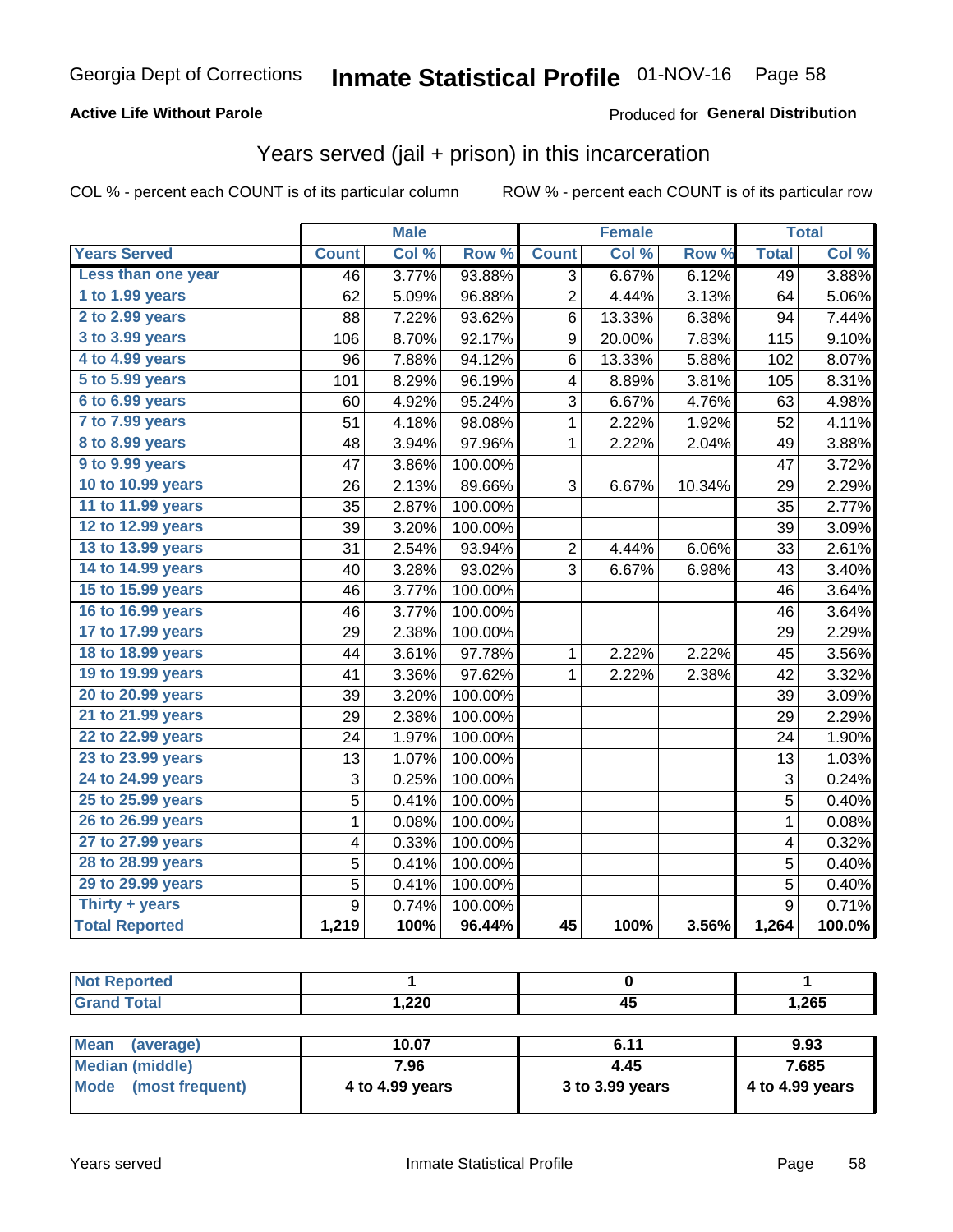Georgia Dept of Corrections **Inmate Statistical Profile** 01-NOV-16

**Active Life Without Parole**

Produced for **General Distribution**

## Years served (jail + prison) in this incarceration

COL % - percent each COUNT is of its particular column

ROW % - percent each COUNT is of its particular row

| | Male | | | Female | | | Total | |
|---|---|---|---|---|---|---|---|---|
| **Years Served** | **Count** | **Col %** | **Row %** | **Count** | **Col %** | **Row %** | **Total** | **Col %** |
| Less than one year | 46 | 3.77% | 93.88% | 3 | 6.67% | 6.12% | 49 | 3.88% |
| 1 to 1.99 years | 62 | 5.09% | 96.88% | 2 | 4.44% | 3.13% | 64 | 5.06% |
| 2 to 2.99 years | 88 | 7.22% | 93.62% | 6 | 13.33% | 6.38% | 94 | 7.44% |
| 3 to 3.99 years | 106 | 8.70% | 92.17% | 9 | 20.00% | 7.83% | 115 | 9.10% |
| 4 to 4.99 years | 96 | 7.88% | 94.12% | 6 | 13.33% | 5.88% | 102 | 8.07% |
| 5 to 5.99 years | 101 | 8.29% | 96.19% | 4 | 8.89% | 3.81% | 105 | 8.31% |
| 6 to 6.99 years | 60 | 4.92% | 95.24% | 3 | 6.67% | 4.76% | 63 | 4.98% |
| 7 to 7.99 years | 51 | 4.18% | 98.08% | 1 | 2.22% | 1.92% | 52 | 4.11% |
| 8 to 8.99 years | 48 | 3.94% | 97.96% | 1 | 2.22% | 2.04% | 49 | 3.88% |
| 9 to 9.99 years | 47 | 3.86% | 100.00% | | | | 47 | 3.72% |
| 10 to 10.99 years | 26 | 2.13% | 89.66% | 3 | 6.67% | 10.34% | 29 | 2.29% |
| 11 to 11.99 years | 35 | 2.87% | 100.00% | | | | 35 | 2.77% |
| 12 to 12.99 years | 39 | 3.20% | 100.00% | | | | 39 | 3.09% |
| 13 to 13.99 years | 31 | 2.54% | 93.94% | 2 | 4.44% | 6.06% | 33 | 2.61% |
| 14 to 14.99 years | 40 | 3.28% | 93.02% | 3 | 6.67% | 6.98% | 43 | 3.40% |
| 15 to 15.99 years | 46 | 3.77% | 100.00% | | | | 46 | 3.64% |
| 16 to 16.99 years | 46 | 3.77% | 100.00% | | | | 46 | 3.64% |
| 17 to 17.99 years | 29 | 2.38% | 100.00% | | | | 29 | 2.29% |
| 18 to 18.99 years | 44 | 3.61% | 97.78% | 1 | 2.22% | 2.22% | 45 | 3.56% |
| 19 to 19.99 years | 41 | 3.36% | 97.62% | 1 | 2.22% | 2.38% | 42 | 3.32% |
| 20 to 20.99 years | 39 | 3.20% | 100.00% | | | | 39 | 3.09% |
| 21 to 21.99 years | 29 | 2.38% | 100.00% | | | | 29 | 2.29% |
| 22 to 22.99 years | 24 | 1.97% | 100.00% | | | | 24 | 1.90% |
| 23 to 23.99 years | 13 | 1.07% | 100.00% | | | | 13 | 1.03% |
| 24 to 24.99 years | 3 | 0.25% | 100.00% | | | | 3 | 0.24% |
| 25 to 25.99 years | 5 | 0.41% | 100.00% | | | | 5 | 0.40% |
| 26 to 26.99 years | 1 | 0.08% | 100.00% | | | | 1 | 0.08% |
| 27 to 27.99 years | 4 | 0.33% | 100.00% | | | | 4 | 0.32% |
| 28 to 28.99 years | 5 | 0.41% | 100.00% | | | | 5 | 0.40% |
| 29 to 29.99 years | 5 | 0.41% | 100.00% | | | | 5 | 0.40% |
| Thirty + years | 9 | 0.74% | 100.00% | | | | 9 | 0.71% |
| **Total Reported** | **1,219** | **100%** | **96.44%** | **45** | **100%** | **3.56%** | **1,264** | **100.0%** |

| | Male | Female | Total |
|---|---|---|---|
| Not Reported | 1 | 0 | 1 |
| Grand Total | 1,220 | 45 | 1,265 |

| | Male | Female | Total |
|---|---|---|---|
| Mean (average) | 10.07 | 6.11 | 9.93 |
| Median (middle) | 7.96 | 4.45 | 7.685 |
| Mode (most frequent) | 4 to 4.99 years | 3 to 3.99 years | 4 to 4.99 years |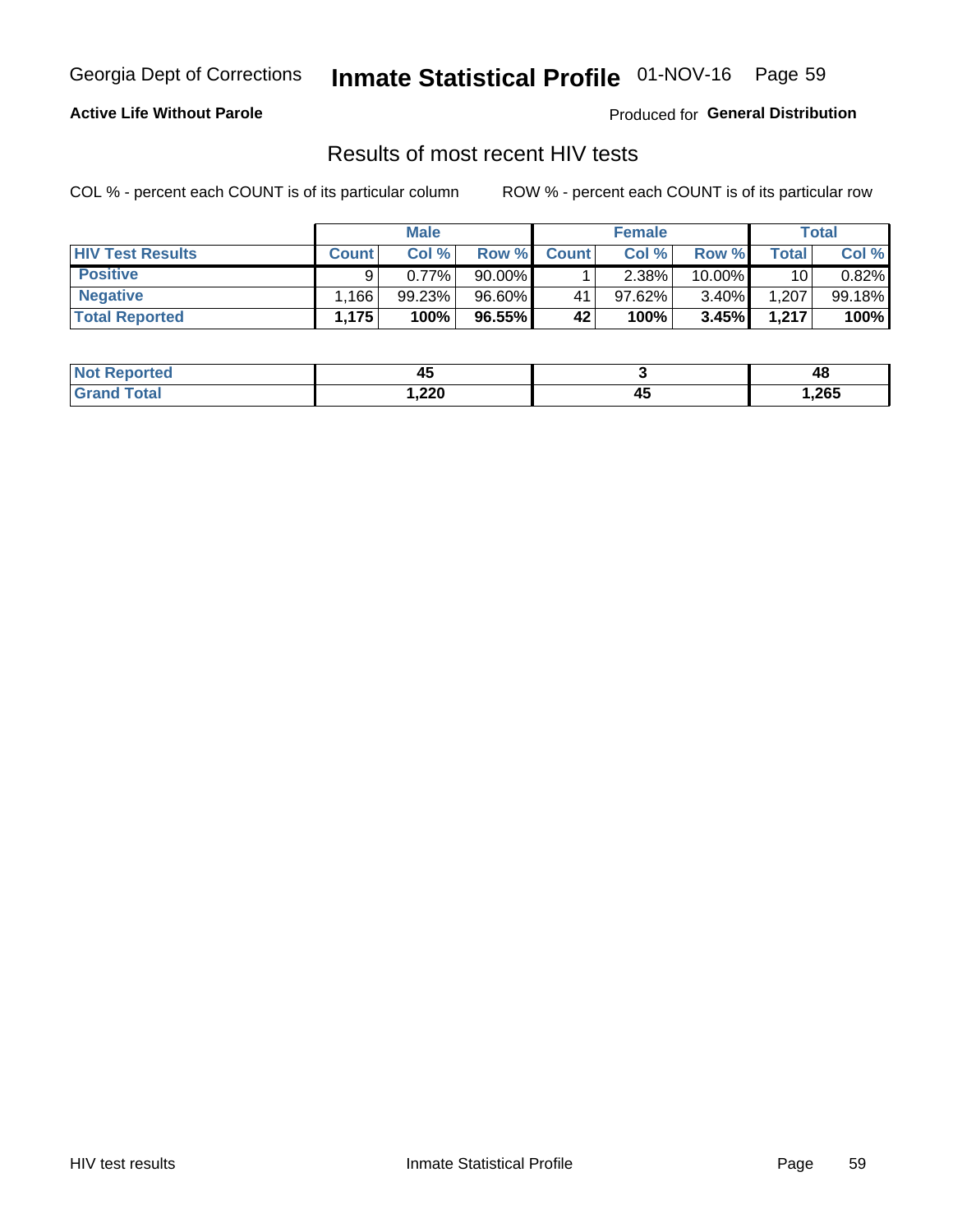Georgia Dept of Corrections **Inmate Statistical Profile** 01-NOV-16

**Active Life Without Parole**

Produced for **General Distribution**

## Results of most recent HIV tests

COL % - percent each COUNT is of its particular column

ROW % - percent each COUNT is of its particular row

| | Male | | | Female | | | Total | |
|---|---|---|---|---|---|---|---|---|
| **HIV Test Results** | **Count** | **Col %** | **Row %** | **Count** | **Col %** | **Row %** | **Total** | **Col %** |
| **Positive** | 9 | 0.77% | 90.00% | 1 | 2.38% | 10.00% | 10 | 0.82% |
| **Negative** | 1,166 | 99.23% | 96.60% | 41 | 97.62% | 3.40% | 1,207 | 99.18% |
| **Total Reported** | **1,175** | **100%** | **96.55%** | **42** | **100%** | **3.45%** | **1,217** | **100%** |

| | Male | Female | Total |
|---|---|---|---|
| **Not Reported** | **45** | **3** | **48** |
| **Grand Total** | **1,220** | **45** | **1,265** |

HIV test results Inmate Statistical Profile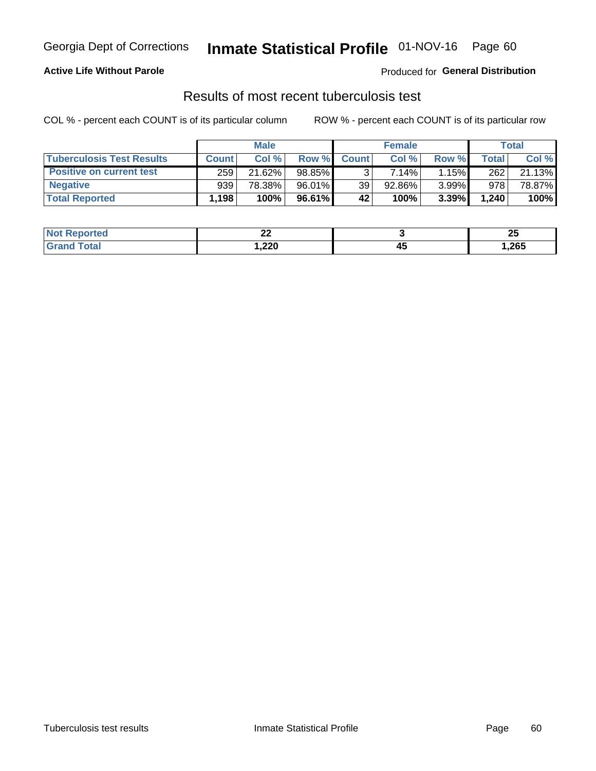**Active Life Without Parole**

Produced for **General Distribution**

## Results of most recent tuberculosis test

COL % - percent each COUNT is of its particular column

ROW % - percent each COUNT is of its particular row

| | Male | | | Female | | | Total | |
|---|---|---|---|---|---|---|---|---|
| **Tuberculosis Test Results** | **Count** | **Col %** | **Row %** | **Count** | **Col %** | **Row %** | **Total** | **Col %** |
| **Positive on current test** | 259 | 21.62% | 98.85% | 3 | 7.14% | 1.15% | 262 | 21.13% |
| **Negative** | 939 | 78.38% | 96.01% | 39 | 92.86% | 3.99% | 978 | 78.87% |
| **Total Reported** | **1,198** | **100%** | **96.61%** | **42** | **100%** | **3.39%** | **1,240** | **100%** |

| | Male | Female | Total |
|---|---|---|---|
| **Not Reported** | **22** | **3** | **25** |
| **Grand Total** | **1,220** | **45** | **1,265** |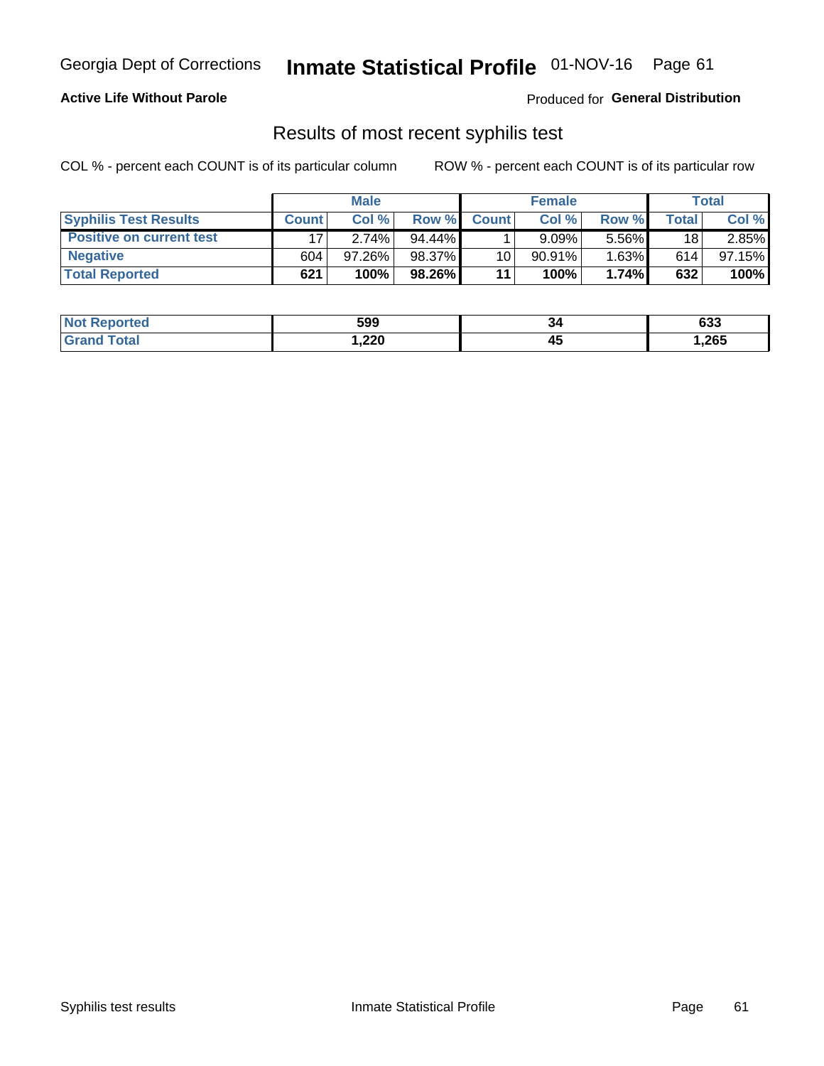Georgia Dept of Corrections **Inmate Statistical Profile** 01-NOV-16

**Active Life Without Parole**

Produced for **General Distribution**

## Results of most recent syphilis test

COL % - percent each COUNT is of its particular column

ROW % - percent each COUNT is of its particular row

| | Male | | | Female | | | Total | |
|---|---|---|---|---|---|---|---|---|
| **Syphilis Test Results** | **Count** | **Col %** | **Row %** | **Count** | **Col %** | **Row %** | **Total** | **Col %** |
| **Positive on current test** | 17 | 2.74% | 94.44% | 1 | 9.09% | 5.56% | 18 | 2.85% |
| **Negative** | 604 | 97.26% | 98.37% | 10 | 90.91% | 1.63% | 614 | 97.15% |
| **Total Reported** | **621** | **100%** | **98.26%** | **11** | **100%** | **1.74%** | **632** | **100%** |

| | Male | Female | Total |
|---|---|---|---|
| **Not Reported** | **599** | **34** | **633** |
| **Grand Total** | **1,220** | **45** | **1,265** |

Syphilis test results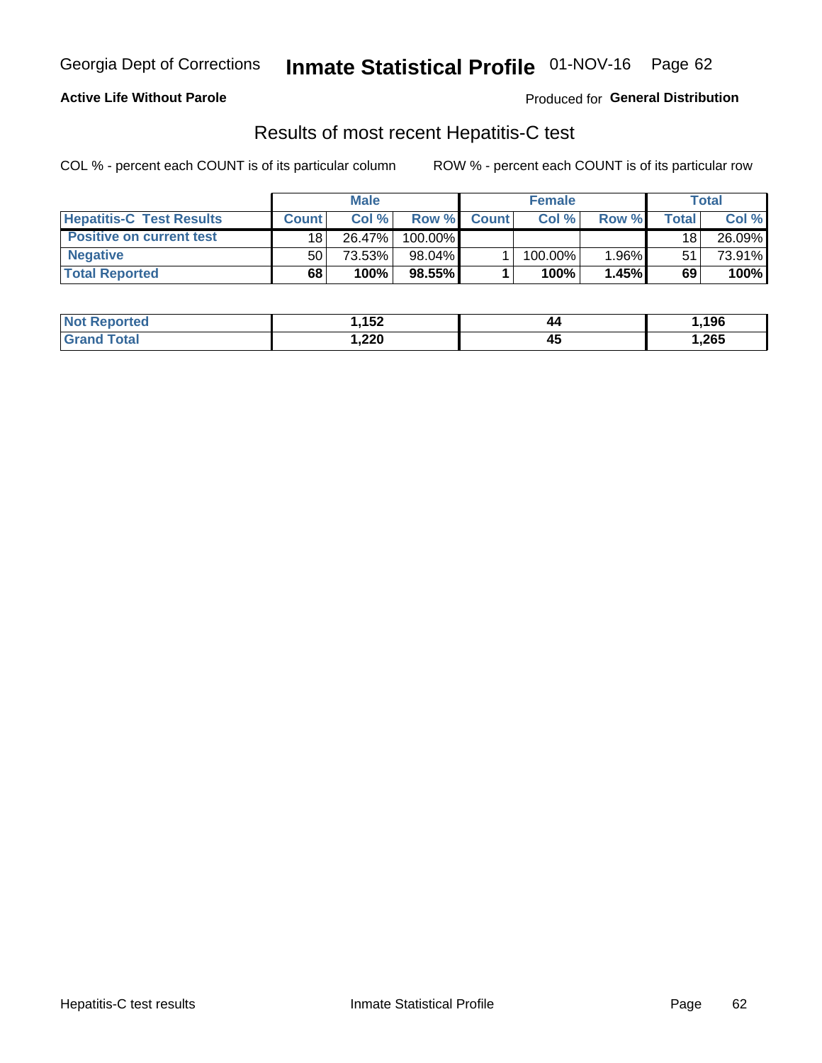Georgia Dept of Corrections **Inmate Statistical Profile** 01-NOV-16

**Active Life Without Parole**

Produced for **General Distribution**

## Results of most recent Hepatitis-C test

COL % - percent each COUNT is of its particular column

ROW % - percent each COUNT is of its particular row

| | Male | | | Female | | | Total | |
|---|---|---|---|---|---|---|---|---|
| **Hepatitis-C Test Results** | **Count** | **Col %** | **Row %** | **Count** | **Col %** | **Row %** | **Total** | **Col %** |
| **Positive on current test** | 18 | 26.47% | 100.00% | | | | 18 | 26.09% |
| **Negative** | 50 | 73.53% | 98.04% | 1 | 100.00% | 1.96% | 51 | 73.91% |
| **Total Reported** | **68** | **100%** | **98.55%** | **1** | **100%** | **1.45%** | **69** | **100%** |

| | Male | Female | Total |
|---|---|---|---|
| **Not Reported** | **1,152** | **44** | **1,196** |
| **Grand Total** | **1,220** | **45** | **1,265** |

Hepatitis-C test results